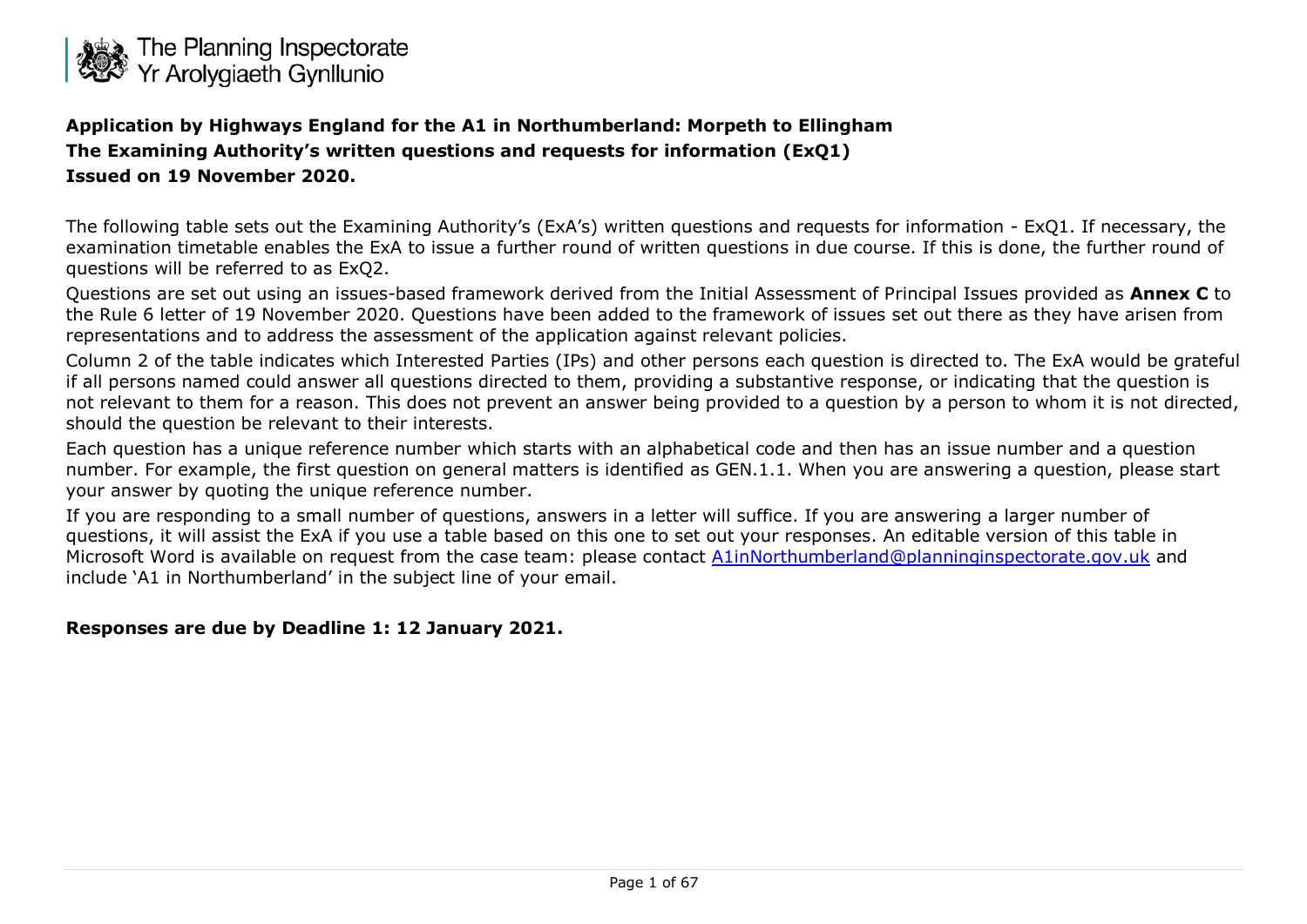The Planning Inspectorate
Yr Arolygiaeth Gynllunio

**Application by Highways England for the A1 in Northumberland: Morpeth to Ellingham**
**The Examining Authority's written questions and requests for information (ExQ1)**
**Issued on 19 November 2020.**

The following table sets out the Examining Authority's (ExA's) written questions and requests for information - ExQ1. If necessary, the examination timetable enables the ExA to issue a further round of written questions in due course. If this is done, the further round of questions will be referred to as ExQ2.

Questions are set out using an issues-based framework derived from the Initial Assessment of Principal Issues provided as **Annex C** to the Rule 6 letter of 19 November 2020. Questions have been added to the framework of issues set out there as they have arisen from representations and to address the assessment of the application against relevant policies.

Column 2 of the table indicates which Interested Parties (IPs) and other persons each question is directed to. The ExA would be grateful if all persons named could answer all questions directed to them, providing a substantive response, or indicating that the question is not relevant to them for a reason. This does not prevent an answer being provided to a question by a person to whom it is not directed, should the question be relevant to their interests.

Each question has a unique reference number which starts with an alphabetical code and then has an issue number and a question number. For example, the first question on general matters is identified as GEN.1.1. When you are answering a question, please start your answer by quoting the unique reference number.

If you are responding to a small number of questions, answers in a letter will suffice. If you are answering a larger number of questions, it will assist the ExA if you use a table based on this one to set out your responses. An editable version of this table in Microsoft Word is available on request from the case team: please contact [A1inNorthumberland@planninginspectorate.gov.uk](mailto:A1inNorthumberland@planninginspectorate.gov.uk) and include 'A1 in Northumberland' in the subject line of your email.

**Responses are due by Deadline 1: 12 January 2021.**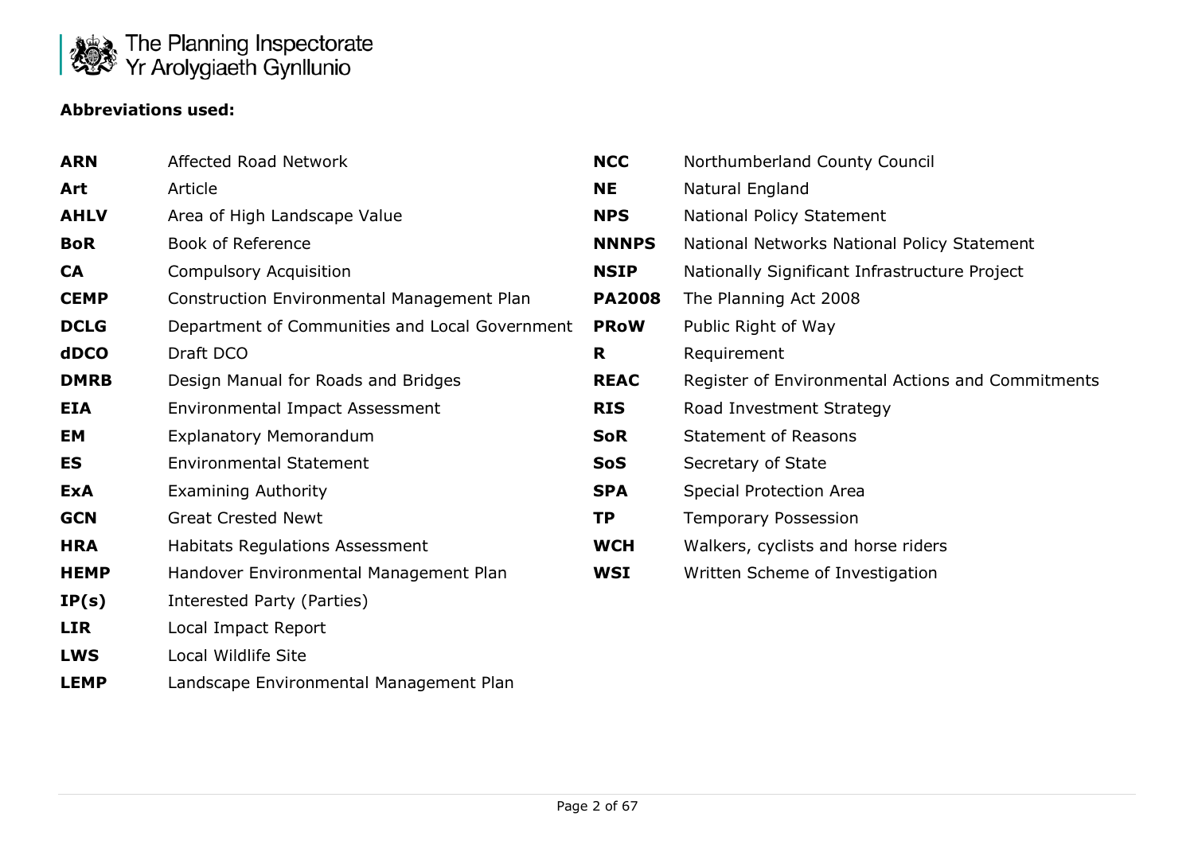**Abbreviations used:**

| | |
|---|---|
| **ARN** | Affected Road Network |
| **Art** | Article |
| **AHLV** | Area of High Landscape Value |
| **BoR** | Book of Reference |
| **CA** | Compulsory Acquisition |
| **CEMP** | Construction Environmental Management Plan |
| **DCLG** | Department of Communities and Local Government |
| **dDCO** | Draft DCO |
| **DMRB** | Design Manual for Roads and Bridges |
| **EIA** | Environmental Impact Assessment |
| **EM** | Explanatory Memorandum |
| **ES** | Environmental Statement |
| **ExA** | Examining Authority |
| **GCN** | Great Crested Newt |
| **HRA** | Habitats Regulations Assessment |
| **HEMP** | Handover Environmental Management Plan |
| **IP(s)** | Interested Party (Parties) |
| **LIR** | Local Impact Report |
| **LWS** | Local Wildlife Site |
| **LEMP** | Landscape Environmental Management Plan |
| **NCC** | Northumberland County Council |
| **NE** | Natural England |
| **NPS** | National Policy Statement |
| **NNNPS** | National Networks National Policy Statement |
| **NSIP** | Nationally Significant Infrastructure Project |
| **PA2008** | The Planning Act 2008 |
| **PRoW** | Public Right of Way |
| **R** | Requirement |
| **REAC** | Register of Environmental Actions and Commitments |
| **RIS** | Road Investment Strategy |
| **SoR** | Statement of Reasons |
| **SoS** | Secretary of State |
| **SPA** | Special Protection Area |
| **TP** | Temporary Possession |
| **WCH** | Walkers, cyclists and horse riders |
| **WSI** | Written Scheme of Investigation |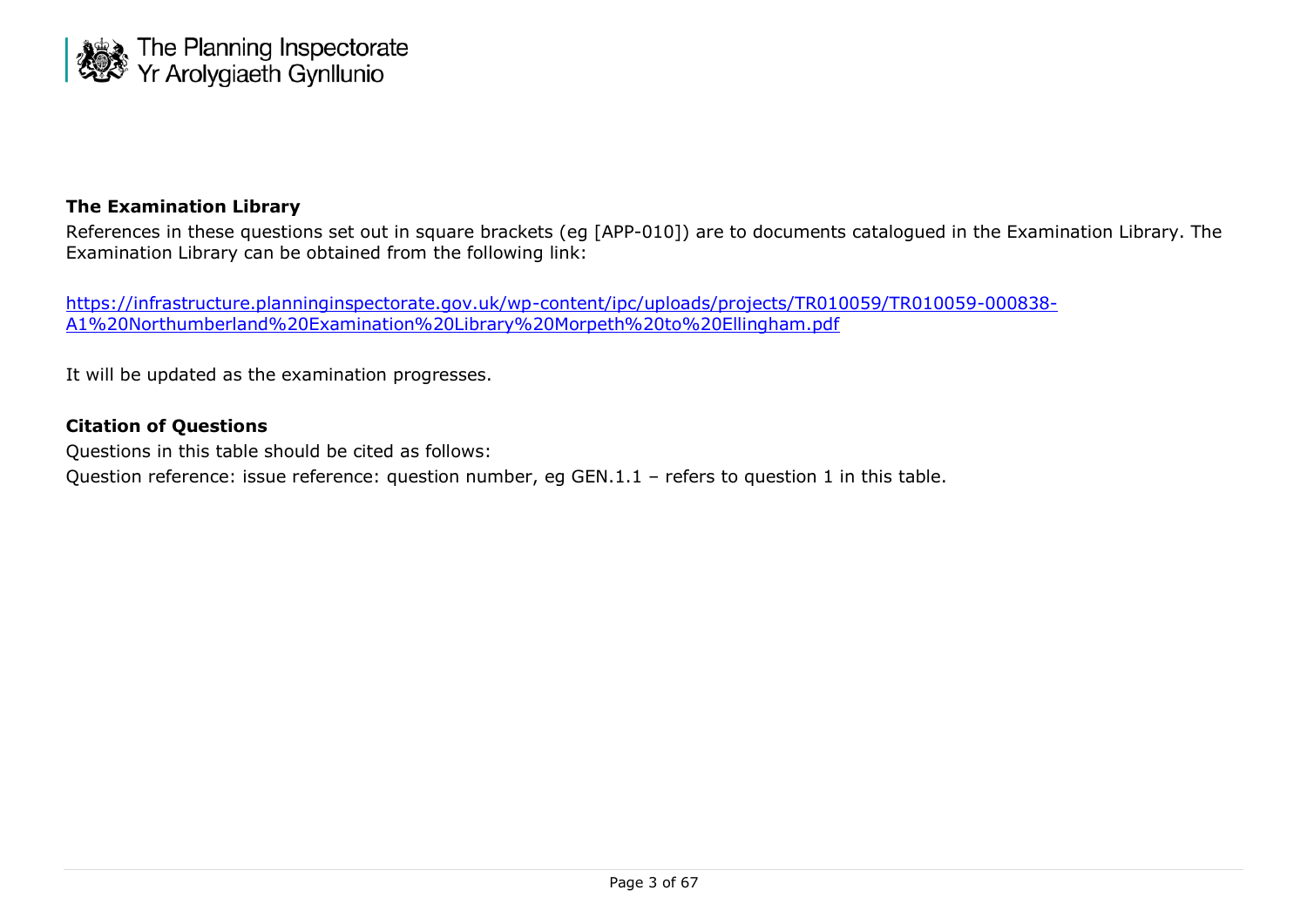**The Examination Library**

References in these questions set out in square brackets (eg [APP-010]) are to documents catalogued in the Examination Library. The Examination Library can be obtained from the following link:

https://infrastructure.planninginspectorate.gov.uk/wp-content/ipc/uploads/projects/TR010059/TR010059-000838-A1%20Northumberland%20Examination%20Library%20Morpeth%20to%20Ellingham.pdf

It will be updated as the examination progresses.

**Citation of Questions**

Questions in this table should be cited as follows:

Question reference: issue reference: question number, eg GEN.1.1 – refers to question 1 in this table.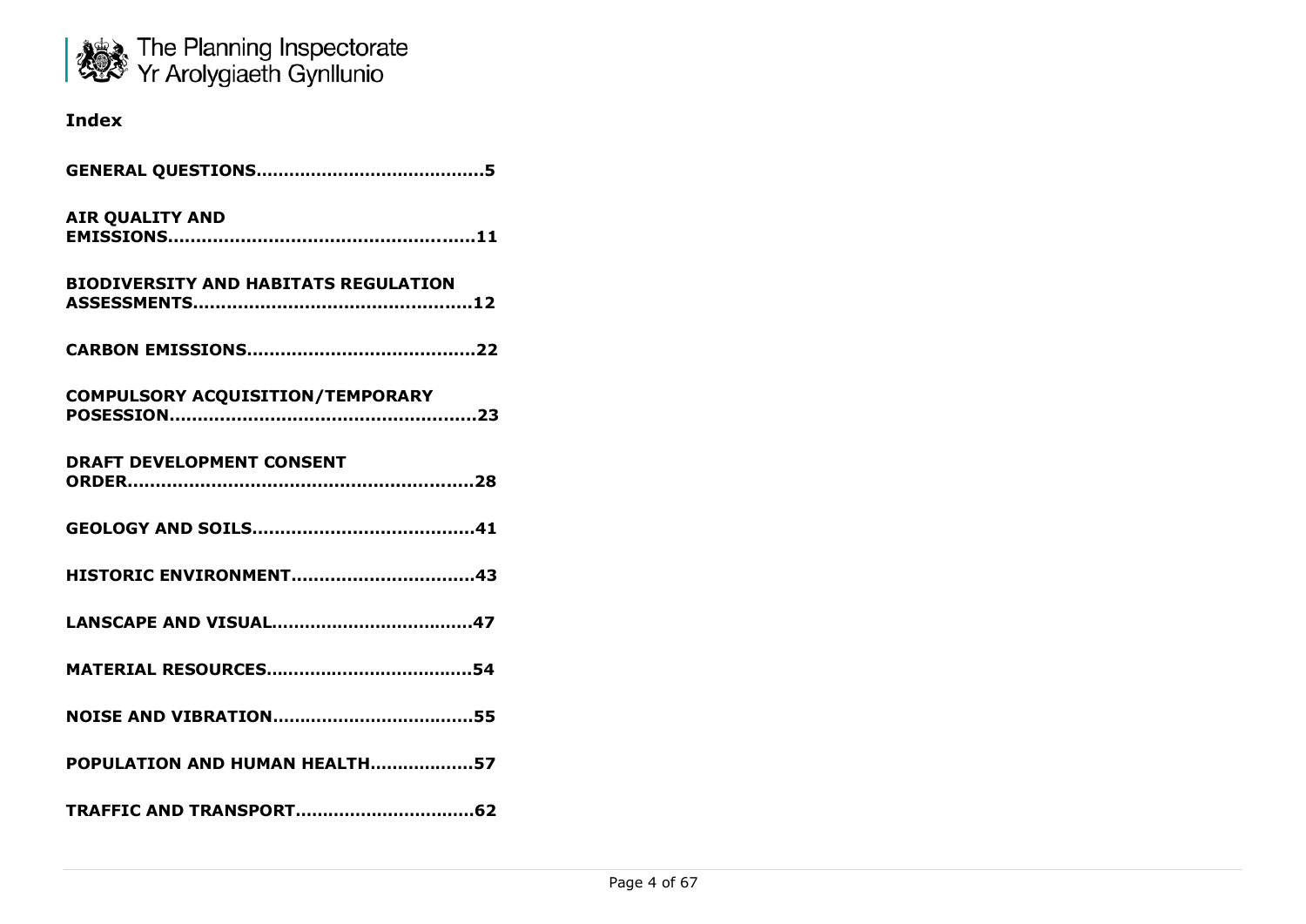## Index

**GENERAL QUESTIONS........................................5**

**AIR QUALITY AND EMISSIONS.....................................................11**

**BIODIVERSITY AND HABITATS REGULATION ASSESSMENTS................................................12**

**CARBON EMISSIONS........................................22**

**COMPULSORY ACQUISITION/TEMPORARY POSESSION.....................................................23**

**DRAFT DEVELOPMENT CONSENT ORDER............................................................28**

**GEOLOGY AND SOILS.......................................41**

**HISTORIC ENVIRONMENT................................43**

**LANSCAPE AND VISUAL....................................47**

**MATERIAL RESOURCES.....................................54**

**NOISE AND VIBRATION....................................55**

**POPULATION AND HUMAN HEALTH..................57**

**TRAFFIC AND TRANSPORT................................62**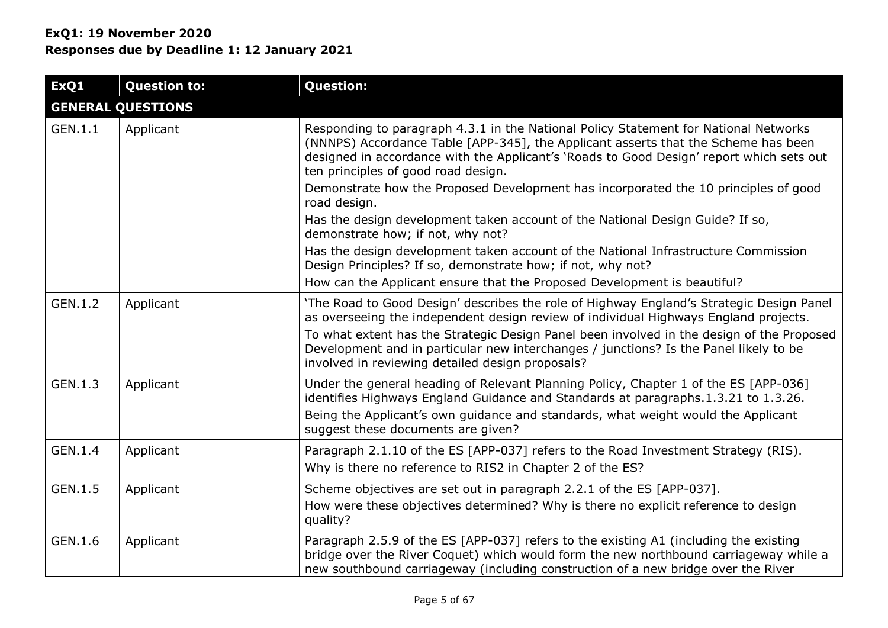**ExQ1: 19 November 2020**
**Responses due by Deadline 1: 12 January 2021**

| ExQ1 | Question to: | Question: |
|---|---|---|
| **GENERAL QUESTIONS** | | |
| GEN.1.1 | Applicant | Responding to paragraph 4.3.1 in the National Policy Statement for National Networks (NNNPS) Accordance Table [APP-345], the Applicant asserts that the Scheme has been designed in accordance with the Applicant's 'Roads to Good Design' report which sets out ten principles of good road design.<br>Demonstrate how the Proposed Development has incorporated the 10 principles of good road design.<br>Has the design development taken account of the National Design Guide? If so, demonstrate how; if not, why not?<br>Has the design development taken account of the National Infrastructure Commission Design Principles? If so, demonstrate how; if not, why not?<br>How can the Applicant ensure that the Proposed Development is beautiful? |
| GEN.1.2 | Applicant | 'The Road to Good Design' describes the role of Highway England's Strategic Design Panel as overseeing the independent design review of individual Highways England projects.<br>To what extent has the Strategic Design Panel been involved in the design of the Proposed Development and in particular new interchanges / junctions? Is the Panel likely to be involved in reviewing detailed design proposals? |
| GEN.1.3 | Applicant | Under the general heading of Relevant Planning Policy, Chapter 1 of the ES [APP-036] identifies Highways England Guidance and Standards at paragraphs.1.3.21 to 1.3.26.<br>Being the Applicant's own guidance and standards, what weight would the Applicant suggest these documents are given? |
| GEN.1.4 | Applicant | Paragraph 2.1.10 of the ES [APP-037] refers to the Road Investment Strategy (RIS).<br>Why is there no reference to RIS2 in Chapter 2 of the ES? |
| GEN.1.5 | Applicant | Scheme objectives are set out in paragraph 2.2.1 of the ES [APP-037].<br>How were these objectives determined? Why is there no explicit reference to design quality? |
| GEN.1.6 | Applicant | Paragraph 2.5.9 of the ES [APP-037] refers to the existing A1 (including the existing bridge over the River Coquet) which would form the new northbound carriageway while a new southbound carriageway (including construction of a new bridge over the River |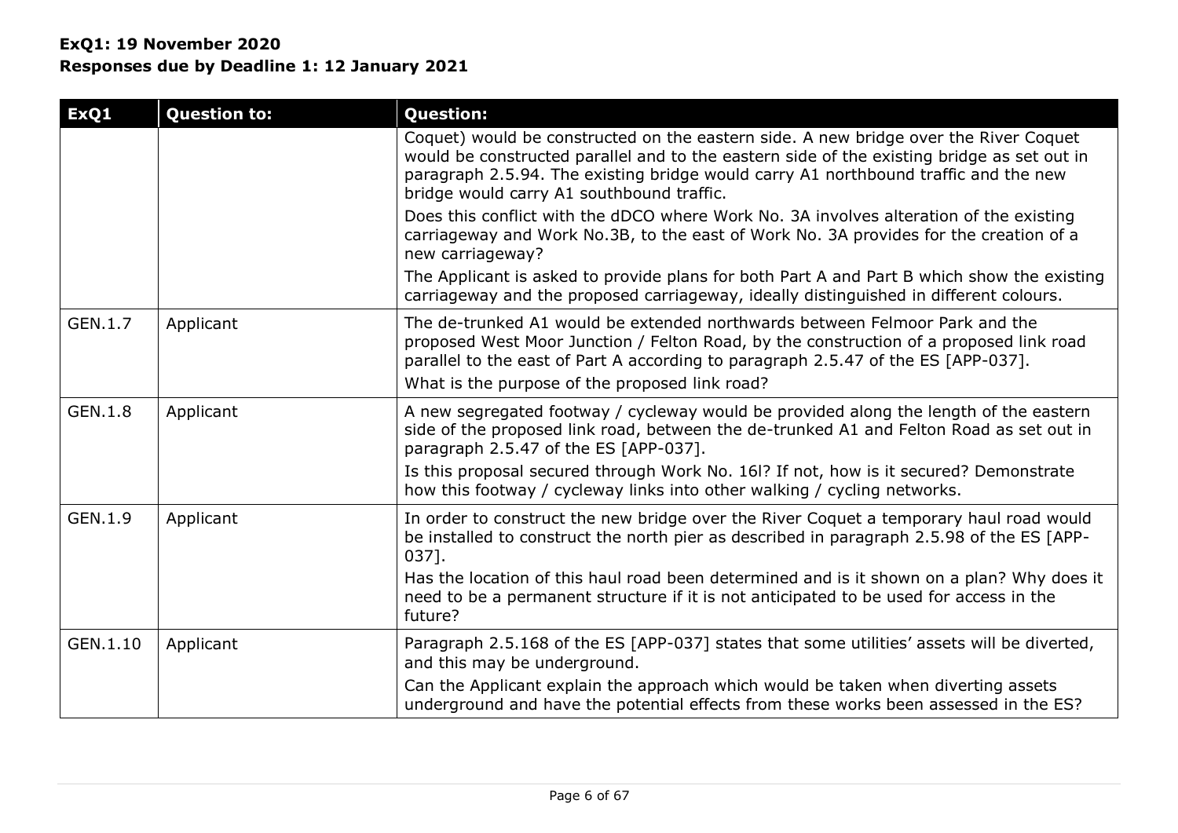**ExQ1: 19 November 2020**
**Responses due by Deadline 1: 12 January 2021**

| ExQ1 | Question to: | Question: |
|---|---|---|
| | | Coquet) would be constructed on the eastern side. A new bridge over the River Coquet would be constructed parallel and to the eastern side of the existing bridge as set out in paragraph 2.5.94. The existing bridge would carry A1 northbound traffic and the new bridge would carry A1 southbound traffic.<br>Does this conflict with the dDCO where Work No. 3A involves alteration of the existing carriageway and Work No.3B, to the east of Work No. 3A provides for the creation of a new carriageway?<br>The Applicant is asked to provide plans for both Part A and Part B which show the existing carriageway and the proposed carriageway, ideally distinguished in different colours. |
| GEN.1.7 | Applicant | The de-trunked A1 would be extended northwards between Felmoor Park and the proposed West Moor Junction / Felton Road, by the construction of a proposed link road parallel to the east of Part A according to paragraph 2.5.47 of the ES [APP-037].<br>What is the purpose of the proposed link road? |
| GEN.1.8 | Applicant | A new segregated footway / cycleway would be provided along the length of the eastern side of the proposed link road, between the de-trunked A1 and Felton Road as set out in paragraph 2.5.47 of the ES [APP-037].<br>Is this proposal secured through Work No. 16l? If not, how is it secured? Demonstrate how this footway / cycleway links into other walking / cycling networks. |
| GEN.1.9 | Applicant | In order to construct the new bridge over the River Coquet a temporary haul road would be installed to construct the north pier as described in paragraph 2.5.98 of the ES [APP-037].<br>Has the location of this haul road been determined and is it shown on a plan? Why does it need to be a permanent structure if it is not anticipated to be used for access in the future? |
| GEN.1.10 | Applicant | Paragraph 2.5.168 of the ES [APP-037] states that some utilities' assets will be diverted, and this may be underground.<br>Can the Applicant explain the approach which would be taken when diverting assets underground and have the potential effects from these works been assessed in the ES? |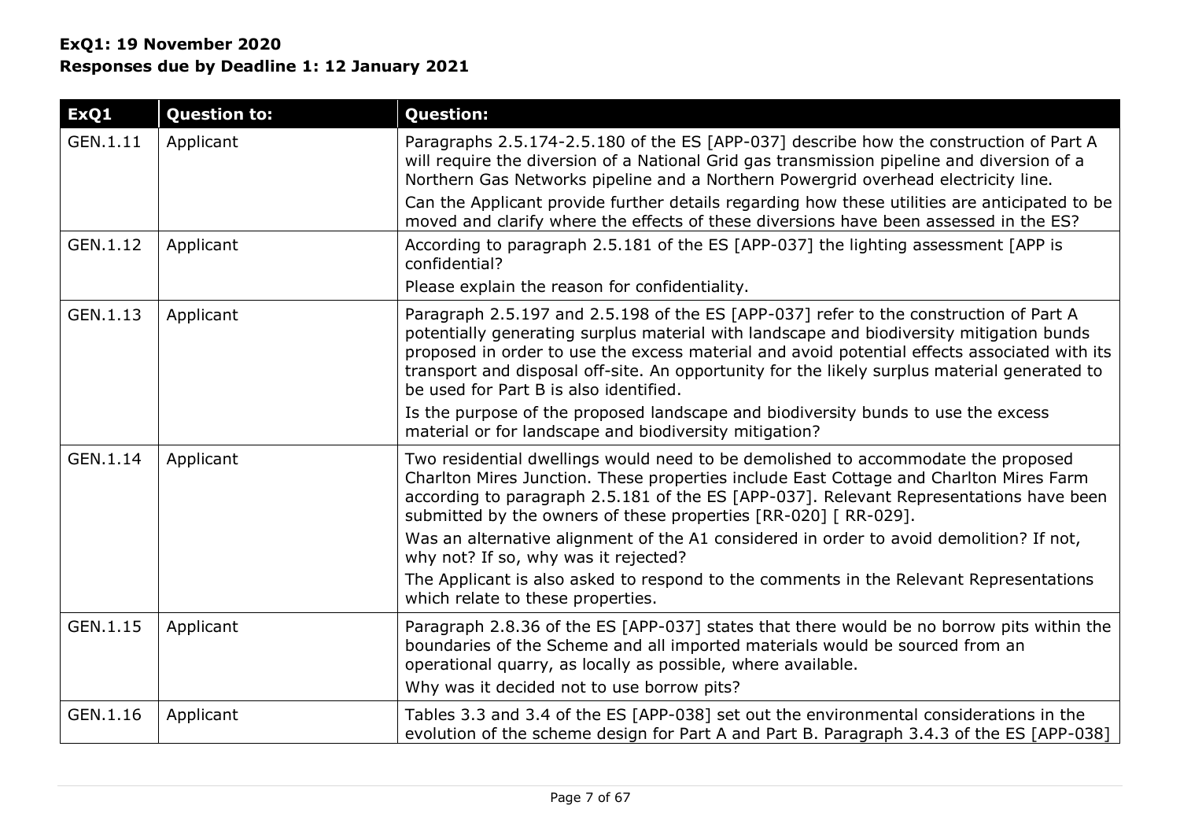**ExQ1: 19 November 2020**
**Responses due by Deadline 1: 12 January 2021**

| ExQ1 | Question to: | Question: |
|---|---|---|
| GEN.1.11 | Applicant | Paragraphs 2.5.174-2.5.180 of the ES [APP-037] describe how the construction of Part A will require the diversion of a National Grid gas transmission pipeline and diversion of a Northern Gas Networks pipeline and a Northern Powergrid overhead electricity line.<br>Can the Applicant provide further details regarding how these utilities are anticipated to be moved and clarify where the effects of these diversions have been assessed in the ES? |
| GEN.1.12 | Applicant | According to paragraph 2.5.181 of the ES [APP-037] the lighting assessment [APP is confidential?<br>Please explain the reason for confidentiality. |
| GEN.1.13 | Applicant | Paragraph 2.5.197 and 2.5.198 of the ES [APP-037] refer to the construction of Part A potentially generating surplus material with landscape and biodiversity mitigation bunds proposed in order to use the excess material and avoid potential effects associated with its transport and disposal off-site. An opportunity for the likely surplus material generated to be used for Part B is also identified.<br>Is the purpose of the proposed landscape and biodiversity bunds to use the excess material or for landscape and biodiversity mitigation? |
| GEN.1.14 | Applicant | Two residential dwellings would need to be demolished to accommodate the proposed Charlton Mires Junction. These properties include East Cottage and Charlton Mires Farm according to paragraph 2.5.181 of the ES [APP-037]. Relevant Representations have been submitted by the owners of these properties [RR-020] [ RR-029].<br>Was an alternative alignment of the A1 considered in order to avoid demolition? If not, why not? If so, why was it rejected?<br>The Applicant is also asked to respond to the comments in the Relevant Representations which relate to these properties. |
| GEN.1.15 | Applicant | Paragraph 2.8.36 of the ES [APP-037] states that there would be no borrow pits within the boundaries of the Scheme and all imported materials would be sourced from an operational quarry, as locally as possible, where available.<br>Why was it decided not to use borrow pits? |
| GEN.1.16 | Applicant | Tables 3.3 and 3.4 of the ES [APP-038] set out the environmental considerations in the evolution of the scheme design for Part A and Part B. Paragraph 3.4.3 of the ES [APP-038] |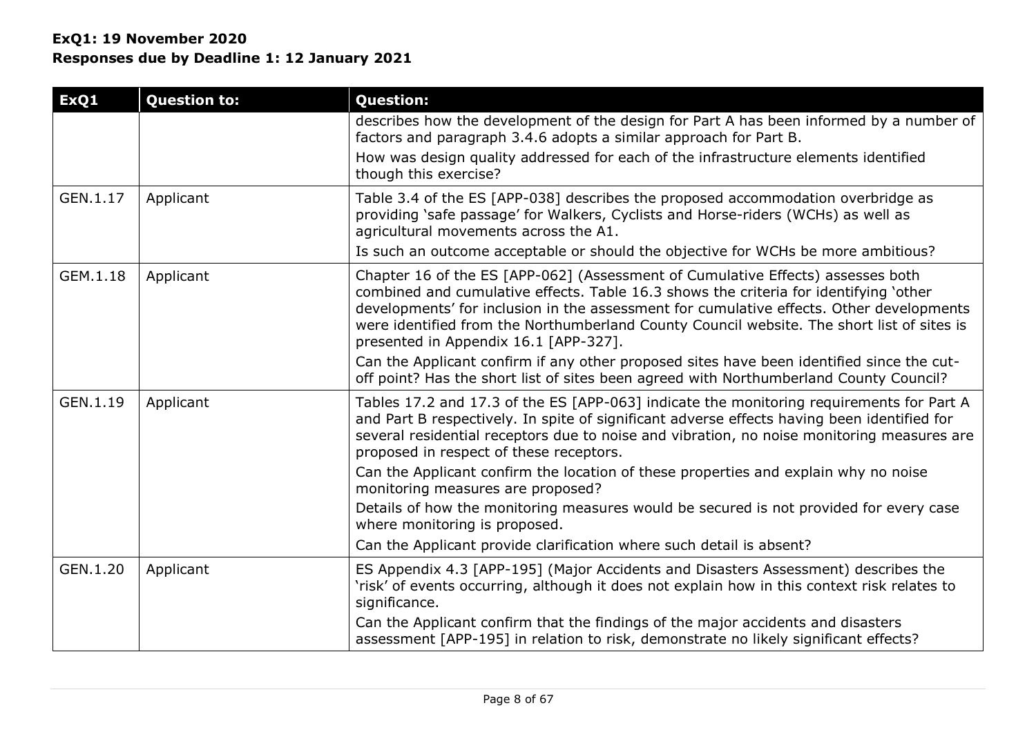**ExQ1: 19 November 2020**
**Responses due by Deadline 1: 12 January 2021**

| ExQ1 | Question to: | Question: |
|---|---|---|
| | | describes how the development of the design for Part A has been informed by a number of factors and paragraph 3.4.6 adopts a similar approach for Part B.<br>How was design quality addressed for each of the infrastructure elements identified though this exercise? |
| GEN.1.17 | Applicant | Table 3.4 of the ES [APP-038] describes the proposed accommodation overbridge as providing 'safe passage' for Walkers, Cyclists and Horse-riders (WCHs) as well as agricultural movements across the A1.<br>Is such an outcome acceptable or should the objective for WCHs be more ambitious? |
| GEM.1.18 | Applicant | Chapter 16 of the ES [APP-062] (Assessment of Cumulative Effects) assesses both combined and cumulative effects. Table 16.3 shows the criteria for identifying 'other developments' for inclusion in the assessment for cumulative effects. Other developments were identified from the Northumberland County Council website. The short list of sites is presented in Appendix 16.1 [APP-327].<br>Can the Applicant confirm if any other proposed sites have been identified since the cut-off point? Has the short list of sites been agreed with Northumberland County Council? |
| GEN.1.19 | Applicant | Tables 17.2 and 17.3 of the ES [APP-063] indicate the monitoring requirements for Part A and Part B respectively. In spite of significant adverse effects having been identified for several residential receptors due to noise and vibration, no noise monitoring measures are proposed in respect of these receptors.<br>Can the Applicant confirm the location of these properties and explain why no noise monitoring measures are proposed?<br>Details of how the monitoring measures would be secured is not provided for every case where monitoring is proposed.<br>Can the Applicant provide clarification where such detail is absent? |
| GEN.1.20 | Applicant | ES Appendix 4.3 [APP-195] (Major Accidents and Disasters Assessment) describes the 'risk' of events occurring, although it does not explain how in this context risk relates to significance.<br>Can the Applicant confirm that the findings of the major accidents and disasters assessment [APP-195] in relation to risk, demonstrate no likely significant effects? |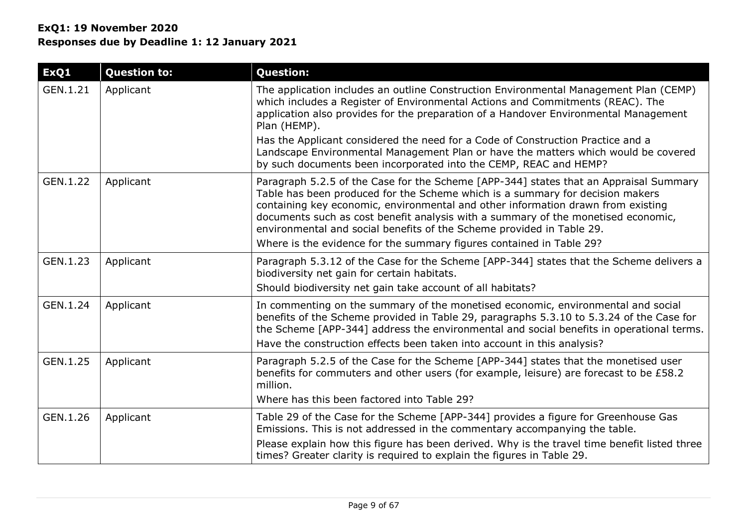**ExQ1: 19 November 2020**
**Responses due by Deadline 1: 12 January 2021**

| ExQ1 | Question to: | Question: |
|---|---|---|
| GEN.1.21 | Applicant | The application includes an outline Construction Environmental Management Plan (CEMP) which includes a Register of Environmental Actions and Commitments (REAC). The application also provides for the preparation of a Handover Environmental Management Plan (HEMP).<br>Has the Applicant considered the need for a Code of Construction Practice and a Landscape Environmental Management Plan or have the matters which would be covered by such documents been incorporated into the CEMP, REAC and HEMP? |
| GEN.1.22 | Applicant | Paragraph 5.2.5 of the Case for the Scheme [APP-344] states that an Appraisal Summary Table has been produced for the Scheme which is a summary for decision makers containing key economic, environmental and other information drawn from existing documents such as cost benefit analysis with a summary of the monetised economic, environmental and social benefits of the Scheme provided in Table 29.<br>Where is the evidence for the summary figures contained in Table 29? |
| GEN.1.23 | Applicant | Paragraph 5.3.12 of the Case for the Scheme [APP-344] states that the Scheme delivers a biodiversity net gain for certain habitats.<br>Should biodiversity net gain take account of all habitats? |
| GEN.1.24 | Applicant | In commenting on the summary of the monetised economic, environmental and social benefits of the Scheme provided in Table 29, paragraphs 5.3.10 to 5.3.24 of the Case for the Scheme [APP-344] address the environmental and social benefits in operational terms.<br>Have the construction effects been taken into account in this analysis? |
| GEN.1.25 | Applicant | Paragraph 5.2.5 of the Case for the Scheme [APP-344] states that the monetised user benefits for commuters and other users (for example, leisure) are forecast to be £58.2 million.<br>Where has this been factored into Table 29? |
| GEN.1.26 | Applicant | Table 29 of the Case for the Scheme [APP-344] provides a figure for Greenhouse Gas Emissions. This is not addressed in the commentary accompanying the table.<br>Please explain how this figure has been derived. Why is the travel time benefit listed three times? Greater clarity is required to explain the figures in Table 29. |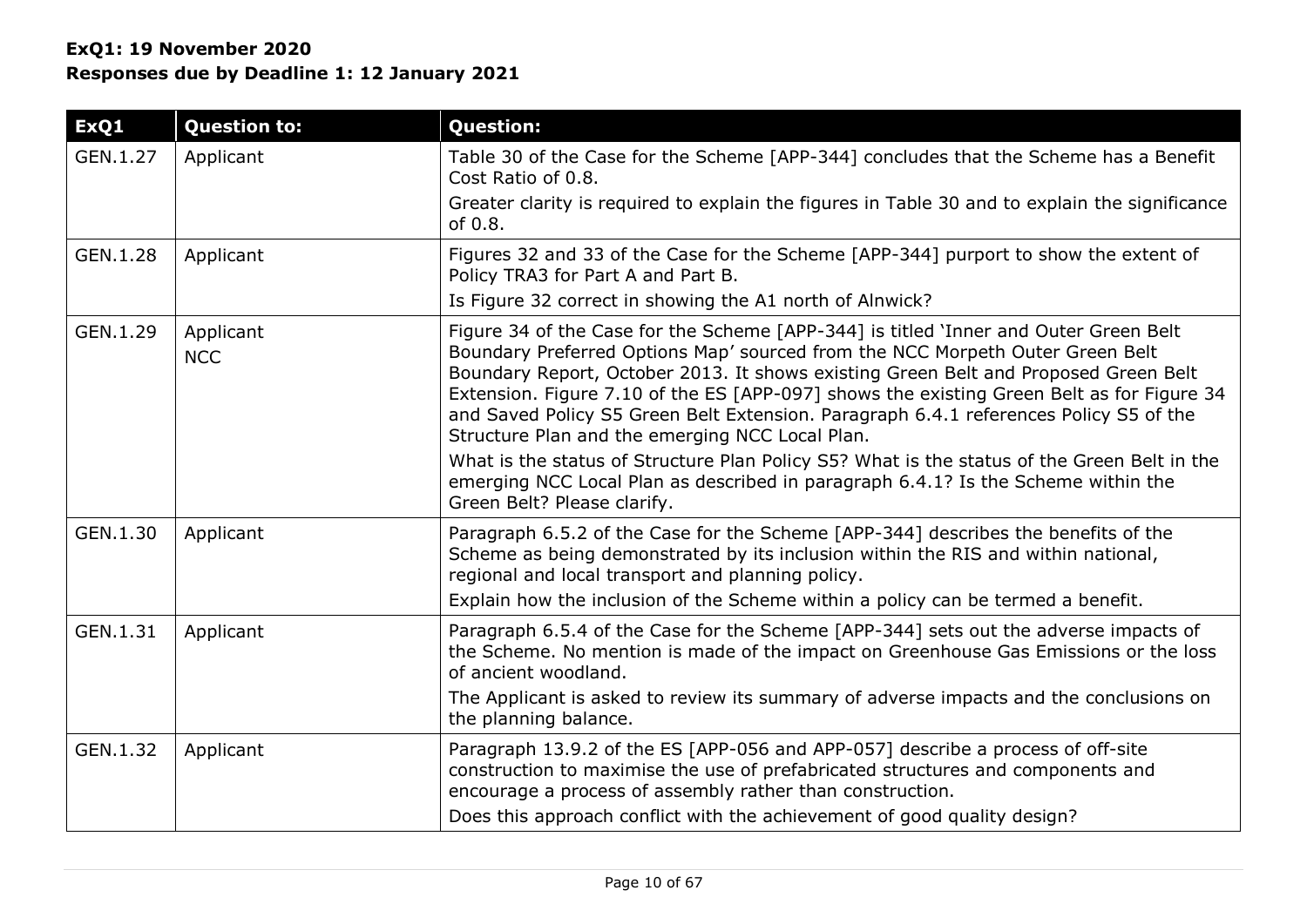**ExQ1: 19 November 2020**
**Responses due by Deadline 1: 12 January 2021**

| ExQ1 | Question to: | Question: |
|---|---|---|
| GEN.1.27 | Applicant | Table 30 of the Case for the Scheme [APP-344] concludes that the Scheme has a Benefit Cost Ratio of 0.8.<br>Greater clarity is required to explain the figures in Table 30 and to explain the significance of 0.8. |
| GEN.1.28 | Applicant | Figures 32 and 33 of the Case for the Scheme [APP-344] purport to show the extent of Policy TRA3 for Part A and Part B.<br>Is Figure 32 correct in showing the A1 north of Alnwick? |
| GEN.1.29 | Applicant<br>NCC | Figure 34 of the Case for the Scheme [APP-344] is titled 'Inner and Outer Green Belt Boundary Preferred Options Map' sourced from the NCC Morpeth Outer Green Belt Boundary Report, October 2013. It shows existing Green Belt and Proposed Green Belt Extension. Figure 7.10 of the ES [APP-097] shows the existing Green Belt as for Figure 34 and Saved Policy S5 Green Belt Extension. Paragraph 6.4.1 references Policy S5 of the Structure Plan and the emerging NCC Local Plan.<br>What is the status of Structure Plan Policy S5? What is the status of the Green Belt in the emerging NCC Local Plan as described in paragraph 6.4.1? Is the Scheme within the Green Belt? Please clarify. |
| GEN.1.30 | Applicant | Paragraph 6.5.2 of the Case for the Scheme [APP-344] describes the benefits of the Scheme as being demonstrated by its inclusion within the RIS and within national, regional and local transport and planning policy.<br>Explain how the inclusion of the Scheme within a policy can be termed a benefit. |
| GEN.1.31 | Applicant | Paragraph 6.5.4 of the Case for the Scheme [APP-344] sets out the adverse impacts of the Scheme. No mention is made of the impact on Greenhouse Gas Emissions or the loss of ancient woodland.<br>The Applicant is asked to review its summary of adverse impacts and the conclusions on the planning balance. |
| GEN.1.32 | Applicant | Paragraph 13.9.2 of the ES [APP-056 and APP-057] describe a process of off-site construction to maximise the use of prefabricated structures and components and encourage a process of assembly rather than construction.<br>Does this approach conflict with the achievement of good quality design? |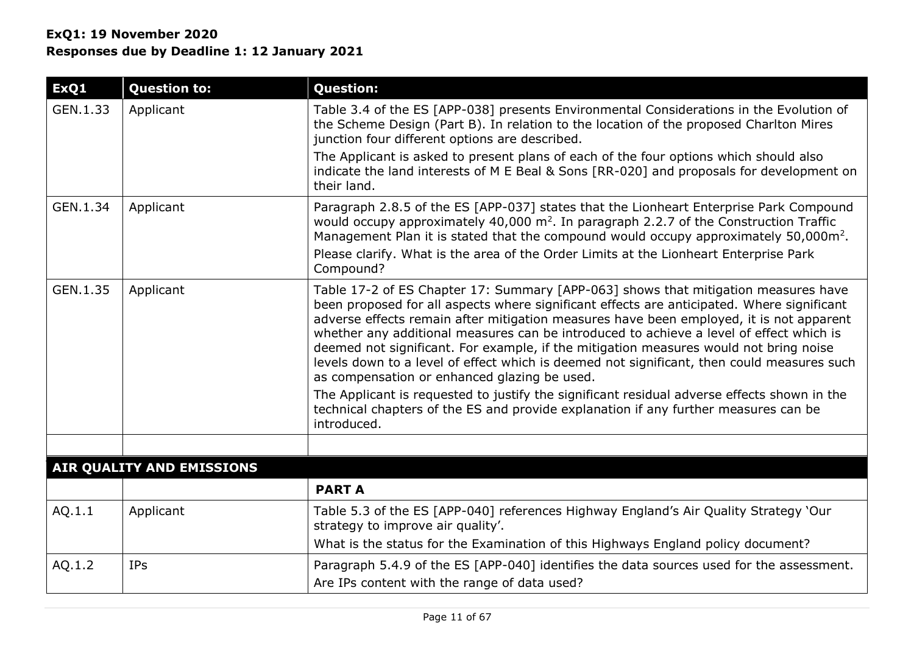**ExQ1: 19 November 2020**
**Responses due by Deadline 1: 12 January 2021**

| ExQ1 | Question to: | Question: |
|---|---|---|
| GEN.1.33 | Applicant | Table 3.4 of the ES [APP-038] presents Environmental Considerations in the Evolution of the Scheme Design (Part B). In relation to the location of the proposed Charlton Mires junction four different options are described.<br>The Applicant is asked to present plans of each of the four options which should also indicate the land interests of M E Beal & Sons [RR-020] and proposals for development on their land. |
| GEN.1.34 | Applicant | Paragraph 2.8.5 of the ES [APP-037] states that the Lionheart Enterprise Park Compound would occupy approximately 40,000 $m^2$. In paragraph 2.2.7 of the Construction Traffic Management Plan it is stated that the compound would occupy approximately 50,000$m^2$.<br>Please clarify. What is the area of the Order Limits at the Lionheart Enterprise Park Compound? |
| GEN.1.35 | Applicant | Table 17-2 of ES Chapter 17: Summary [APP-063] shows that mitigation measures have been proposed for all aspects where significant effects are anticipated. Where significant adverse effects remain after mitigation measures have been employed, it is not apparent whether any additional measures can be introduced to achieve a level of effect which is deemed not significant. For example, if the mitigation measures would not bring noise levels down to a level of effect which is deemed not significant, then could measures such as compensation or enhanced glazing be used.<br>The Applicant is requested to justify the significant residual adverse effects shown in the technical chapters of the ES and provide explanation if any further measures can be introduced. |
| | | |
| **AIR QUALITY AND EMISSIONS** | | |
| | | **PART A** |
| AQ.1.1 | Applicant | Table 5.3 of the ES [APP-040] references Highway England's Air Quality Strategy 'Our strategy to improve air quality'.<br>What is the status for the Examination of this Highways England policy document? |
| AQ.1.2 | IPs | Paragraph 5.4.9 of the ES [APP-040] identifies the data sources used for the assessment.<br>Are IPs content with the range of data used? |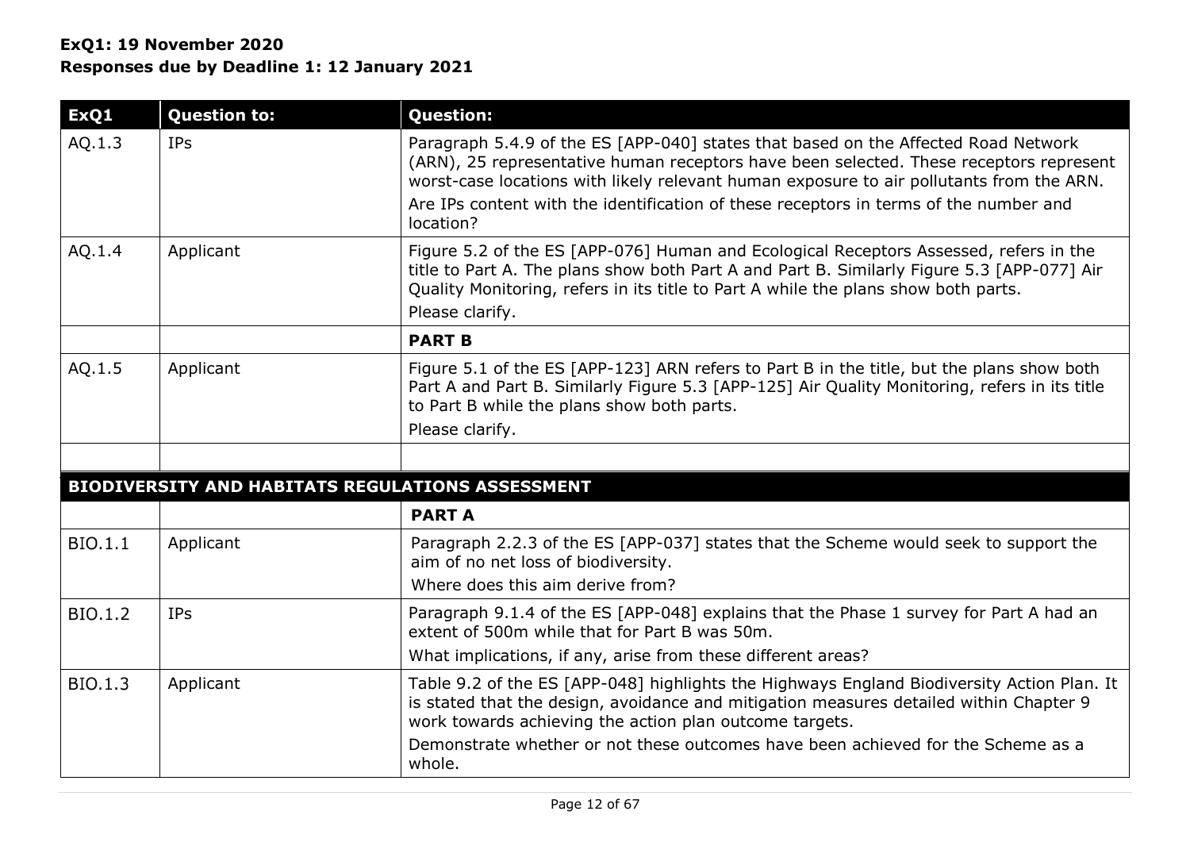**ExQ1: 19 November 2020**
**Responses due by Deadline 1: 12 January 2021**

| ExQ1 | Question to: | Question: |
|---|---|---|
| AQ.1.3 | IPs | Paragraph 5.4.9 of the ES [APP-040] states that based on the Affected Road Network (ARN), 25 representative human receptors have been selected. These receptors represent worst-case locations with likely relevant human exposure to air pollutants from the ARN.<br>Are IPs content with the identification of these receptors in terms of the number and location? |
| AQ.1.4 | Applicant | Figure 5.2 of the ES [APP-076] Human and Ecological Receptors Assessed, refers in the title to Part A. The plans show both Part A and Part B. Similarly Figure 5.3 [APP-077] Air Quality Monitoring, refers in its title to Part A while the plans show both parts.<br>Please clarify. |
| | | **PART B** |
| AQ.1.5 | Applicant | Figure 5.1 of the ES [APP-123] ARN refers to Part B in the title, but the plans show both Part A and Part B. Similarly Figure 5.3 [APP-125] Air Quality Monitoring, refers in its title to Part B while the plans show both parts.<br>Please clarify. |
| | | |
| **BIODIVERSITY AND HABITATS REGULATIONS ASSESSMENT** | | |
| | | **PART A** |
| BIO.1.1 | Applicant | Paragraph 2.2.3 of the ES [APP-037] states that the Scheme would seek to support the aim of no net loss of biodiversity.<br>Where does this aim derive from? |
| BIO.1.2 | IPs | Paragraph 9.1.4 of the ES [APP-048] explains that the Phase 1 survey for Part A had an extent of 500m while that for Part B was 50m.<br>What implications, if any, arise from these different areas? |
| BIO.1.3 | Applicant | Table 9.2 of the ES [APP-048] highlights the Highways England Biodiversity Action Plan. It is stated that the design, avoidance and mitigation measures detailed within Chapter 9 work towards achieving the action plan outcome targets.<br>Demonstrate whether or not these outcomes have been achieved for the Scheme as a whole. |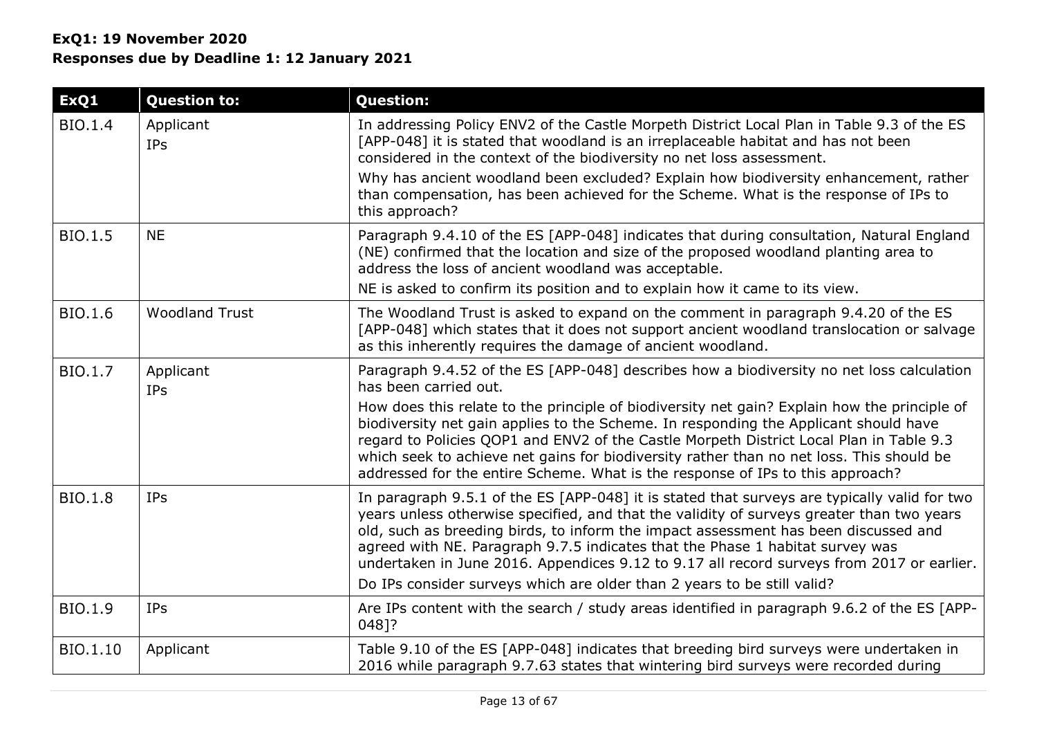**ExQ1: 19 November 2020**
**Responses due by Deadline 1: 12 January 2021**

| ExQ1 | Question to: | Question: |
|---|---|---|
| BIO.1.4 | Applicant<br>IPs | In addressing Policy ENV2 of the Castle Morpeth District Local Plan in Table 9.3 of the ES [APP-048] it is stated that woodland is an irreplaceable habitat and has not been considered in the context of the biodiversity no net loss assessment.<br>Why has ancient woodland been excluded? Explain how biodiversity enhancement, rather than compensation, has been achieved for the Scheme. What is the response of IPs to this approach? |
| BIO.1.5 | NE | Paragraph 9.4.10 of the ES [APP-048] indicates that during consultation, Natural England (NE) confirmed that the location and size of the proposed woodland planting area to address the loss of ancient woodland was acceptable.<br>NE is asked to confirm its position and to explain how it came to its view. |
| BIO.1.6 | Woodland Trust | The Woodland Trust is asked to expand on the comment in paragraph 9.4.20 of the ES [APP-048] which states that it does not support ancient woodland translocation or salvage as this inherently requires the damage of ancient woodland. |
| BIO.1.7 | Applicant<br>IPs | Paragraph 9.4.52 of the ES [APP-048] describes how a biodiversity no net loss calculation has been carried out.<br>How does this relate to the principle of biodiversity net gain? Explain how the principle of biodiversity net gain applies to the Scheme. In responding the Applicant should have regard to Policies QOP1 and ENV2 of the Castle Morpeth District Local Plan in Table 9.3 which seek to achieve net gains for biodiversity rather than no net loss. This should be addressed for the entire Scheme. What is the response of IPs to this approach? |
| BIO.1.8 | IPs | In paragraph 9.5.1 of the ES [APP-048] it is stated that surveys are typically valid for two years unless otherwise specified, and that the validity of surveys greater than two years old, such as breeding birds, to inform the impact assessment has been discussed and agreed with NE. Paragraph 9.7.5 indicates that the Phase 1 habitat survey was undertaken in June 2016. Appendices 9.12 to 9.17 all record surveys from 2017 or earlier.<br>Do IPs consider surveys which are older than 2 years to be still valid? |
| BIO.1.9 | IPs | Are IPs content with the search / study areas identified in paragraph 9.6.2 of the ES [APP-048]? |
| BIO.1.10 | Applicant | Table 9.10 of the ES [APP-048] indicates that breeding bird surveys were undertaken in 2016 while paragraph 9.7.63 states that wintering bird surveys were recorded during |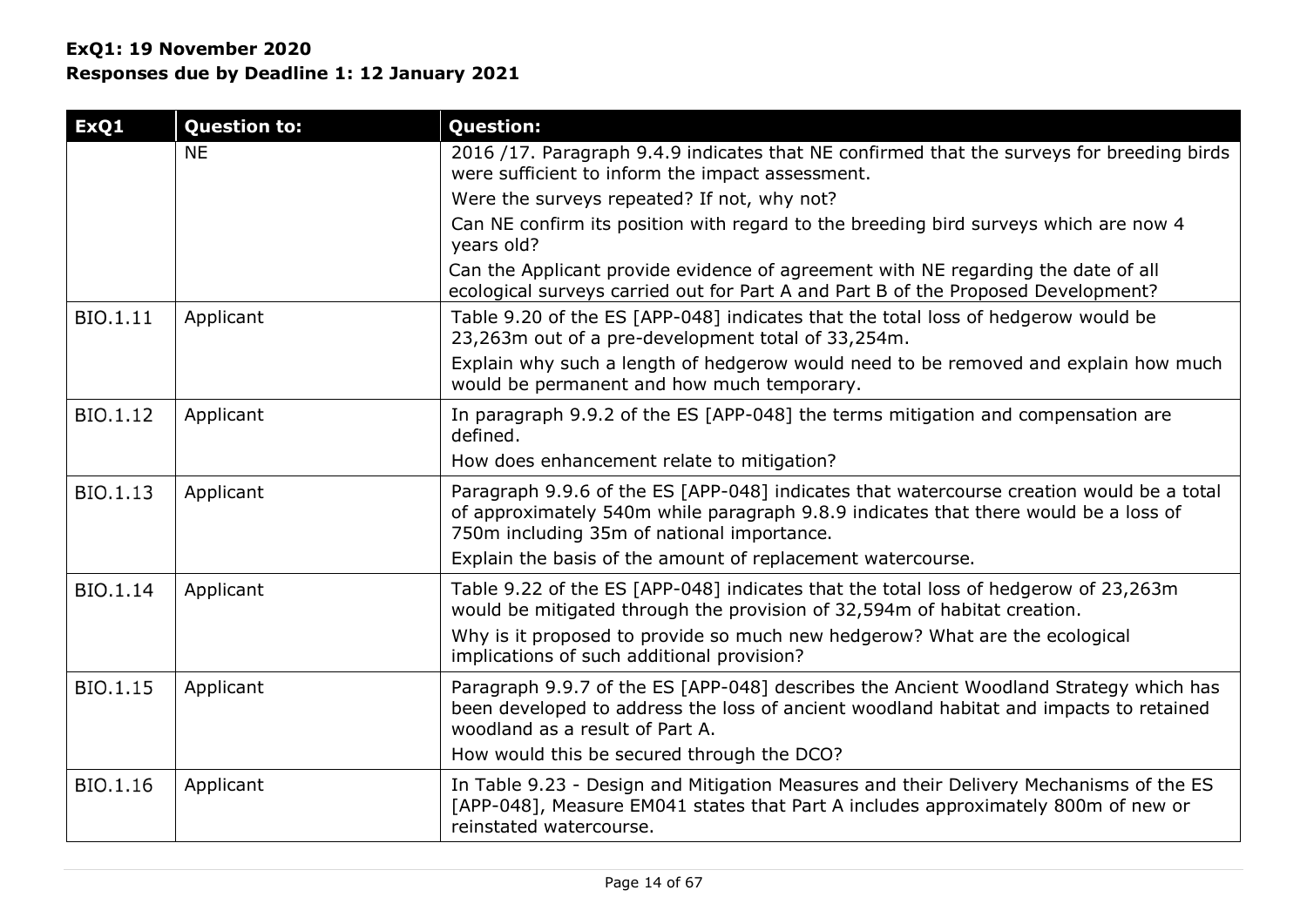**ExQ1: 19 November 2020**
**Responses due by Deadline 1: 12 January 2021**

| ExQ1 | Question to: | Question: |
|---|---|---|
| | NE | 2016 /17. Paragraph 9.4.9 indicates that NE confirmed that the surveys for breeding birds were sufficient to inform the impact assessment.<br>Were the surveys repeated? If not, why not?<br>Can NE confirm its position with regard to the breeding bird surveys which are now 4 years old?<br>Can the Applicant provide evidence of agreement with NE regarding the date of all ecological surveys carried out for Part A and Part B of the Proposed Development? |
| BIO.1.11 | Applicant | Table 9.20 of the ES [APP-048] indicates that the total loss of hedgerow would be 23,263m out of a pre-development total of 33,254m.<br>Explain why such a length of hedgerow would need to be removed and explain how much would be permanent and how much temporary. |
| BIO.1.12 | Applicant | In paragraph 9.9.2 of the ES [APP-048] the terms mitigation and compensation are defined.<br>How does enhancement relate to mitigation? |
| BIO.1.13 | Applicant | Paragraph 9.9.6 of the ES [APP-048] indicates that watercourse creation would be a total of approximately 540m while paragraph 9.8.9 indicates that there would be a loss of 750m including 35m of national importance.<br>Explain the basis of the amount of replacement watercourse. |
| BIO.1.14 | Applicant | Table 9.22 of the ES [APP-048] indicates that the total loss of hedgerow of 23,263m would be mitigated through the provision of 32,594m of habitat creation.<br>Why is it proposed to provide so much new hedgerow? What are the ecological implications of such additional provision? |
| BIO.1.15 | Applicant | Paragraph 9.9.7 of the ES [APP-048] describes the Ancient Woodland Strategy which has been developed to address the loss of ancient woodland habitat and impacts to retained woodland as a result of Part A.<br>How would this be secured through the DCO? |
| BIO.1.16 | Applicant | In Table 9.23 - Design and Mitigation Measures and their Delivery Mechanisms of the ES [APP-048], Measure EM041 states that Part A includes approximately 800m of new or reinstated watercourse. |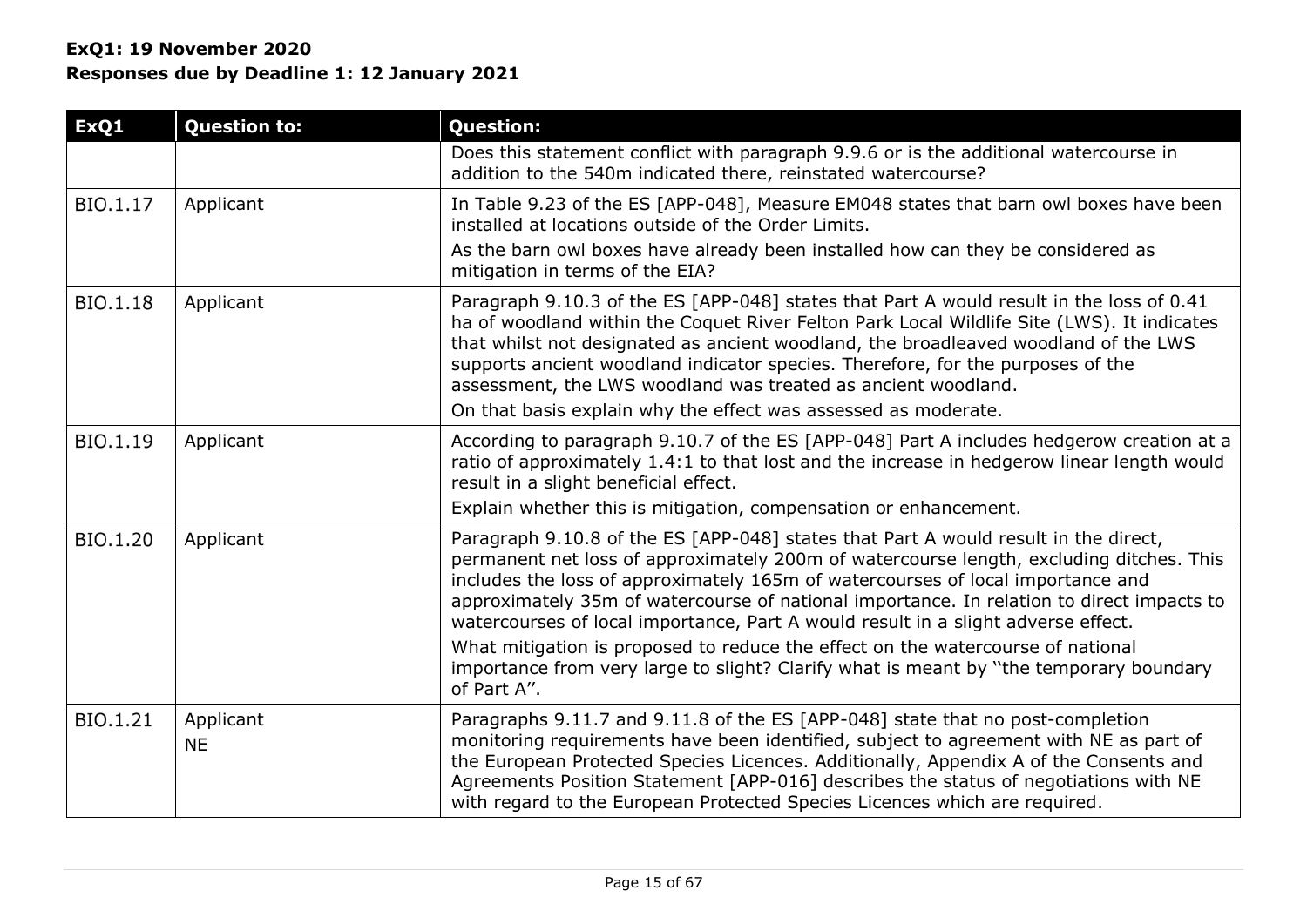**ExQ1: 19 November 2020**
**Responses due by Deadline 1: 12 January 2021**

| ExQ1 | Question to: | Question: |
|---|---|---|
| | | Does this statement conflict with paragraph 9.9.6 or is the additional watercourse in addition to the 540m indicated there, reinstated watercourse? |
| BIO.1.17 | Applicant | In Table 9.23 of the ES [APP-048], Measure EM048 states that barn owl boxes have been installed at locations outside of the Order Limits.<br>As the barn owl boxes have already been installed how can they be considered as mitigation in terms of the EIA? |
| BIO.1.18 | Applicant | Paragraph 9.10.3 of the ES [APP-048] states that Part A would result in the loss of 0.41 ha of woodland within the Coquet River Felton Park Local Wildlife Site (LWS). It indicates that whilst not designated as ancient woodland, the broadleaved woodland of the LWS supports ancient woodland indicator species. Therefore, for the purposes of the assessment, the LWS woodland was treated as ancient woodland.<br>On that basis explain why the effect was assessed as moderate. |
| BIO.1.19 | Applicant | According to paragraph 9.10.7 of the ES [APP-048] Part A includes hedgerow creation at a ratio of approximately 1.4:1 to that lost and the increase in hedgerow linear length would result in a slight beneficial effect.<br>Explain whether this is mitigation, compensation or enhancement. |
| BIO.1.20 | Applicant | Paragraph 9.10.8 of the ES [APP-048] states that Part A would result in the direct, permanent net loss of approximately 200m of watercourse length, excluding ditches. This includes the loss of approximately 165m of watercourses of local importance and approximately 35m of watercourse of national importance. In relation to direct impacts to watercourses of local importance, Part A would result in a slight adverse effect.<br>What mitigation is proposed to reduce the effect on the watercourse of national importance from very large to slight? Clarify what is meant by "the temporary boundary of Part A". |
| BIO.1.21 | Applicant<br>NE | Paragraphs 9.11.7 and 9.11.8 of the ES [APP-048] state that no post-completion monitoring requirements have been identified, subject to agreement with NE as part of the European Protected Species Licences. Additionally, Appendix A of the Consents and Agreements Position Statement [APP-016] describes the status of negotiations with NE with regard to the European Protected Species Licences which are required. |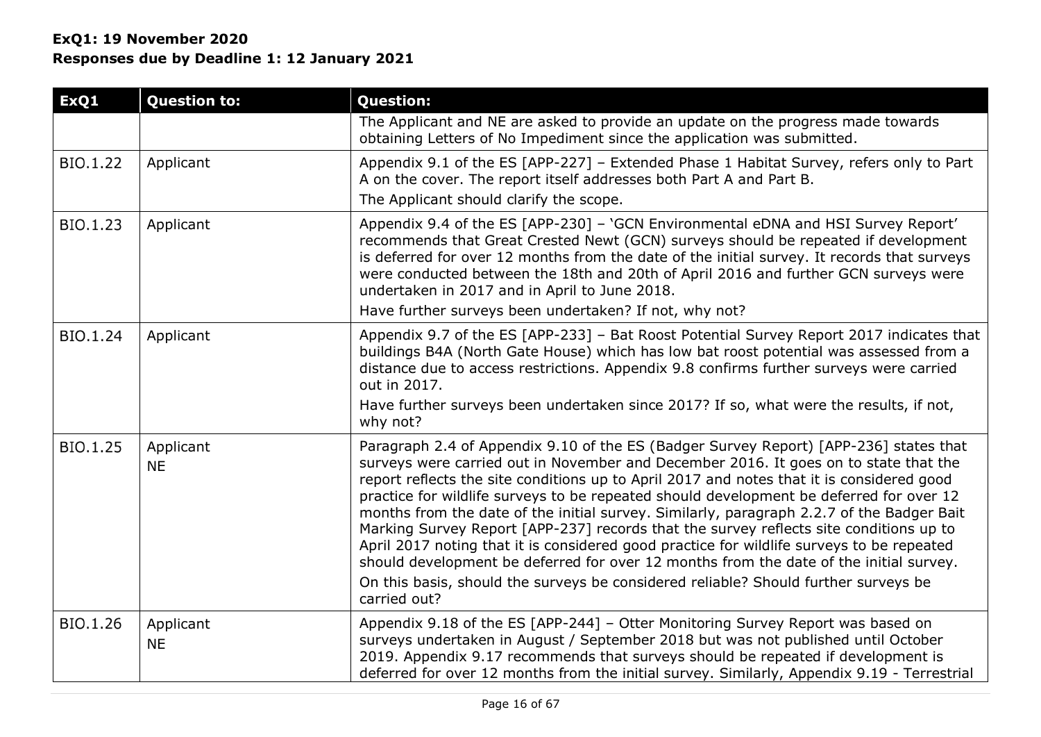**ExQ1: 19 November 2020**
**Responses due by Deadline 1: 12 January 2021**

| ExQ1 | Question to: | Question: |
|---|---|---|
| | | The Applicant and NE are asked to provide an update on the progress made towards obtaining Letters of No Impediment since the application was submitted. |
| BIO.1.22 | Applicant | Appendix 9.1 of the ES [APP-227] – Extended Phase 1 Habitat Survey, refers only to Part A on the cover. The report itself addresses both Part A and Part B.<br>The Applicant should clarify the scope. |
| BIO.1.23 | Applicant | Appendix 9.4 of the ES [APP-230] – 'GCN Environmental eDNA and HSI Survey Report' recommends that Great Crested Newt (GCN) surveys should be repeated if development is deferred for over 12 months from the date of the initial survey. It records that surveys were conducted between the 18th and 20th of April 2016 and further GCN surveys were undertaken in 2017 and in April to June 2018.<br>Have further surveys been undertaken? If not, why not? |
| BIO.1.24 | Applicant | Appendix 9.7 of the ES [APP-233] – Bat Roost Potential Survey Report 2017 indicates that buildings B4A (North Gate House) which has low bat roost potential was assessed from a distance due to access restrictions. Appendix 9.8 confirms further surveys were carried out in 2017.<br>Have further surveys been undertaken since 2017? If so, what were the results, if not, why not? |
| BIO.1.25 | Applicant<br>NE | Paragraph 2.4 of Appendix 9.10 of the ES (Badger Survey Report) [APP-236] states that surveys were carried out in November and December 2016. It goes on to state that the report reflects the site conditions up to April 2017 and notes that it is considered good practice for wildlife surveys to be repeated should development be deferred for over 12 months from the date of the initial survey. Similarly, paragraph 2.2.7 of the Badger Bait Marking Survey Report [APP-237] records that the survey reflects site conditions up to April 2017 noting that it is considered good practice for wildlife surveys to be repeated should development be deferred for over 12 months from the date of the initial survey.<br>On this basis, should the surveys be considered reliable? Should further surveys be carried out? |
| BIO.1.26 | Applicant<br>NE | Appendix 9.18 of the ES [APP-244] – Otter Monitoring Survey Report was based on surveys undertaken in August / September 2018 but was not published until October 2019. Appendix 9.17 recommends that surveys should be repeated if development is deferred for over 12 months from the initial survey. Similarly, Appendix 9.19 - Terrestrial |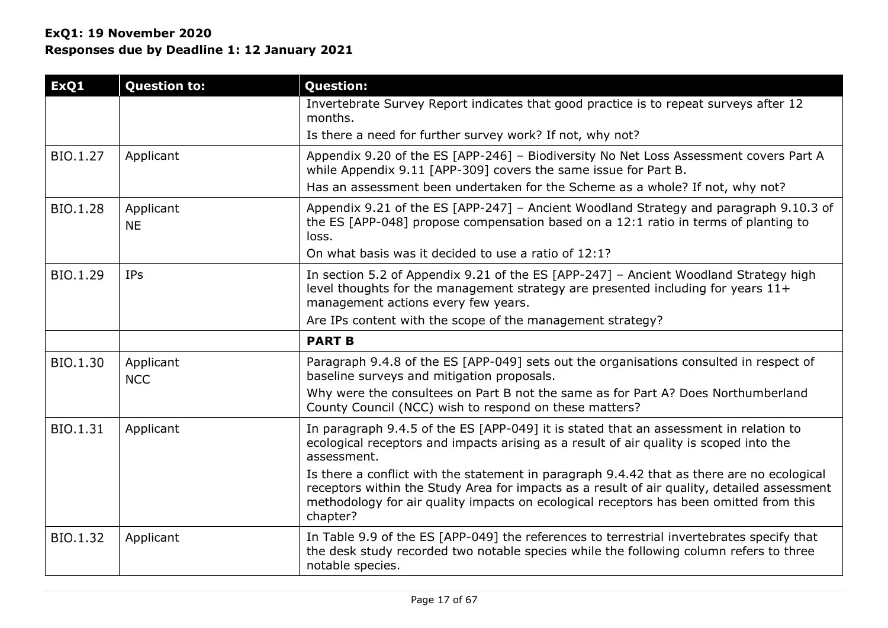**ExQ1: 19 November 2020**
**Responses due by Deadline 1: 12 January 2021**

| ExQ1 | Question to: | Question: |
|---|---|---|
| | | Invertebrate Survey Report indicates that good practice is to repeat surveys after 12 months.<br>Is there a need for further survey work? If not, why not? |
| BIO.1.27 | Applicant | Appendix 9.20 of the ES [APP-246] – Biodiversity No Net Loss Assessment covers Part A while Appendix 9.11 [APP-309] covers the same issue for Part B.<br>Has an assessment been undertaken for the Scheme as a whole? If not, why not? |
| BIO.1.28 | Applicant<br>NE | Appendix 9.21 of the ES [APP-247] – Ancient Woodland Strategy and paragraph 9.10.3 of the ES [APP-048] propose compensation based on a 12:1 ratio in terms of planting to loss.<br>On what basis was it decided to use a ratio of 12:1? |
| BIO.1.29 | IPs | In section 5.2 of Appendix 9.21 of the ES [APP-247] – Ancient Woodland Strategy high level thoughts for the management strategy are presented including for years 11+ management actions every few years.<br>Are IPs content with the scope of the management strategy? |
| | | **PART B** |
| BIO.1.30 | Applicant<br>NCC | Paragraph 9.4.8 of the ES [APP-049] sets out the organisations consulted in respect of baseline surveys and mitigation proposals.<br>Why were the consultees on Part B not the same as for Part A? Does Northumberland County Council (NCC) wish to respond on these matters? |
| BIO.1.31 | Applicant | In paragraph 9.4.5 of the ES [APP-049] it is stated that an assessment in relation to ecological receptors and impacts arising as a result of air quality is scoped into the assessment.<br>Is there a conflict with the statement in paragraph 9.4.42 that as there are no ecological receptors within the Study Area for impacts as a result of air quality, detailed assessment methodology for air quality impacts on ecological receptors has been omitted from this chapter? |
| BIO.1.32 | Applicant | In Table 9.9 of the ES [APP-049] the references to terrestrial invertebrates specify that the desk study recorded two notable species while the following column refers to three notable species. |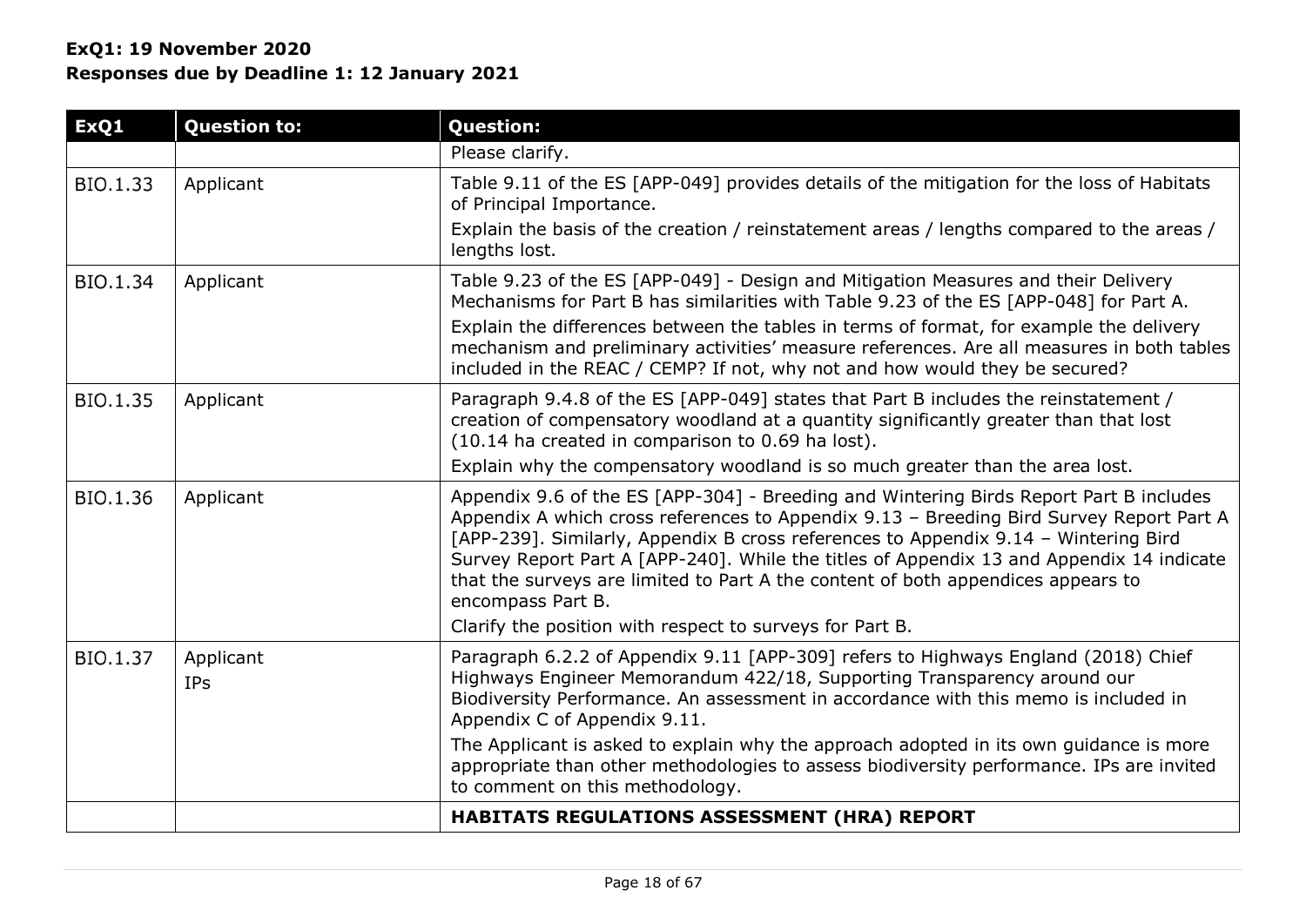**ExQ1: 19 November 2020**
**Responses due by Deadline 1: 12 January 2021**

| ExQ1 | Question to: | Question: |
|---|---|---|
| | | Please clarify. |
| BIO.1.33 | Applicant | Table 9.11 of the ES [APP-049] provides details of the mitigation for the loss of Habitats of Principal Importance.<br>Explain the basis of the creation / reinstatement areas / lengths compared to the areas / lengths lost. |
| BIO.1.34 | Applicant | Table 9.23 of the ES [APP-049] - Design and Mitigation Measures and their Delivery Mechanisms for Part B has similarities with Table 9.23 of the ES [APP-048] for Part A.<br>Explain the differences between the tables in terms of format, for example the delivery mechanism and preliminary activities' measure references. Are all measures in both tables included in the REAC / CEMP? If not, why not and how would they be secured? |
| BIO.1.35 | Applicant | Paragraph 9.4.8 of the ES [APP-049] states that Part B includes the reinstatement / creation of compensatory woodland at a quantity significantly greater than that lost (10.14 ha created in comparison to 0.69 ha lost).<br>Explain why the compensatory woodland is so much greater than the area lost. |
| BIO.1.36 | Applicant | Appendix 9.6 of the ES [APP-304] - Breeding and Wintering Birds Report Part B includes Appendix A which cross references to Appendix 9.13 – Breeding Bird Survey Report Part A [APP-239]. Similarly, Appendix B cross references to Appendix 9.14 – Wintering Bird Survey Report Part A [APP-240]. While the titles of Appendix 13 and Appendix 14 indicate that the surveys are limited to Part A the content of both appendices appears to encompass Part B.<br>Clarify the position with respect to surveys for Part B. |
| BIO.1.37 | Applicant<br>IPs | Paragraph 6.2.2 of Appendix 9.11 [APP-309] refers to Highways England (2018) Chief Highways Engineer Memorandum 422/18, Supporting Transparency around our Biodiversity Performance. An assessment in accordance with this memo is included in Appendix C of Appendix 9.11.<br>The Applicant is asked to explain why the approach adopted in its own guidance is more appropriate than other methodologies to assess biodiversity performance. IPs are invited to comment on this methodology. |
| | | **HABITATS REGULATIONS ASSESSMENT (HRA) REPORT** |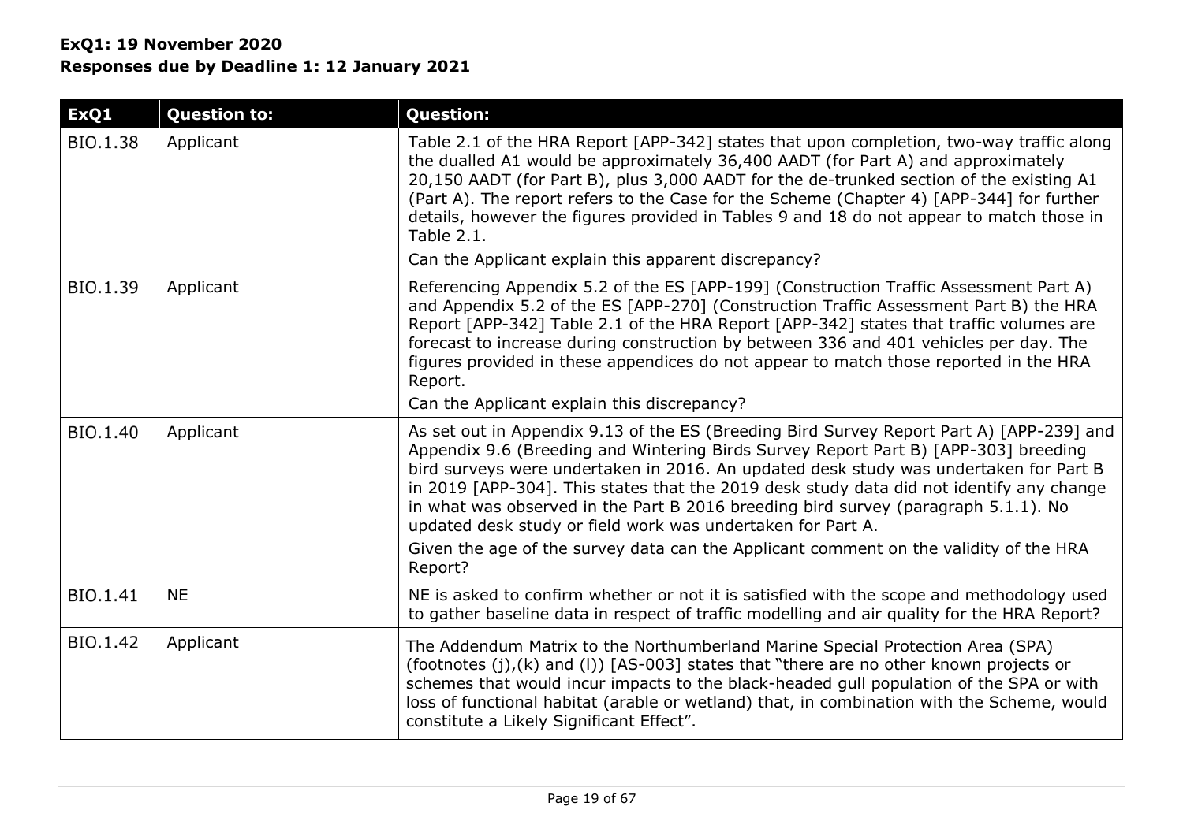**ExQ1: 19 November 2020**
**Responses due by Deadline 1: 12 January 2021**

| ExQ1 | Question to: | Question: |
|---|---|---|
| BIO.1.38 | Applicant | Table 2.1 of the HRA Report [APP-342] states that upon completion, two-way traffic along the dualled A1 would be approximately 36,400 AADT (for Part A) and approximately 20,150 AADT (for Part B), plus 3,000 AADT for the de-trunked section of the existing A1 (Part A). The report refers to the Case for the Scheme (Chapter 4) [APP-344] for further details, however the figures provided in Tables 9 and 18 do not appear to match those in Table 2.1.<br><br>Can the Applicant explain this apparent discrepancy? |
| BIO.1.39 | Applicant | Referencing Appendix 5.2 of the ES [APP-199] (Construction Traffic Assessment Part A) and Appendix 5.2 of the ES [APP-270] (Construction Traffic Assessment Part B) the HRA Report [APP-342] Table 2.1 of the HRA Report [APP-342] states that traffic volumes are forecast to increase during construction by between 336 and 401 vehicles per day. The figures provided in these appendices do not appear to match those reported in the HRA Report.<br><br>Can the Applicant explain this discrepancy? |
| BIO.1.40 | Applicant | As set out in Appendix 9.13 of the ES (Breeding Bird Survey Report Part A) [APP-239] and Appendix 9.6 (Breeding and Wintering Birds Survey Report Part B) [APP-303] breeding bird surveys were undertaken in 2016. An updated desk study was undertaken for Part B in 2019 [APP-304]. This states that the 2019 desk study data did not identify any change in what was observed in the Part B 2016 breeding bird survey (paragraph 5.1.1). No updated desk study or field work was undertaken for Part A.<br><br>Given the age of the survey data can the Applicant comment on the validity of the HRA Report? |
| BIO.1.41 | NE | NE is asked to confirm whether or not it is satisfied with the scope and methodology used to gather baseline data in respect of traffic modelling and air quality for the HRA Report? |
| BIO.1.42 | Applicant | The Addendum Matrix to the Northumberland Marine Special Protection Area (SPA) (footnotes (j),(k) and (l)) [AS-003] states that "there are no other known projects or schemes that would incur impacts to the black-headed gull population of the SPA or with loss of functional habitat (arable or wetland) that, in combination with the Scheme, would constitute a Likely Significant Effect". |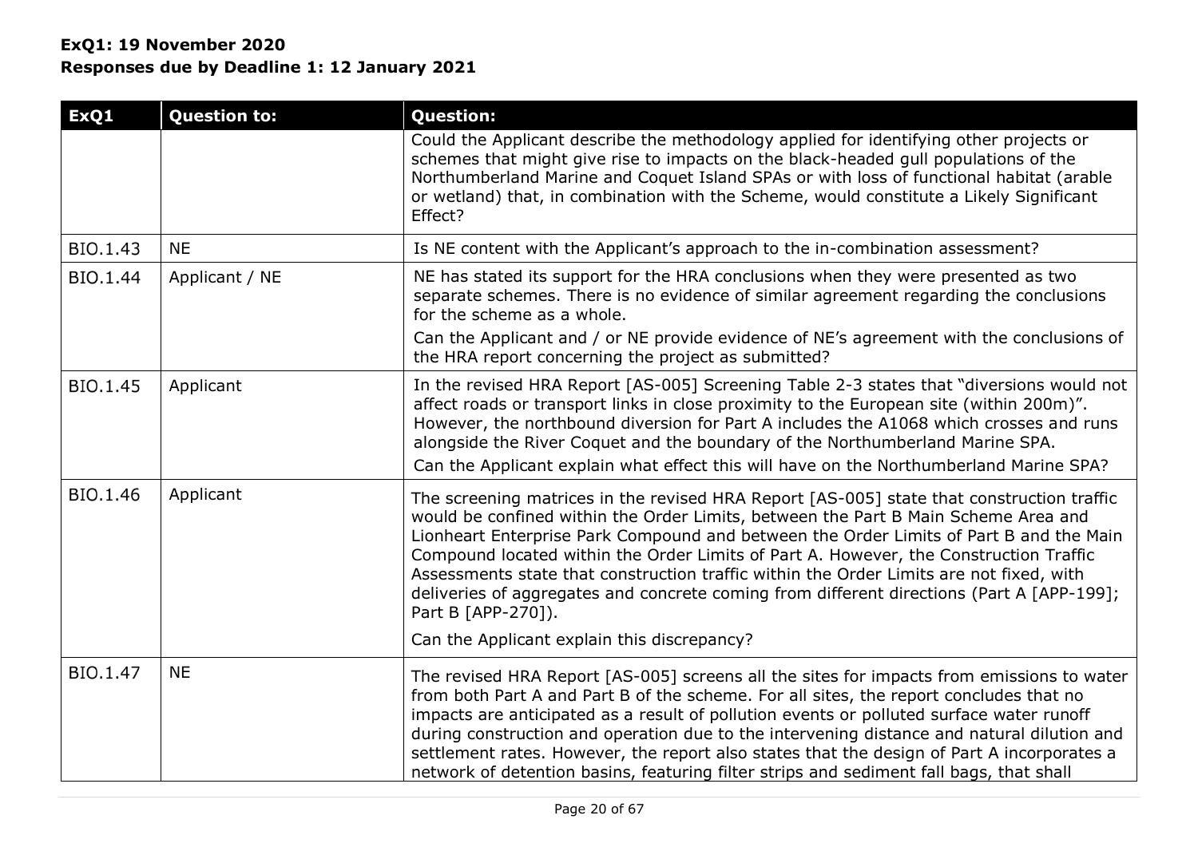**ExQ1: 19 November 2020**
**Responses due by Deadline 1: 12 January 2021**

| ExQ1 | Question to: | Question: |
|---|---|---|
| | | Could the Applicant describe the methodology applied for identifying other projects or schemes that might give rise to impacts on the black-headed gull populations of the Northumberland Marine and Coquet Island SPAs or with loss of functional habitat (arable or wetland) that, in combination with the Scheme, would constitute a Likely Significant Effect? |
| BIO.1.43 | NE | Is NE content with the Applicant's approach to the in-combination assessment? |
| BIO.1.44 | Applicant / NE | NE has stated its support for the HRA conclusions when they were presented as two separate schemes. There is no evidence of similar agreement regarding the conclusions for the scheme as a whole.<br>Can the Applicant and / or NE provide evidence of NE's agreement with the conclusions of the HRA report concerning the project as submitted? |
| BIO.1.45 | Applicant | In the revised HRA Report [AS-005] Screening Table 2-3 states that "diversions would not affect roads or transport links in close proximity to the European site (within 200m)". However, the northbound diversion for Part A includes the A1068 which crosses and runs alongside the River Coquet and the boundary of the Northumberland Marine SPA.<br>Can the Applicant explain what effect this will have on the Northumberland Marine SPA? |
| BIO.1.46 | Applicant | The screening matrices in the revised HRA Report [AS-005] state that construction traffic would be confined within the Order Limits, between the Part B Main Scheme Area and Lionheart Enterprise Park Compound and between the Order Limits of Part B and the Main Compound located within the Order Limits of Part A. However, the Construction Traffic Assessments state that construction traffic within the Order Limits are not fixed, with deliveries of aggregates and concrete coming from different directions (Part A [APP-199]; Part B [APP-270]).<br>Can the Applicant explain this discrepancy? |
| BIO.1.47 | NE | The revised HRA Report [AS-005] screens all the sites for impacts from emissions to water from both Part A and Part B of the scheme. For all sites, the report concludes that no impacts are anticipated as a result of pollution events or polluted surface water runoff during construction and operation due to the intervening distance and natural dilution and settlement rates. However, the report also states that the design of Part A incorporates a network of detention basins, featuring filter strips and sediment fall bags, that shall |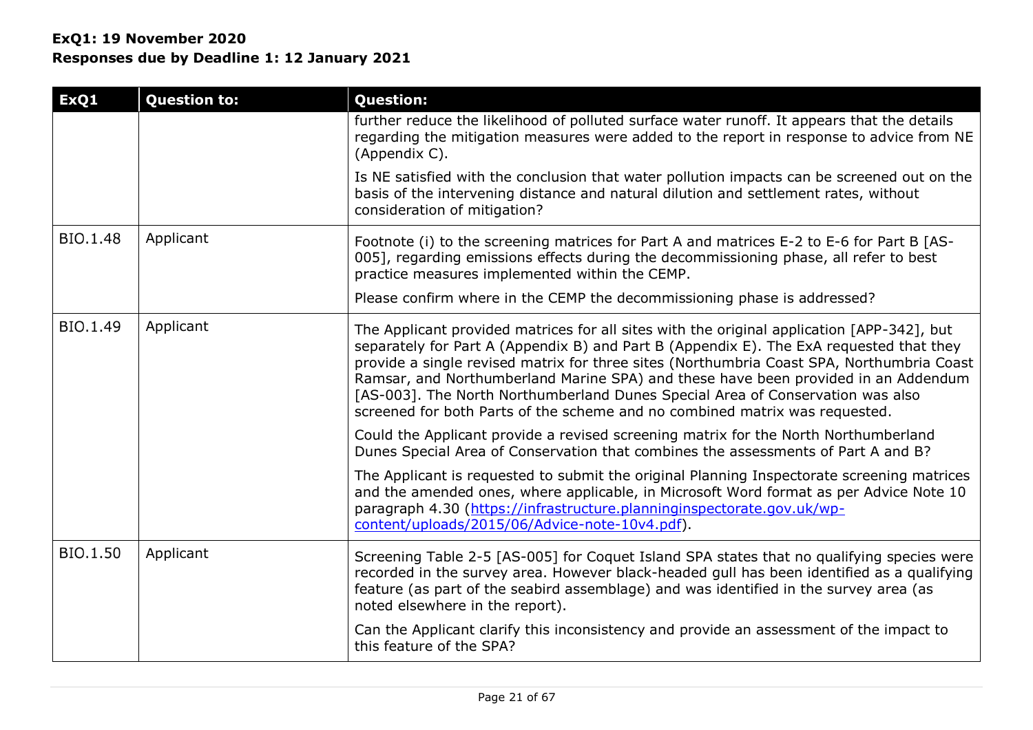**ExQ1: 19 November 2020**
**Responses due by Deadline 1: 12 January 2021**

| ExQ1 | Question to: | Question: |
|---|---|---|
| | | further reduce the likelihood of polluted surface water runoff. It appears that the details regarding the mitigation measures were added to the report in response to advice from NE (Appendix C).<br><br>Is NE satisfied with the conclusion that water pollution impacts can be screened out on the basis of the intervening distance and natural dilution and settlement rates, without consideration of mitigation? |
| BIO.1.48 | Applicant | Footnote (i) to the screening matrices for Part A and matrices E-2 to E-6 for Part B [AS-005], regarding emissions effects during the decommissioning phase, all refer to best practice measures implemented within the CEMP.<br><br>Please confirm where in the CEMP the decommissioning phase is addressed? |
| BIO.1.49 | Applicant | The Applicant provided matrices for all sites with the original application [APP-342], but separately for Part A (Appendix B) and Part B (Appendix E). The ExA requested that they provide a single revised matrix for three sites (Northumbria Coast SPA, Northumbria Coast Ramsar, and Northumberland Marine SPA) and these have been provided in an Addendum [AS-003]. The North Northumberland Dunes Special Area of Conservation was also screened for both Parts of the scheme and no combined matrix was requested.<br><br>Could the Applicant provide a revised screening matrix for the North Northumberland Dunes Special Area of Conservation that combines the assessments of Part A and B?<br><br>The Applicant is requested to submit the original Planning Inspectorate screening matrices and the amended ones, where applicable, in Microsoft Word format as per Advice Note 10 paragraph 4.30 (https://infrastructure.planninginspectorate.gov.uk/wp-content/uploads/2015/06/Advice-note-10v4.pdf). |
| BIO.1.50 | Applicant | Screening Table 2-5 [AS-005] for Coquet Island SPA states that no qualifying species were recorded in the survey area. However black-headed gull has been identified as a qualifying feature (as part of the seabird assemblage) and was identified in the survey area (as noted elsewhere in the report).<br><br>Can the Applicant clarify this inconsistency and provide an assessment of the impact to this feature of the SPA? |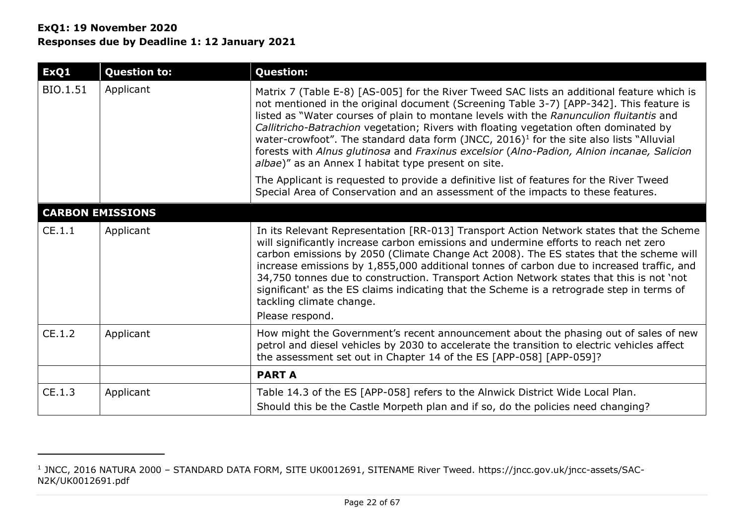**ExQ1: 19 November 2020**
**Responses due by Deadline 1: 12 January 2021**

| ExQ1 | Question to: | Question: |
|---|---|---|
| BIO.1.51 | Applicant | Matrix 7 (Table E-8) [AS-005] for the River Tweed SAC lists an additional feature which is not mentioned in the original document (Screening Table 3-7) [APP-342]. This feature is listed as "Water courses of plain to montane levels with the *Ranunculion fluitantis* and *Callitricho-Batrachion* vegetation; Rivers with floating vegetation often dominated by water-crowfoot". The standard data form (JNCC, 2016)[1] for the site also lists "Alluvial forests with *Alnus glutinosa* and *Fraxinus excelsior* (*Alno-Padion, Alnion incanae, Salicion albae*)" as an Annex I habitat type present on site.<br><br>The Applicant is requested to provide a definitive list of features for the River Tweed Special Area of Conservation and an assessment of the impacts to these features. |
| **CARBON EMISSIONS** | | |
| CE.1.1 | Applicant | In its Relevant Representation [RR-013] Transport Action Network states that the Scheme will significantly increase carbon emissions and undermine efforts to reach net zero carbon emissions by 2050 (Climate Change Act 2008). The ES states that the scheme will increase emissions by 1,855,000 additional tonnes of carbon due to increased traffic, and 34,750 tonnes due to construction. Transport Action Network states that this is not 'not significant' as the ES claims indicating that the Scheme is a retrograde step in terms of tackling climate change.<br>Please respond. |
| CE.1.2 | Applicant | How might the Government's recent announcement about the phasing out of sales of new petrol and diesel vehicles by 2030 to accelerate the transition to electric vehicles affect the assessment set out in Chapter 14 of the ES [APP-058] [APP-059]? |
| | | **PART A** |
| CE.1.3 | Applicant | Table 14.3 of the ES [APP-058] refers to the Alnwick District Wide Local Plan.<br>Should this be the Castle Morpeth plan and if so, do the policies need changing? |

[1] JNCC, 2016 NATURA 2000 – STANDARD DATA FORM, SITE UK0012691, SITENAME River Tweed. https://jncc.gov.uk/jncc-assets/SAC-N2K/UK0012691.pdf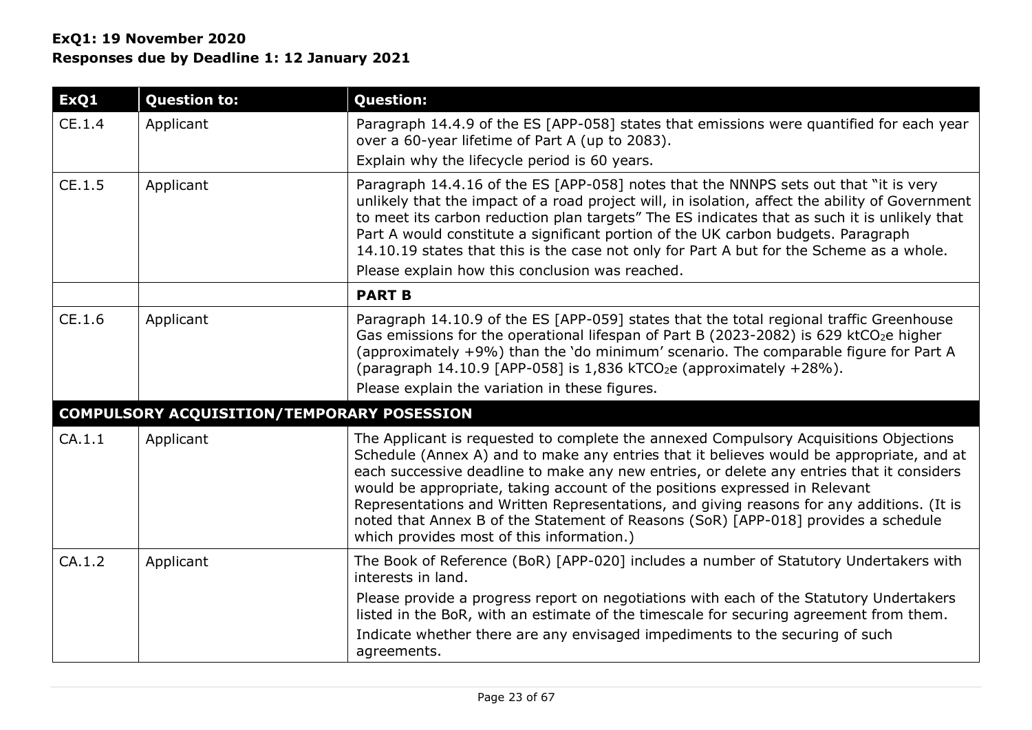**ExQ1: 19 November 2020**
**Responses due by Deadline 1: 12 January 2021**

| ExQ1 | Question to: | Question: |
|---|---|---|
| CE.1.4 | Applicant | Paragraph 14.4.9 of the ES [APP-058] states that emissions were quantified for each year over a 60-year lifetime of Part A (up to 2083).<br>Explain why the lifecycle period is 60 years. |
| CE.1.5 | Applicant | Paragraph 14.4.16 of the ES [APP-058] notes that the NNNPS sets out that "it is very unlikely that the impact of a road project will, in isolation, affect the ability of Government to meet its carbon reduction plan targets" The ES indicates that as such it is unlikely that Part A would constitute a significant portion of the UK carbon budgets. Paragraph 14.10.19 states that this is the case not only for Part A but for the Scheme as a whole.<br>Please explain how this conclusion was reached. |
| | | **PART B** |
| CE.1.6 | Applicant | Paragraph 14.10.9 of the ES [APP-059] states that the total regional traffic Greenhouse Gas emissions for the operational lifespan of Part B (2023-2082) is 629 kt$CO_2$e higher (approximately +9%) than the 'do minimum' scenario. The comparable figure for Part A (paragraph 14.10.9 [APP-058] is 1,836 kT$CO_2$e (approximately +28%).<br>Please explain the variation in these figures. |
| **COMPULSORY ACQUISITION/TEMPORARY POSESSION** | | |
| CA.1.1 | Applicant | The Applicant is requested to complete the annexed Compulsory Acquisitions Objections Schedule (Annex A) and to make any entries that it believes would be appropriate, and at each successive deadline to make any new entries, or delete any entries that it considers would be appropriate, taking account of the positions expressed in Relevant Representations and Written Representations, and giving reasons for any additions. (It is noted that Annex B of the Statement of Reasons (SoR) [APP-018] provides a schedule which provides most of this information.) |
| CA.1.2 | Applicant | The Book of Reference (BoR) [APP-020] includes a number of Statutory Undertakers with interests in land.<br>Please provide a progress report on negotiations with each of the Statutory Undertakers listed in the BoR, with an estimate of the timescale for securing agreement from them.<br>Indicate whether there are any envisaged impediments to the securing of such agreements. |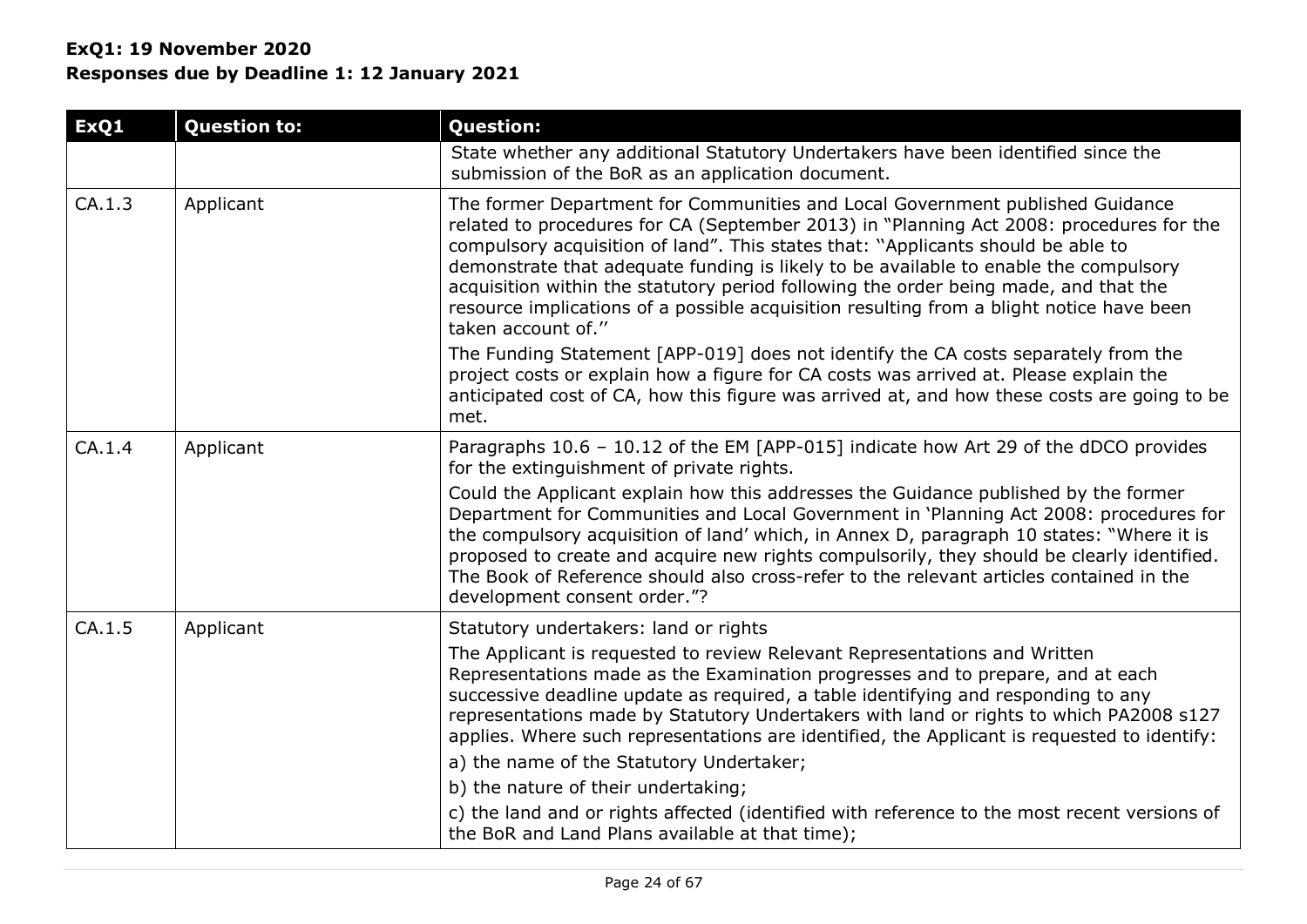**ExQ1: 19 November 2020**
**Responses due by Deadline 1: 12 January 2021**

| ExQ1 | Question to: | Question: |
|---|---|---|
| | | State whether any additional Statutory Undertakers have been identified since the submission of the BoR as an application document. |
| CA.1.3 | Applicant | The former Department for Communities and Local Government published Guidance related to procedures for CA (September 2013) in "Planning Act 2008: procedures for the compulsory acquisition of land". This states that: "Applicants should be able to demonstrate that adequate funding is likely to be available to enable the compulsory acquisition within the statutory period following the order being made, and that the resource implications of a possible acquisition resulting from a blight notice have been taken account of."<br>The Funding Statement [APP-019] does not identify the CA costs separately from the project costs or explain how a figure for CA costs was arrived at. Please explain the anticipated cost of CA, how this figure was arrived at, and how these costs are going to be met. |
| CA.1.4 | Applicant | Paragraphs 10.6 – 10.12 of the EM [APP-015] indicate how Art 29 of the dDCO provides for the extinguishment of private rights.<br>Could the Applicant explain how this addresses the Guidance published by the former Department for Communities and Local Government in 'Planning Act 2008: procedures for the compulsory acquisition of land' which, in Annex D, paragraph 10 states: "Where it is proposed to create and acquire new rights compulsorily, they should be clearly identified. The Book of Reference should also cross-refer to the relevant articles contained in the development consent order."? |
| CA.1.5 | Applicant | Statutory undertakers: land or rights<br>The Applicant is requested to review Relevant Representations and Written Representations made as the Examination progresses and to prepare, and at each successive deadline update as required, a table identifying and responding to any representations made by Statutory Undertakers with land or rights to which PA2008 s127 applies. Where such representations are identified, the Applicant is requested to identify:<br>a) the name of the Statutory Undertaker;<br>b) the nature of their undertaking;<br>c) the land and or rights affected (identified with reference to the most recent versions of the BoR and Land Plans available at that time); |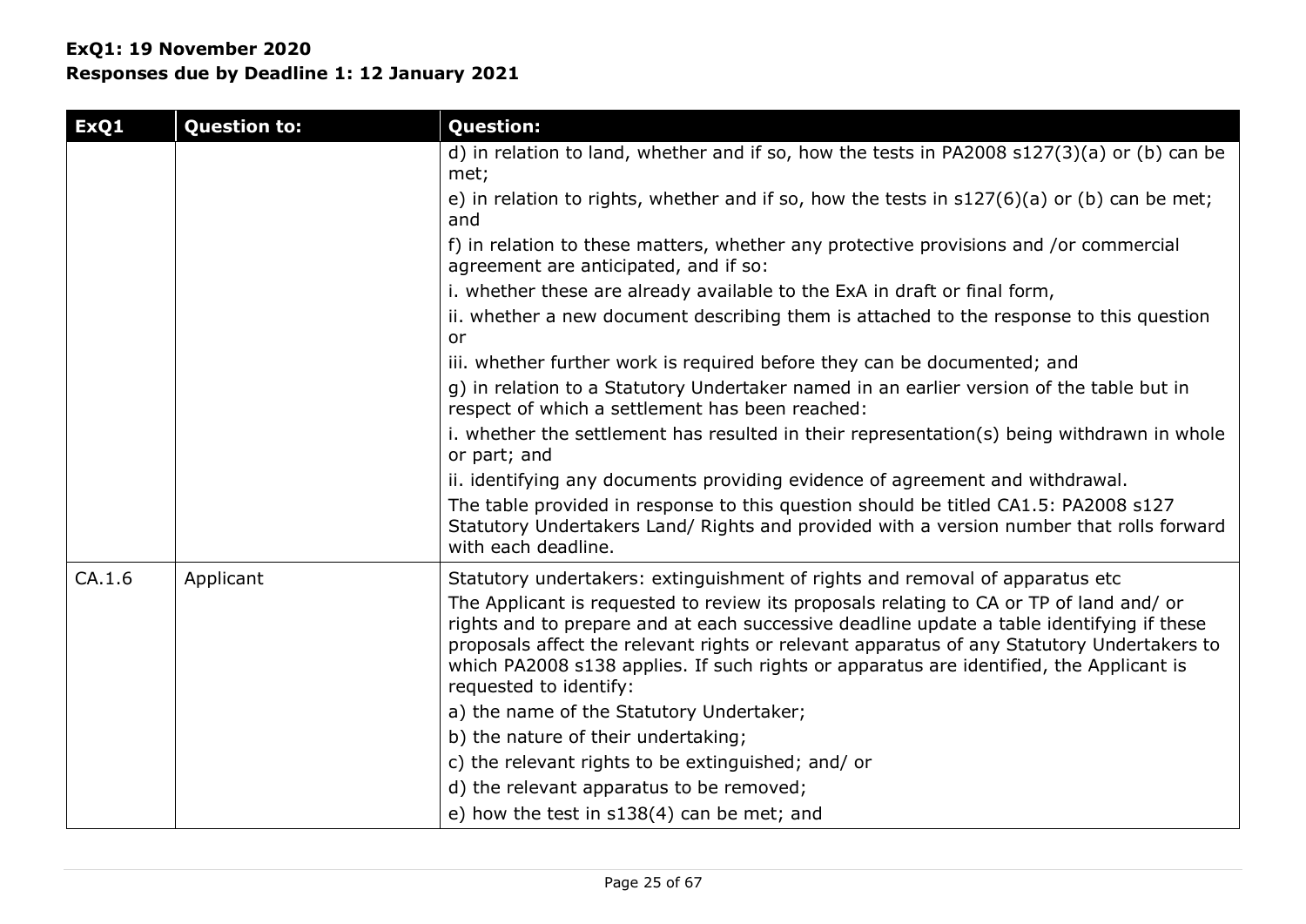**ExQ1: 19 November 2020**
**Responses due by Deadline 1: 12 January 2021**

| ExQ1 | Question to: | Question: |
|---|---|---|
| | | d) in relation to land, whether and if so, how the tests in PA2008 s127(3)(a) or (b) can be met;<br>e) in relation to rights, whether and if so, how the tests in s127(6)(a) or (b) can be met; and<br>f) in relation to these matters, whether any protective provisions and /or commercial agreement are anticipated, and if so:<br>i. whether these are already available to the ExA in draft or final form,<br>ii. whether a new document describing them is attached to the response to this question or<br>iii. whether further work is required before they can be documented; and<br>g) in relation to a Statutory Undertaker named in an earlier version of the table but in respect of which a settlement has been reached:<br>i. whether the settlement has resulted in their representation(s) being withdrawn in whole or part; and<br>ii. identifying any documents providing evidence of agreement and withdrawal.<br>The table provided in response to this question should be titled CA1.5: PA2008 s127 Statutory Undertakers Land/ Rights and provided with a version number that rolls forward with each deadline. |
| CA.1.6 | Applicant | Statutory undertakers: extinguishment of rights and removal of apparatus etc<br>The Applicant is requested to review its proposals relating to CA or TP of land and/ or rights and to prepare and at each successive deadline update a table identifying if these proposals affect the relevant rights or relevant apparatus of any Statutory Undertakers to which PA2008 s138 applies. If such rights or apparatus are identified, the Applicant is requested to identify:<br>a) the name of the Statutory Undertaker;<br>b) the nature of their undertaking;<br>c) the relevant rights to be extinguished; and/ or<br>d) the relevant apparatus to be removed;<br>e) how the test in s138(4) can be met; and |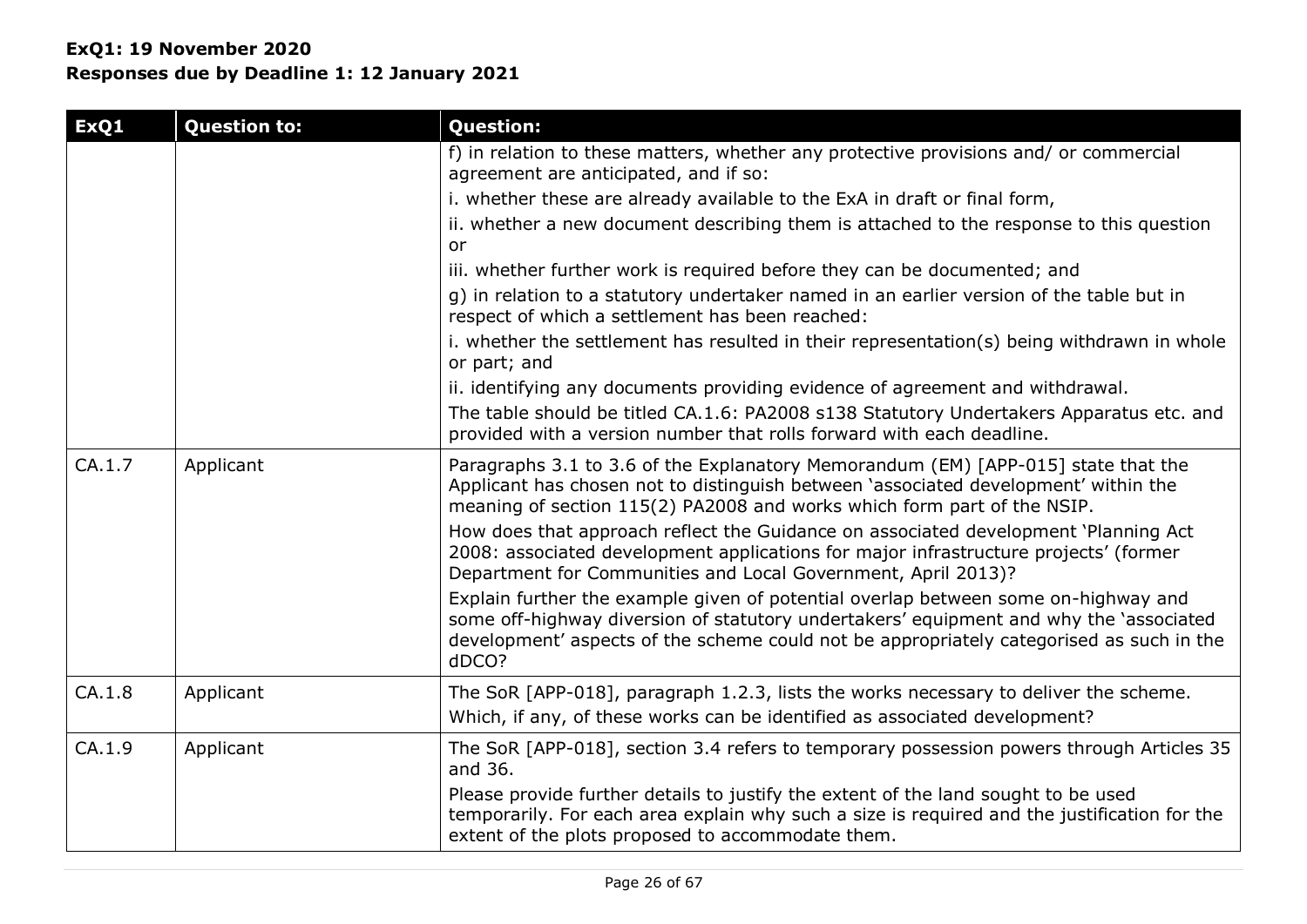**ExQ1: 19 November 2020**
**Responses due by Deadline 1: 12 January 2021**

| ExQ1 | Question to: | Question: |
|---|---|---|
| | | f) in relation to these matters, whether any protective provisions and/ or commercial agreement are anticipated, and if so:<br>i. whether these are already available to the ExA in draft or final form,<br>ii. whether a new document describing them is attached to the response to this question or<br>iii. whether further work is required before they can be documented; and<br>g) in relation to a statutory undertaker named in an earlier version of the table but in respect of which a settlement has been reached:<br>i. whether the settlement has resulted in their representation(s) being withdrawn in whole or part; and<br>ii. identifying any documents providing evidence of agreement and withdrawal.<br>The table should be titled CA.1.6: PA2008 s138 Statutory Undertakers Apparatus etc. and provided with a version number that rolls forward with each deadline. |
| CA.1.7 | Applicant | Paragraphs 3.1 to 3.6 of the Explanatory Memorandum (EM) [APP-015] state that the Applicant has chosen not to distinguish between 'associated development' within the meaning of section 115(2) PA2008 and works which form part of the NSIP.<br>How does that approach reflect the Guidance on associated development 'Planning Act 2008: associated development applications for major infrastructure projects' (former Department for Communities and Local Government, April 2013)?<br>Explain further the example given of potential overlap between some on-highway and some off-highway diversion of statutory undertakers' equipment and why the 'associated development' aspects of the scheme could not be appropriately categorised as such in the dDCO? |
| CA.1.8 | Applicant | The SoR [APP-018], paragraph 1.2.3, lists the works necessary to deliver the scheme.<br>Which, if any, of these works can be identified as associated development? |
| CA.1.9 | Applicant | The SoR [APP-018], section 3.4 refers to temporary possession powers through Articles 35 and 36.<br>Please provide further details to justify the extent of the land sought to be used temporarily. For each area explain why such a size is required and the justification for the extent of the plots proposed to accommodate them. |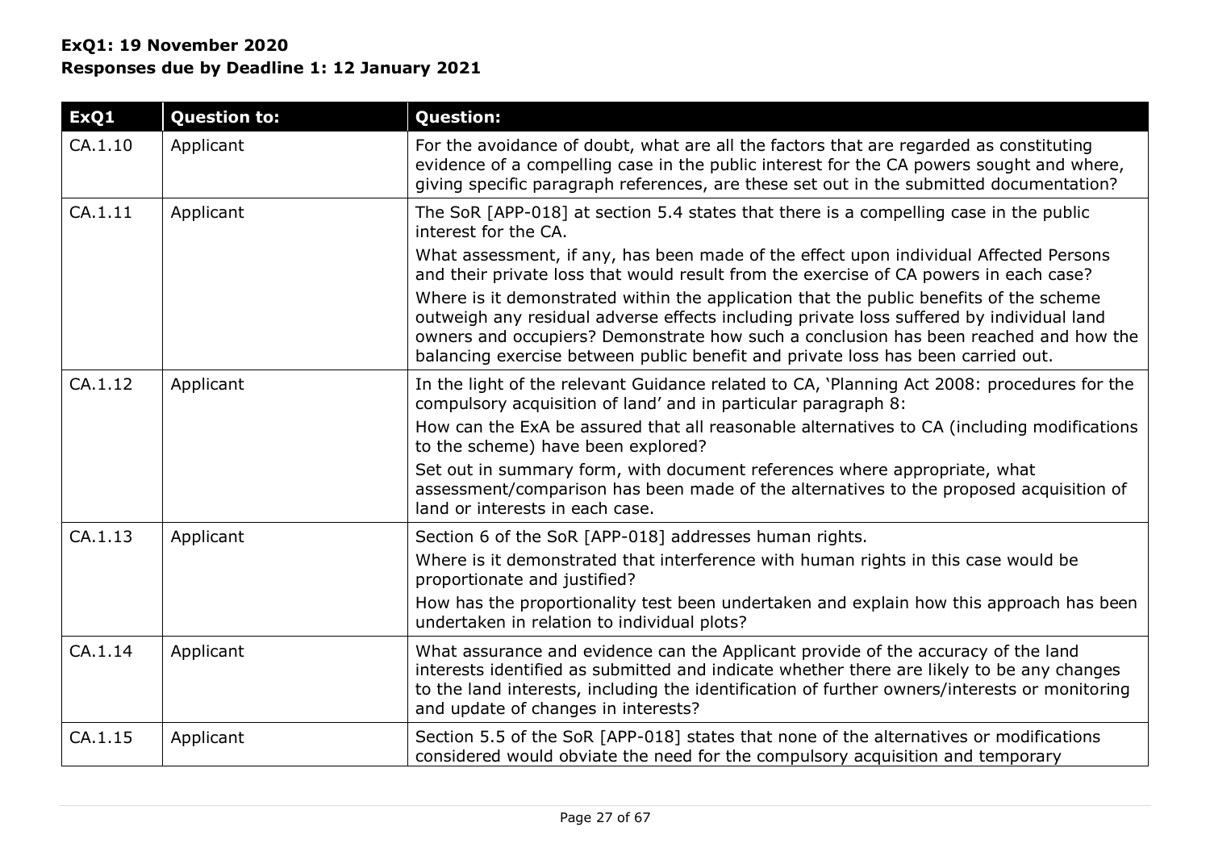**ExQ1: 19 November 2020**
**Responses due by Deadline 1: 12 January 2021**

| ExQ1 | Question to: | Question: |
|---|---|---|
| CA.1.10 | Applicant | For the avoidance of doubt, what are all the factors that are regarded as constituting evidence of a compelling case in the public interest for the CA powers sought and where, giving specific paragraph references, are these set out in the submitted documentation? |
| CA.1.11 | Applicant | The SoR [APP-018] at section 5.4 states that there is a compelling case in the public interest for the CA.<br>What assessment, if any, has been made of the effect upon individual Affected Persons and their private loss that would result from the exercise of CA powers in each case?<br>Where is it demonstrated within the application that the public benefits of the scheme outweigh any residual adverse effects including private loss suffered by individual land owners and occupiers? Demonstrate how such a conclusion has been reached and how the balancing exercise between public benefit and private loss has been carried out. |
| CA.1.12 | Applicant | In the light of the relevant Guidance related to CA, 'Planning Act 2008: procedures for the compulsory acquisition of land' and in particular paragraph 8:<br>How can the ExA be assured that all reasonable alternatives to CA (including modifications to the scheme) have been explored?<br>Set out in summary form, with document references where appropriate, what assessment/comparison has been made of the alternatives to the proposed acquisition of land or interests in each case. |
| CA.1.13 | Applicant | Section 6 of the SoR [APP-018] addresses human rights.<br>Where is it demonstrated that interference with human rights in this case would be proportionate and justified?<br>How has the proportionality test been undertaken and explain how this approach has been undertaken in relation to individual plots? |
| CA.1.14 | Applicant | What assurance and evidence can the Applicant provide of the accuracy of the land interests identified as submitted and indicate whether there are likely to be any changes to the land interests, including the identification of further owners/interests or monitoring and update of changes in interests? |
| CA.1.15 | Applicant | Section 5.5 of the SoR [APP-018] states that none of the alternatives or modifications considered would obviate the need for the compulsory acquisition and temporary |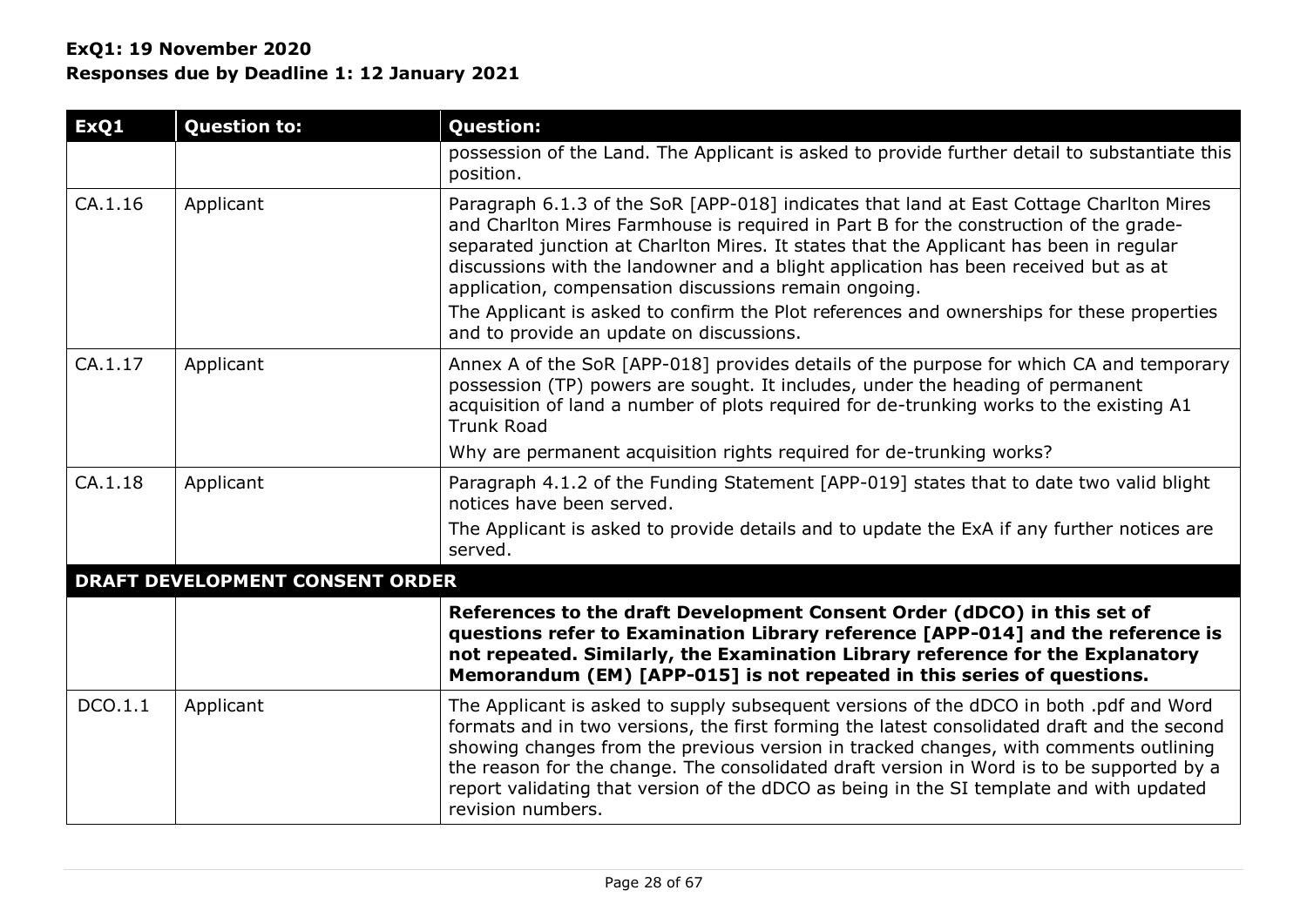**ExQ1: 19 November 2020**
**Responses due by Deadline 1: 12 January 2021**

| ExQ1 | Question to: | Question: |
|---|---|---|
| | | possession of the Land. The Applicant is asked to provide further detail to substantiate this position. |
| CA.1.16 | Applicant | Paragraph 6.1.3 of the SoR [APP-018] indicates that land at East Cottage Charlton Mires and Charlton Mires Farmhouse is required in Part B for the construction of the grade-separated junction at Charlton Mires. It states that the Applicant has been in regular discussions with the landowner and a blight application has been received but as at application, compensation discussions remain ongoing.<br>The Applicant is asked to confirm the Plot references and ownerships for these properties and to provide an update on discussions. |
| CA.1.17 | Applicant | Annex A of the SoR [APP-018] provides details of the purpose for which CA and temporary possession (TP) powers are sought. It includes, under the heading of permanent acquisition of land a number of plots required for de-trunking works to the existing A1 Trunk Road<br>Why are permanent acquisition rights required for de-trunking works? |
| CA.1.18 | Applicant | Paragraph 4.1.2 of the Funding Statement [APP-019] states that to date two valid blight notices have been served.<br>The Applicant is asked to provide details and to update the ExA if any further notices are served. |
| **DRAFT DEVELOPMENT CONSENT ORDER** | | |
| | | **References to the draft Development Consent Order (dDCO) in this set of questions refer to Examination Library reference [APP-014] and the reference is not repeated. Similarly, the Examination Library reference for the Explanatory Memorandum (EM) [APP-015] is not repeated in this series of questions.** |
| DCO.1.1 | Applicant | The Applicant is asked to supply subsequent versions of the dDCO in both .pdf and Word formats and in two versions, the first forming the latest consolidated draft and the second showing changes from the previous version in tracked changes, with comments outlining the reason for the change. The consolidated draft version in Word is to be supported by a report validating that version of the dDCO as being in the SI template and with updated revision numbers. |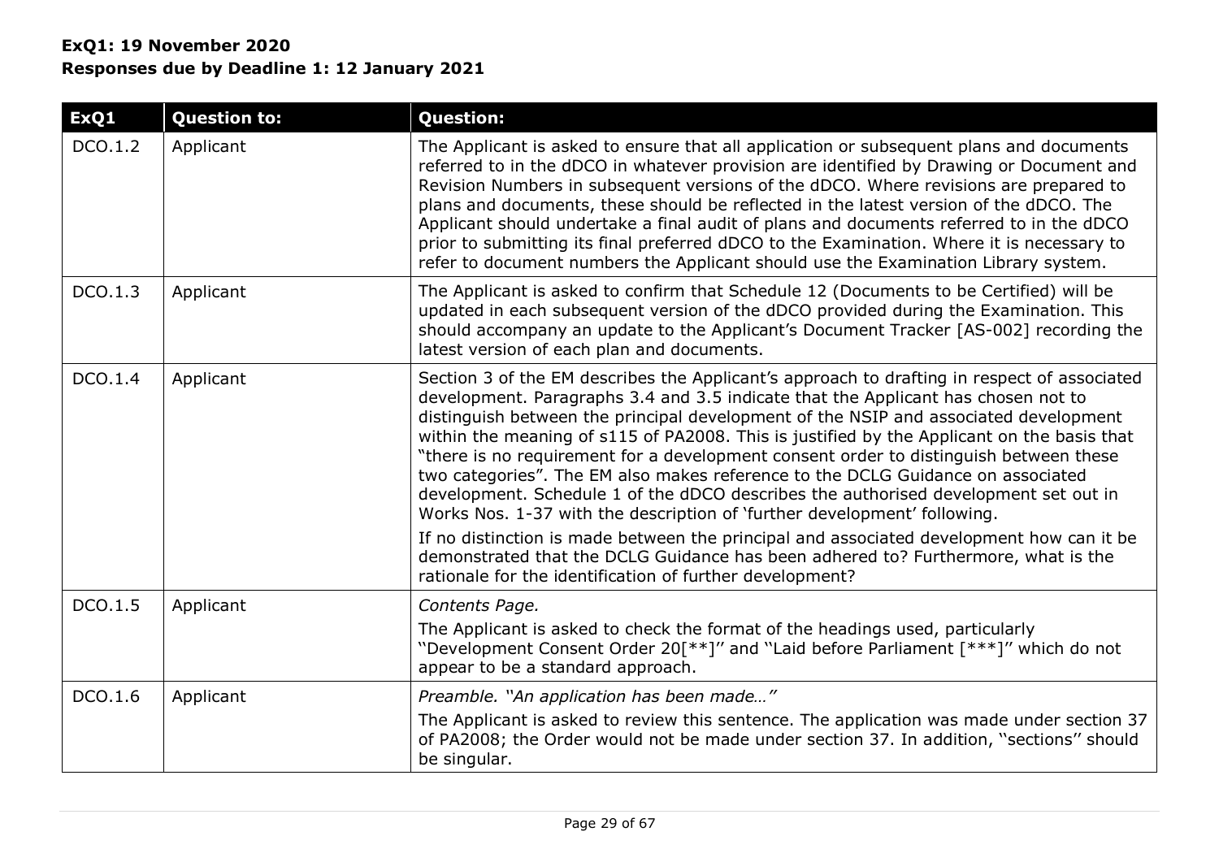**ExQ1: 19 November 2020**
**Responses due by Deadline 1: 12 January 2021**

| ExQ1 | Question to: | Question: |
|---|---|---|
| DCO.1.2 | Applicant | The Applicant is asked to ensure that all application or subsequent plans and documents referred to in the dDCO in whatever provision are identified by Drawing or Document and Revision Numbers in subsequent versions of the dDCO. Where revisions are prepared to plans and documents, these should be reflected in the latest version of the dDCO. The Applicant should undertake a final audit of plans and documents referred to in the dDCO prior to submitting its final preferred dDCO to the Examination. Where it is necessary to refer to document numbers the Applicant should use the Examination Library system. |
| DCO.1.3 | Applicant | The Applicant is asked to confirm that Schedule 12 (Documents to be Certified) will be updated in each subsequent version of the dDCO provided during the Examination. This should accompany an update to the Applicant's Document Tracker [AS-002] recording the latest version of each plan and documents. |
| DCO.1.4 | Applicant | Section 3 of the EM describes the Applicant's approach to drafting in respect of associated development. Paragraphs 3.4 and 3.5 indicate that the Applicant has chosen not to distinguish between the principal development of the NSIP and associated development within the meaning of s115 of PA2008. This is justified by the Applicant on the basis that "there is no requirement for a development consent order to distinguish between these two categories". The EM also makes reference to the DCLG Guidance on associated development. Schedule 1 of the dDCO describes the authorised development set out in Works Nos. 1-37 with the description of 'further development' following.<br><br>If no distinction is made between the principal and associated development how can it be demonstrated that the DCLG Guidance has been adhered to? Furthermore, what is the rationale for the identification of further development? |
| DCO.1.5 | Applicant | *Contents Page.*<br><br>The Applicant is asked to check the format of the headings used, particularly "Development Consent Order 20[**]" and "Laid before Parliament [***]" which do not appear to be a standard approach. |
| DCO.1.6 | Applicant | *Preamble. "An application has been made…"*<br><br>The Applicant is asked to review this sentence. The application was made under section 37 of PA2008; the Order would not be made under section 37. In addition, "sections" should be singular. |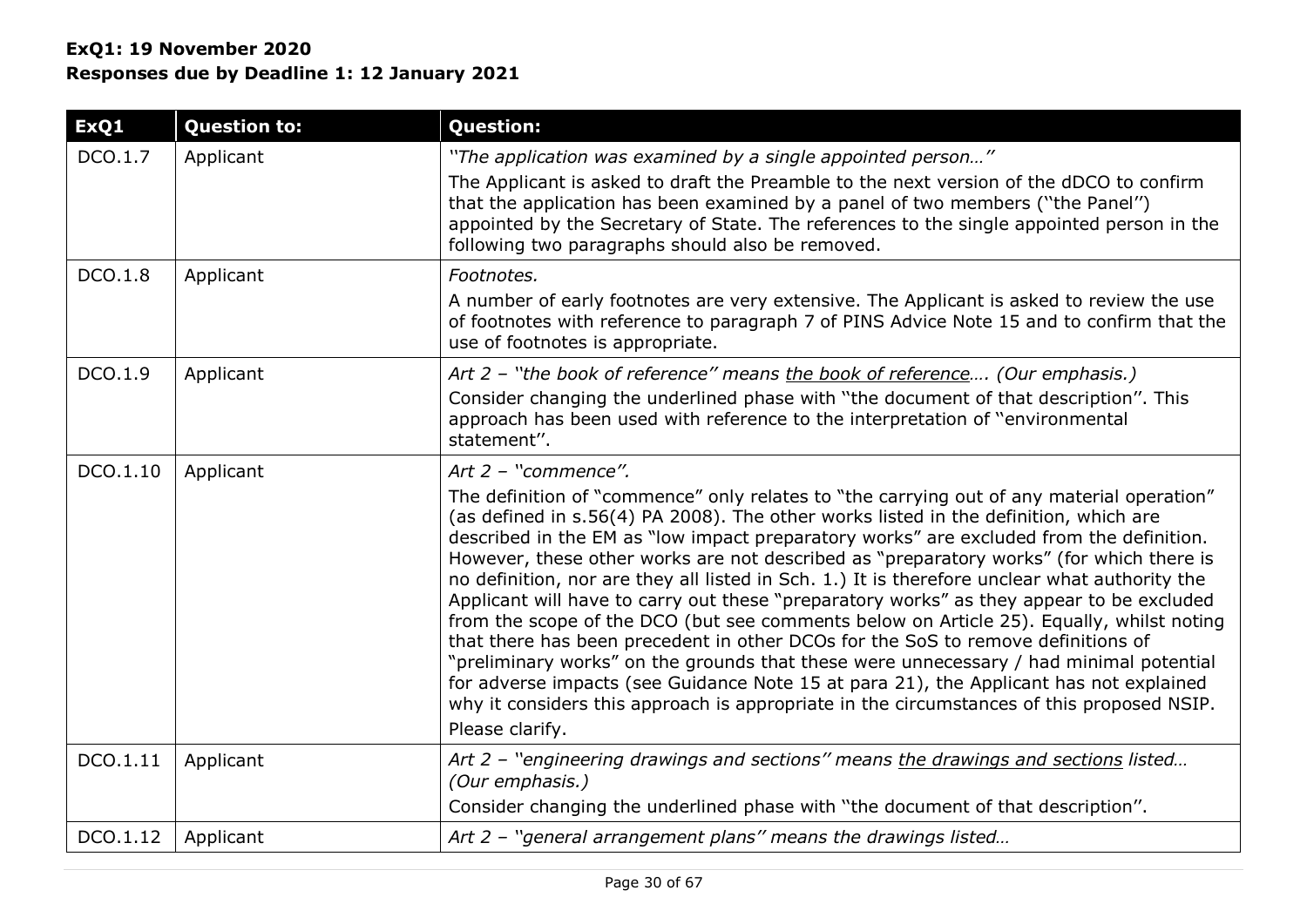**ExQ1: 19 November 2020**
**Responses due by Deadline 1: 12 January 2021**

| ExQ1 | Question to: | Question: |
|---|---|---|
| DCO.1.7 | Applicant | *"The application was examined by a single appointed person…"*<br>The Applicant is asked to draft the Preamble to the next version of the dDCO to confirm that the application has been examined by a panel of two members ("the Panel") appointed by the Secretary of State. The references to the single appointed person in the following two paragraphs should also be removed. |
| DCO.1.8 | Applicant | *Footnotes.*<br>A number of early footnotes are very extensive. The Applicant is asked to review the use of footnotes with reference to paragraph 7 of PINS Advice Note 15 and to confirm that the use of footnotes is appropriate. |
| DCO.1.9 | Applicant | *Art 2 – "the book of reference" means <u>the book of reference</u>…. (Our emphasis.)*<br>Consider changing the underlined phase with "the document of that description". This approach has been used with reference to the interpretation of "environmental statement". |
| DCO.1.10 | Applicant | *Art 2 – "commence".*<br>The definition of "commence" only relates to "the carrying out of any material operation" (as defined in s.56(4) PA 2008). The other works listed in the definition, which are described in the EM as "low impact preparatory works" are excluded from the definition. However, these other works are not described as "preparatory works" (for which there is no definition, nor are they all listed in Sch. 1.) It is therefore unclear what authority the Applicant will have to carry out these "preparatory works" as they appear to be excluded from the scope of the DCO (but see comments below on Article 25). Equally, whilst noting that there has been precedent in other DCOs for the SoS to remove definitions of "preliminary works" on the grounds that these were unnecessary / had minimal potential for adverse impacts (see Guidance Note 15 at para 21), the Applicant has not explained why it considers this approach is appropriate in the circumstances of this proposed NSIP.<br>Please clarify. |
| DCO.1.11 | Applicant | *Art 2 – "engineering drawings and sections" means <u>the drawings and sections</u> listed… (Our emphasis.)*<br>Consider changing the underlined phase with "the document of that description". |
| DCO.1.12 | Applicant | *Art 2 – "general arrangement plans" means the drawings listed…* |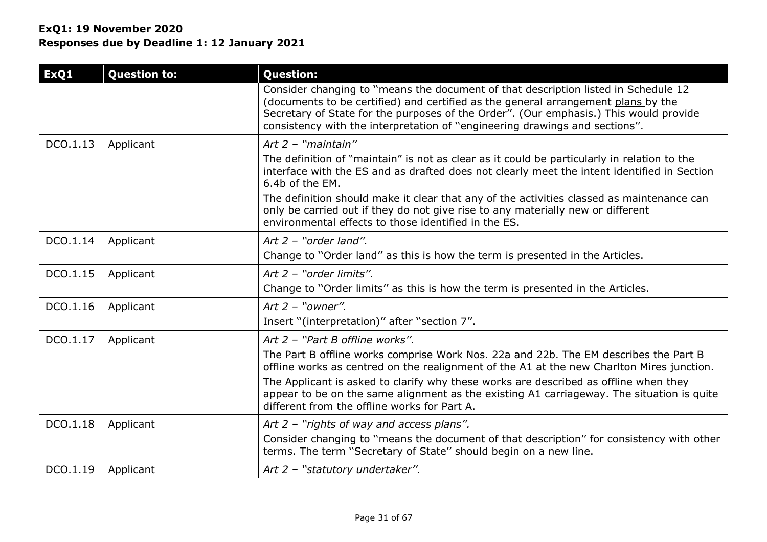**ExQ1: 19 November 2020**
**Responses due by Deadline 1: 12 January 2021**

| ExQ1 | Question to: | Question: |
|---|---|---|
| | | Consider changing to "means the document of that description listed in Schedule 12 (documents to be certified) and certified as the general arrangement <u>plans</u> by the Secretary of State for the purposes of the Order". (Our emphasis.) This would provide consistency with the interpretation of "engineering drawings and sections". |
| DCO.1.13 | Applicant | *Art 2 – "maintain"*<br><br>The definition of "maintain" is not as clear as it could be particularly in relation to the interface with the ES and as drafted does not clearly meet the intent identified in Section 6.4b of the EM.<br><br>The definition should make it clear that any of the activities classed as maintenance can only be carried out if they do not give rise to any materially new or different environmental effects to those identified in the ES. |
| DCO.1.14 | Applicant | *Art 2 – "order land".*<br><br>Change to "Order land" as this is how the term is presented in the Articles. |
| DCO.1.15 | Applicant | *Art 2 – "order limits".*<br><br>Change to "Order limits" as this is how the term is presented in the Articles. |
| DCO.1.16 | Applicant | *Art 2 – "owner".*<br><br>Insert "(interpretation)" after "section 7". |
| DCO.1.17 | Applicant | *Art 2 – "Part B offline works".*<br><br>The Part B offline works comprise Work Nos. 22a and 22b. The EM describes the Part B offline works as centred on the realignment of the A1 at the new Charlton Mires junction.<br><br>The Applicant is asked to clarify why these works are described as offline when they appear to be on the same alignment as the existing A1 carriageway. The situation is quite different from the offline works for Part A. |
| DCO.1.18 | Applicant | *Art 2 – "rights of way and access plans".*<br><br>Consider changing to "means the document of that description" for consistency with other terms. The term "Secretary of State" should begin on a new line. |
| DCO.1.19 | Applicant | *Art 2 – "statutory undertaker".* |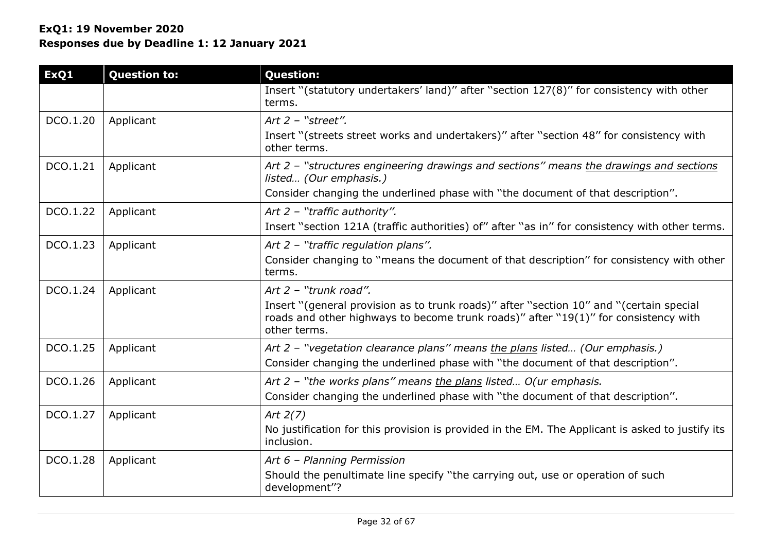**ExQ1: 19 November 2020**
**Responses due by Deadline 1: 12 January 2021**

| ExQ1 | Question to: | Question: |
|---|---|---|
| | | Insert "(statutory undertakers' land)" after "section 127(8)" for consistency with other terms. |
| DCO.1.20 | Applicant | *Art 2 – "street".*<br>Insert "(streets street works and undertakers)" after "section 48" for consistency with other terms. |
| DCO.1.21 | Applicant | *Art 2 – "structures engineering drawings and sections" means <u>the drawings and sections</u> listed… (Our emphasis.)*<br>Consider changing the underlined phase with "the document of that description". |
| DCO.1.22 | Applicant | *Art 2 – "traffic authority".*<br>Insert "section 121A (traffic authorities) of" after "as in" for consistency with other terms. |
| DCO.1.23 | Applicant | *Art 2 – "traffic regulation plans".*<br>Consider changing to "means the document of that description" for consistency with other terms. |
| DCO.1.24 | Applicant | *Art 2 – "trunk road".*<br>Insert "(general provision as to trunk roads)" after "section 10" and "(certain special roads and other highways to become trunk roads)" after "19(1)" for consistency with other terms. |
| DCO.1.25 | Applicant | *Art 2 – "vegetation clearance plans" means <u>the plans</u> listed… (Our emphasis.)*<br>Consider changing the underlined phase with "the document of that description". |
| DCO.1.26 | Applicant | *Art 2 – "the works plans" means <u>the plans</u> listed… O(ur emphasis.*<br>Consider changing the underlined phase with "the document of that description". |
| DCO.1.27 | Applicant | *Art 2(7)*<br>No justification for this provision is provided in the EM. The Applicant is asked to justify its inclusion. |
| DCO.1.28 | Applicant | *Art 6 – Planning Permission*<br>Should the penultimate line specify "the carrying out, use or operation of such development"? |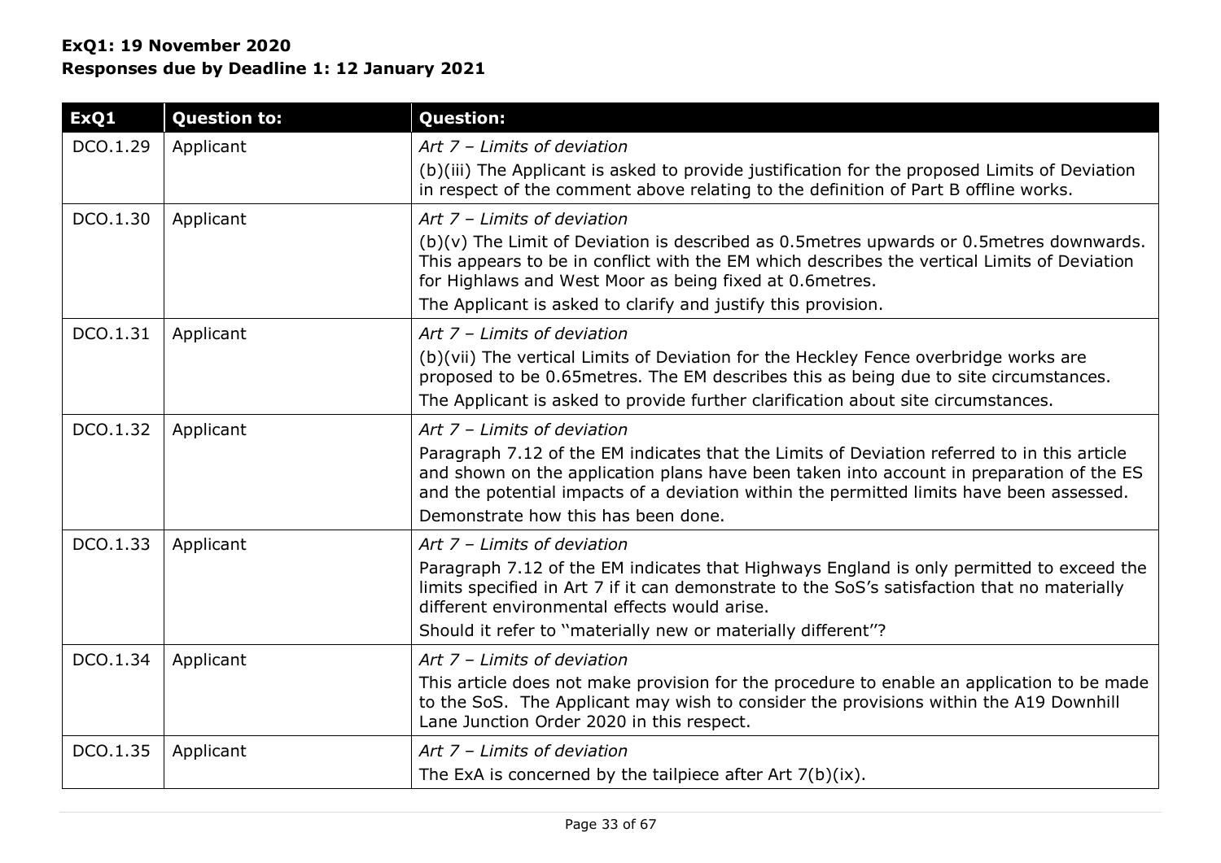**ExQ1: 19 November 2020**
**Responses due by Deadline 1: 12 January 2021**

| ExQ1 | Question to: | Question: |
|---|---|---|
| DCO.1.29 | Applicant | *Art 7 – Limits of deviation*<br>(b)(iii) The Applicant is asked to provide justification for the proposed Limits of Deviation in respect of the comment above relating to the definition of Part B offline works. |
| DCO.1.30 | Applicant | *Art 7 – Limits of deviation*<br>(b)(v) The Limit of Deviation is described as 0.5metres upwards or 0.5metres downwards. This appears to be in conflict with the EM which describes the vertical Limits of Deviation for Highlaws and West Moor as being fixed at 0.6metres.<br>The Applicant is asked to clarify and justify this provision. |
| DCO.1.31 | Applicant | *Art 7 – Limits of deviation*<br>(b)(vii) The vertical Limits of Deviation for the Heckley Fence overbridge works are proposed to be 0.65metres. The EM describes this as being due to site circumstances.<br>The Applicant is asked to provide further clarification about site circumstances. |
| DCO.1.32 | Applicant | *Art 7 – Limits of deviation*<br>Paragraph 7.12 of the EM indicates that the Limits of Deviation referred to in this article and shown on the application plans have been taken into account in preparation of the ES and the potential impacts of a deviation within the permitted limits have been assessed.<br>Demonstrate how this has been done. |
| DCO.1.33 | Applicant | *Art 7 – Limits of deviation*<br>Paragraph 7.12 of the EM indicates that Highways England is only permitted to exceed the limits specified in Art 7 if it can demonstrate to the SoS's satisfaction that no materially different environmental effects would arise.<br>Should it refer to "materially new or materially different"? |
| DCO.1.34 | Applicant | *Art 7 – Limits of deviation*<br>This article does not make provision for the procedure to enable an application to be made to the SoS. The Applicant may wish to consider the provisions within the A19 Downhill Lane Junction Order 2020 in this respect. |
| DCO.1.35 | Applicant | *Art 7 – Limits of deviation*<br>The ExA is concerned by the tailpiece after Art 7(b)(ix). |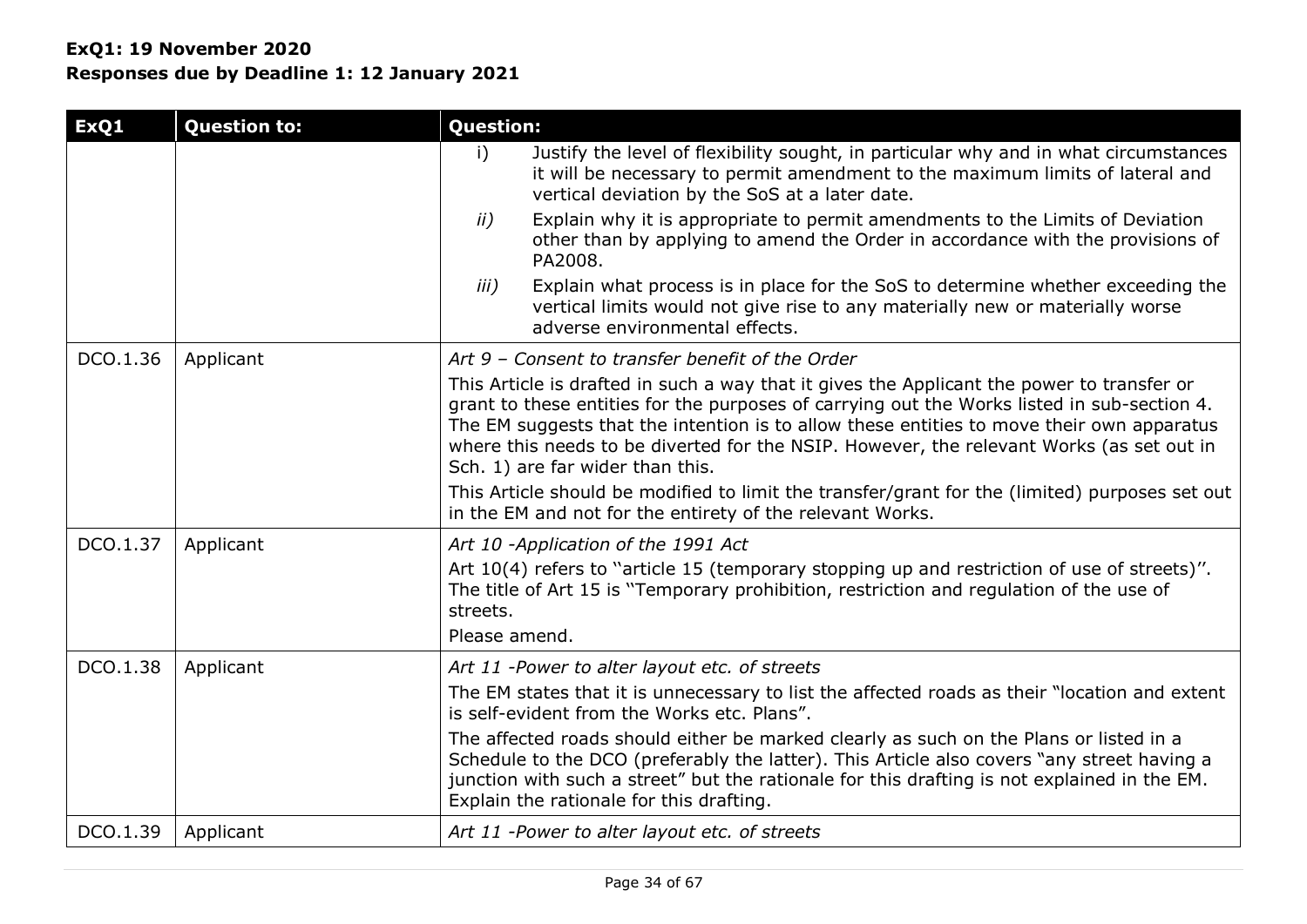**ExQ1: 19 November 2020**
**Responses due by Deadline 1: 12 January 2021**

| ExQ1 | Question to: | Question: |
|---|---|---|
| | | i) Justify the level of flexibility sought, in particular why and in what circumstances it will be necessary to permit amendment to the maximum limits of lateral and vertical deviation by the SoS at a later date.<br>*ii)* Explain why it is appropriate to permit amendments to the Limits of Deviation other than by applying to amend the Order in accordance with the provisions of PA2008.<br>*iii)* Explain what process is in place for the SoS to determine whether exceeding the vertical limits would not give rise to any materially new or materially worse adverse environmental effects. |
| DCO.1.36 | Applicant | *Art 9 – Consent to transfer benefit of the Order*<br>This Article is drafted in such a way that it gives the Applicant the power to transfer or grant to these entities for the purposes of carrying out the Works listed in sub-section 4. The EM suggests that the intention is to allow these entities to move their own apparatus where this needs to be diverted for the NSIP. However, the relevant Works (as set out in Sch. 1) are far wider than this.<br>This Article should be modified to limit the transfer/grant for the (limited) purposes set out in the EM and not for the entirety of the relevant Works. |
| DCO.1.37 | Applicant | *Art 10 -Application of the 1991 Act*<br>Art 10(4) refers to "article 15 (temporary stopping up and restriction of use of streets)". The title of Art 15 is "Temporary prohibition, restriction and regulation of the use of streets.<br>Please amend. |
| DCO.1.38 | Applicant | *Art 11 -Power to alter layout etc. of streets*<br>The EM states that it is unnecessary to list the affected roads as their "location and extent is self-evident from the Works etc. Plans".<br>The affected roads should either be marked clearly as such on the Plans or listed in a Schedule to the DCO (preferably the latter). This Article also covers "any street having a junction with such a street" but the rationale for this drafting is not explained in the EM. Explain the rationale for this drafting. |
| DCO.1.39 | Applicant | *Art 11 -Power to alter layout etc. of streets* |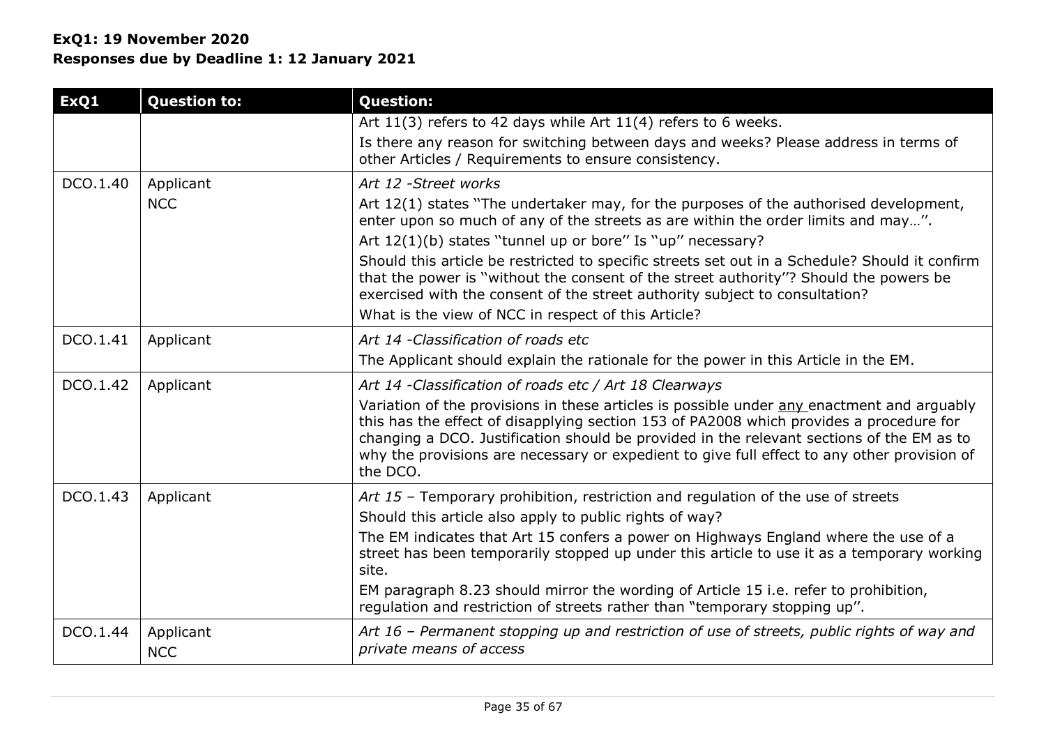**ExQ1: 19 November 2020**
**Responses due by Deadline 1: 12 January 2021**

| ExQ1 | Question to: | Question: |
|---|---|---|
| | | Art 11(3) refers to 42 days while Art 11(4) refers to 6 weeks.<br>Is there any reason for switching between days and weeks? Please address in terms of other Articles / Requirements to ensure consistency. |
| DCO.1.40 | Applicant<br>NCC | *Art 12 -Street works*<br>Art 12(1) states "The undertaker may, for the purposes of the authorised development, enter upon so much of any of the streets as are within the order limits and may…".<br>Art 12(1)(b) states "tunnel up or bore" Is "up" necessary?<br>Should this article be restricted to specific streets set out in a Schedule? Should it confirm that the power is "without the consent of the street authority"? Should the powers be exercised with the consent of the street authority subject to consultation?<br>What is the view of NCC in respect of this Article? |
| DCO.1.41 | Applicant | *Art 14 -Classification of roads etc*<br>The Applicant should explain the rationale for the power in this Article in the EM. |
| DCO.1.42 | Applicant | *Art 14 -Classification of roads etc / Art 18 Clearways*<br>Variation of the provisions in these articles is possible under <u>any</u> enactment and arguably this has the effect of disapplying section 153 of PA2008 which provides a procedure for changing a DCO. Justification should be provided in the relevant sections of the EM as to why the provisions are necessary or expedient to give full effect to any other provision of the DCO. |
| DCO.1.43 | Applicant | *Art 15* – Temporary prohibition, restriction and regulation of the use of streets<br>Should this article also apply to public rights of way?<br>The EM indicates that Art 15 confers a power on Highways England where the use of a street has been temporarily stopped up under this article to use it as a temporary working site.<br>EM paragraph 8.23 should mirror the wording of Article 15 i.e. refer to prohibition, regulation and restriction of streets rather than "temporary stopping up". |
| DCO.1.44 | Applicant<br>NCC | *Art 16 – Permanent stopping up and restriction of use of streets, public rights of way and private means of access* |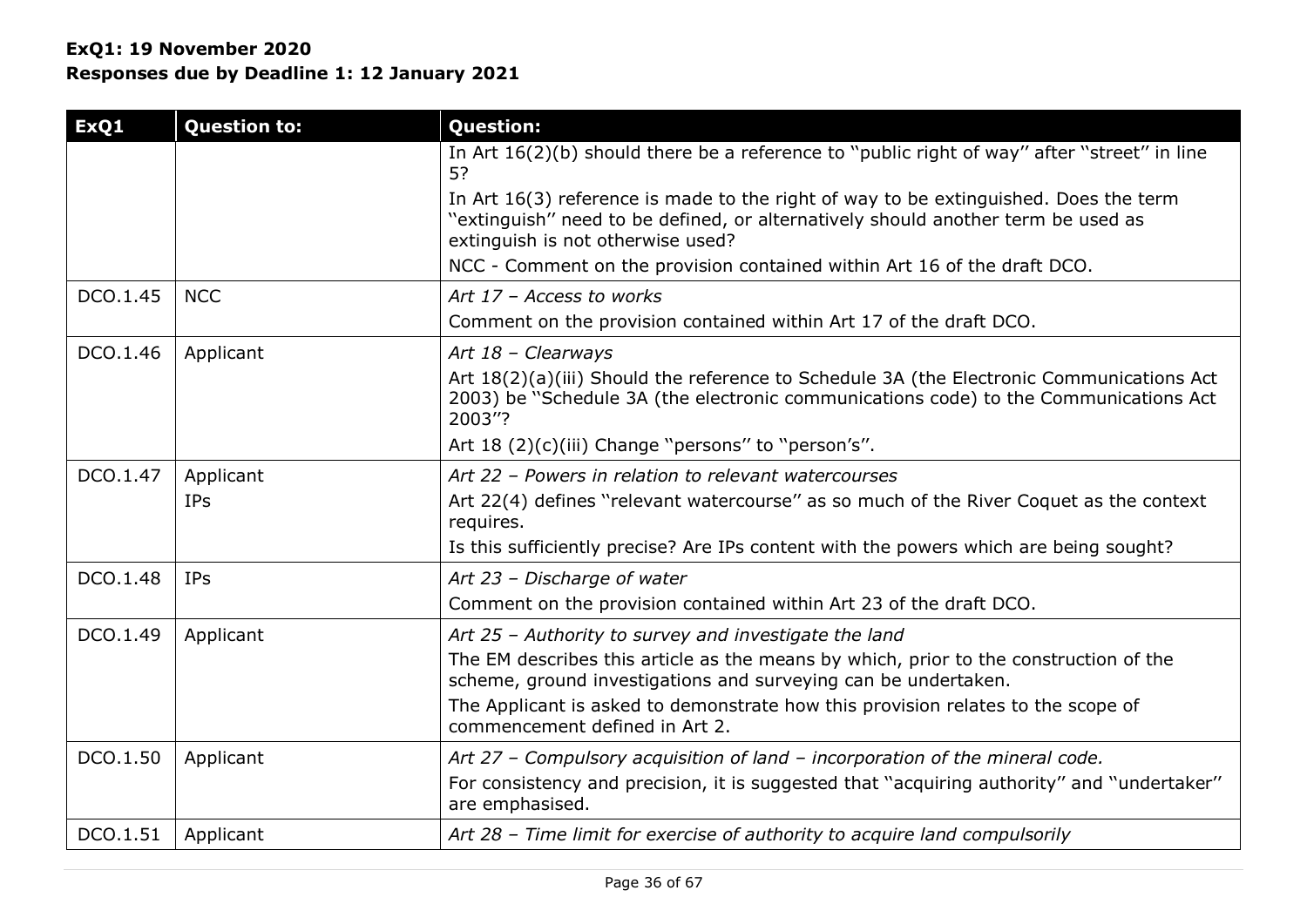**ExQ1: 19 November 2020**
**Responses due by Deadline 1: 12 January 2021**

| ExQ1 | Question to: | Question: |
|---|---|---|
| | | In Art 16(2)(b) should there be a reference to "public right of way" after "street" in line 5?<br>In Art 16(3) reference is made to the right of way to be extinguished. Does the term "extinguish" need to be defined, or alternatively should another term be used as extinguish is not otherwise used?<br>NCC - Comment on the provision contained within Art 16 of the draft DCO. |
| DCO.1.45 | NCC | *Art 17 – Access to works*<br>Comment on the provision contained within Art 17 of the draft DCO. |
| DCO.1.46 | Applicant | *Art 18 – Clearways*<br>Art 18(2)(a)(iii) Should the reference to Schedule 3A (the Electronic Communications Act 2003) be "Schedule 3A (the electronic communications code) to the Communications Act 2003"?<br>Art 18 (2)(c)(iii) Change "persons" to "person's". |
| DCO.1.47 | Applicant<br>IPs | *Art 22 – Powers in relation to relevant watercourses*<br>Art 22(4) defines "relevant watercourse" as so much of the River Coquet as the context requires.<br>Is this sufficiently precise? Are IPs content with the powers which are being sought? |
| DCO.1.48 | IPs | *Art 23 – Discharge of water*<br>Comment on the provision contained within Art 23 of the draft DCO. |
| DCO.1.49 | Applicant | *Art 25 – Authority to survey and investigate the land*<br>The EM describes this article as the means by which, prior to the construction of the scheme, ground investigations and surveying can be undertaken.<br>The Applicant is asked to demonstrate how this provision relates to the scope of commencement defined in Art 2. |
| DCO.1.50 | Applicant | *Art 27 – Compulsory acquisition of land – incorporation of the mineral code.*<br>For consistency and precision, it is suggested that "acquiring authority" and "undertaker" are emphasised. |
| DCO.1.51 | Applicant | *Art 28 – Time limit for exercise of authority to acquire land compulsorily* |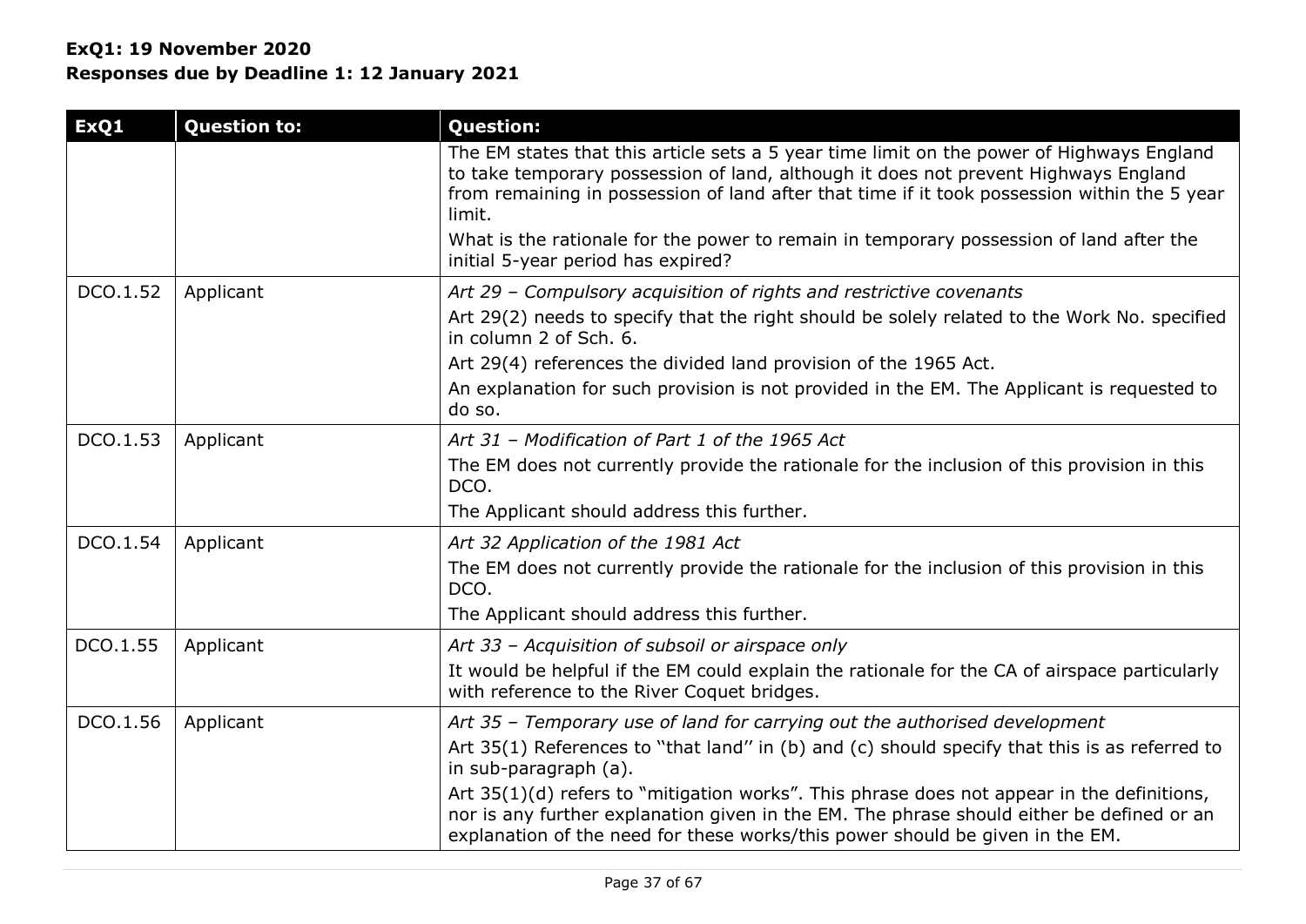**ExQ1: 19 November 2020**
**Responses due by Deadline 1: 12 January 2021**

| ExQ1 | Question to: | Question: |
|---|---|---|
| | | The EM states that this article sets a 5 year time limit on the power of Highways England to take temporary possession of land, although it does not prevent Highways England from remaining in possession of land after that time if it took possession within the 5 year limit.<br>What is the rationale for the power to remain in temporary possession of land after the initial 5-year period has expired? |
| DCO.1.52 | Applicant | *Art 29 – Compulsory acquisition of rights and restrictive covenants*<br>Art 29(2) needs to specify that the right should be solely related to the Work No. specified in column 2 of Sch. 6.<br>Art 29(4) references the divided land provision of the 1965 Act.<br>An explanation for such provision is not provided in the EM. The Applicant is requested to do so. |
| DCO.1.53 | Applicant | *Art 31 – Modification of Part 1 of the 1965 Act*<br>The EM does not currently provide the rationale for the inclusion of this provision in this DCO.<br>The Applicant should address this further. |
| DCO.1.54 | Applicant | *Art 32 Application of the 1981 Act*<br>The EM does not currently provide the rationale for the inclusion of this provision in this DCO.<br>The Applicant should address this further. |
| DCO.1.55 | Applicant | *Art 33 – Acquisition of subsoil or airspace only*<br>It would be helpful if the EM could explain the rationale for the CA of airspace particularly with reference to the River Coquet bridges. |
| DCO.1.56 | Applicant | *Art 35 – Temporary use of land for carrying out the authorised development*<br>Art 35(1) References to "that land" in (b) and (c) should specify that this is as referred to in sub-paragraph (a).<br>Art 35(1)(d) refers to "mitigation works". This phrase does not appear in the definitions, nor is any further explanation given in the EM. The phrase should either be defined or an explanation of the need for these works/this power should be given in the EM. |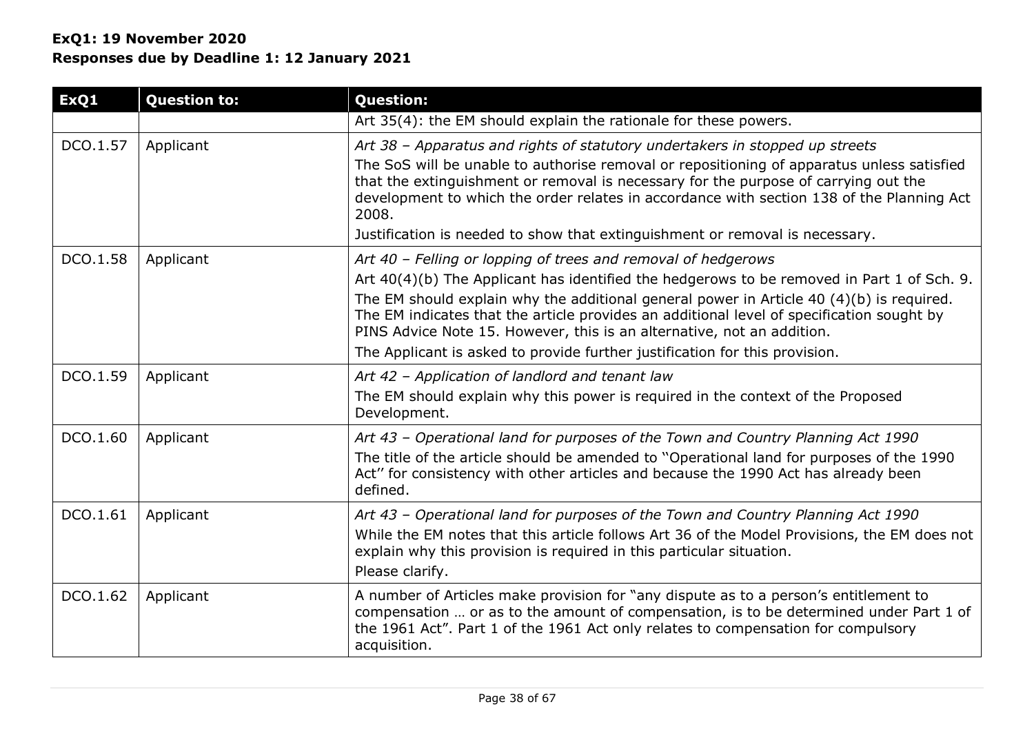**ExQ1: 19 November 2020**
**Responses due by Deadline 1: 12 January 2021**

| ExQ1 | Question to: | Question: |
|---|---|---|
| | | Art 35(4): the EM should explain the rationale for these powers. |
| DCO.1.57 | Applicant | *Art 38 – Apparatus and rights of statutory undertakers in stopped up streets*<br>The SoS will be unable to authorise removal or repositioning of apparatus unless satisfied that the extinguishment or removal is necessary for the purpose of carrying out the development to which the order relates in accordance with section 138 of the Planning Act 2008.<br>Justification is needed to show that extinguishment or removal is necessary. |
| DCO.1.58 | Applicant | *Art 40 – Felling or lopping of trees and removal of hedgerows*<br>Art 40(4)(b) The Applicant has identified the hedgerows to be removed in Part 1 of Sch. 9.<br>The EM should explain why the additional general power in Article 40 (4)(b) is required. The EM indicates that the article provides an additional level of specification sought by PINS Advice Note 15. However, this is an alternative, not an addition.<br>The Applicant is asked to provide further justification for this provision. |
| DCO.1.59 | Applicant | *Art 42 – Application of landlord and tenant law*<br>The EM should explain why this power is required in the context of the Proposed Development. |
| DCO.1.60 | Applicant | *Art 43 – Operational land for purposes of the Town and Country Planning Act 1990*<br>The title of the article should be amended to ''Operational land for purposes of the 1990 Act'' for consistency with other articles and because the 1990 Act has already been defined. |
| DCO.1.61 | Applicant | *Art 43 – Operational land for purposes of the Town and Country Planning Act 1990*<br>While the EM notes that this article follows Art 36 of the Model Provisions, the EM does not explain why this provision is required in this particular situation.<br>Please clarify. |
| DCO.1.62 | Applicant | A number of Articles make provision for "any dispute as to a person's entitlement to compensation … or as to the amount of compensation, is to be determined under Part 1 of the 1961 Act". Part 1 of the 1961 Act only relates to compensation for compulsory acquisition. |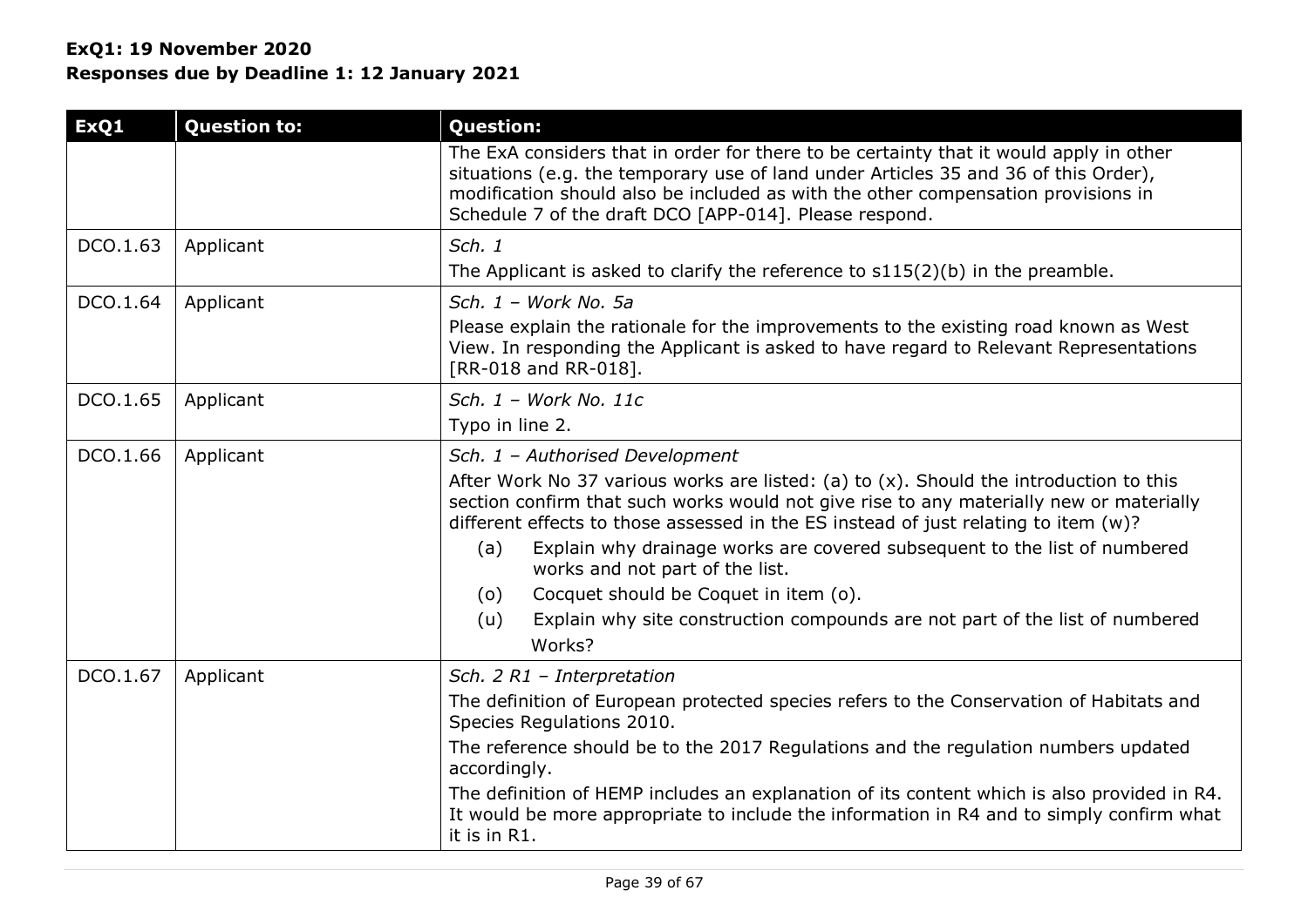**ExQ1: 19 November 2020**
**Responses due by Deadline 1: 12 January 2021**

| ExQ1 | Question to: | Question: |
|---|---|---|
| | | The ExA considers that in order for there to be certainty that it would apply in other situations (e.g. the temporary use of land under Articles 35 and 36 of this Order), modification should also be included as with the other compensation provisions in Schedule 7 of the draft DCO [APP-014]. Please respond. |
| DCO.1.63 | Applicant | *Sch. 1*<br>The Applicant is asked to clarify the reference to s115(2)(b) in the preamble. |
| DCO.1.64 | Applicant | *Sch. 1 – Work No. 5a*<br>Please explain the rationale for the improvements to the existing road known as West View. In responding the Applicant is asked to have regard to Relevant Representations [RR-018 and RR-018]. |
| DCO.1.65 | Applicant | *Sch. 1 – Work No. 11c*<br>Typo in line 2. |
| DCO.1.66 | Applicant | *Sch. 1 – Authorised Development*<br>After Work No 37 various works are listed: (a) to (x). Should the introduction to this section confirm that such works would not give rise to any materially new or materially different effects to those assessed in the ES instead of just relating to item (w)?<br>(a) Explain why drainage works are covered subsequent to the list of numbered works and not part of the list.<br>(o) Cocquet should be Coquet in item (o).<br>(u) Explain why site construction compounds are not part of the list of numbered Works? |
| DCO.1.67 | Applicant | *Sch. 2 R1 – Interpretation*<br>The definition of European protected species refers to the Conservation of Habitats and Species Regulations 2010.<br>The reference should be to the 2017 Regulations and the regulation numbers updated accordingly.<br>The definition of HEMP includes an explanation of its content which is also provided in R4. It would be more appropriate to include the information in R4 and to simply confirm what it is in R1. |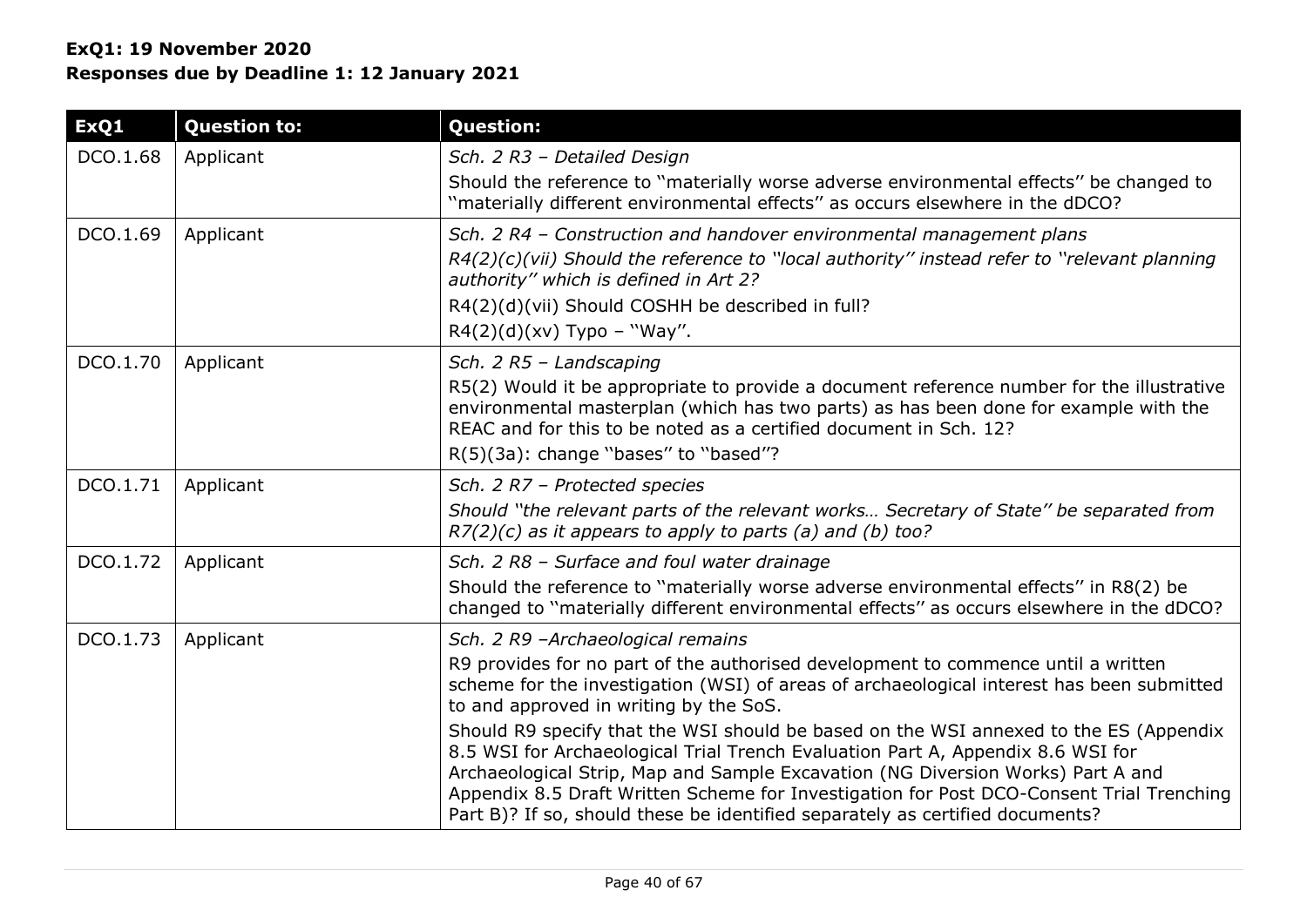**ExQ1: 19 November 2020**
**Responses due by Deadline 1: 12 January 2021**

| ExQ1 | Question to: | Question: |
|---|---|---|
| DCO.1.68 | Applicant | *Sch. 2 R3 – Detailed Design*<br>Should the reference to "materially worse adverse environmental effects'' be changed to "materially different environmental effects'' as occurs elsewhere in the dDCO? |
| DCO.1.69 | Applicant | *Sch. 2 R4 – Construction and handover environmental management plans*<br>*R4(2)(c)(vii) Should the reference to "local authority'' instead refer to "relevant planning authority'' which is defined in Art 2?*<br>R4(2)(d)(vii) Should COSHH be described in full?<br>R4(2)(d)(xv) Typo – "Way''. |
| DCO.1.70 | Applicant | *Sch. 2 R5 – Landscaping*<br>R5(2) Would it be appropriate to provide a document reference number for the illustrative environmental masterplan (which has two parts) as has been done for example with the REAC and for this to be noted as a certified document in Sch. 12?<br>R(5)(3a): change "bases'' to "based''? |
| DCO.1.71 | Applicant | *Sch. 2 R7 – Protected species*<br>*Should "the relevant parts of the relevant works… Secretary of State'' be separated from R7(2)(c) as it appears to apply to parts (a) and (b) too?* |
| DCO.1.72 | Applicant | *Sch. 2 R8 – Surface and foul water drainage*<br>Should the reference to "materially worse adverse environmental effects'' in R8(2) be changed to "materially different environmental effects'' as occurs elsewhere in the dDCO? |
| DCO.1.73 | Applicant | *Sch. 2 R9 –Archaeological remains*<br>R9 provides for no part of the authorised development to commence until a written scheme for the investigation (WSI) of areas of archaeological interest has been submitted to and approved in writing by the SoS.<br>Should R9 specify that the WSI should be based on the WSI annexed to the ES (Appendix 8.5 WSI for Archaeological Trial Trench Evaluation Part A, Appendix 8.6 WSI for Archaeological Strip, Map and Sample Excavation (NG Diversion Works) Part A and Appendix 8.5 Draft Written Scheme for Investigation for Post DCO-Consent Trial Trenching Part B)? If so, should these be identified separately as certified documents? |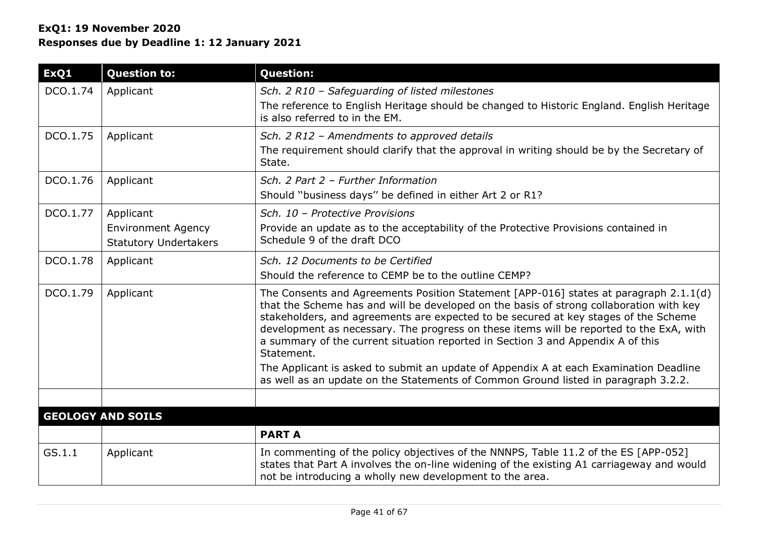**ExQ1: 19 November 2020**
**Responses due by Deadline 1: 12 January 2021**

| ExQ1 | Question to: | Question: |
|---|---|---|
| DCO.1.74 | Applicant | *Sch. 2 R10 – Safeguarding of listed milestones*<br>The reference to English Heritage should be changed to Historic England. English Heritage is also referred to in the EM. |
| DCO.1.75 | Applicant | *Sch. 2 R12 – Amendments to approved details*<br>The requirement should clarify that the approval in writing should be by the Secretary of State. |
| DCO.1.76 | Applicant | *Sch. 2 Part 2 – Further Information*<br>Should ''business days'' be defined in either Art 2 or R1? |
| DCO.1.77 | Applicant<br>Environment Agency<br>Statutory Undertakers | *Sch. 10 – Protective Provisions*<br>Provide an update as to the acceptability of the Protective Provisions contained in Schedule 9 of the draft DCO |
| DCO.1.78 | Applicant | *Sch. 12 Documents to be Certified*<br>Should the reference to CEMP be to the outline CEMP? |
| DCO.1.79 | Applicant | The Consents and Agreements Position Statement [APP-016] states at paragraph 2.1.1(d) that the Scheme has and will be developed on the basis of strong collaboration with key stakeholders, and agreements are expected to be secured at key stages of the Scheme development as necessary. The progress on these items will be reported to the ExA, with a summary of the current situation reported in Section 3 and Appendix A of this Statement.<br>The Applicant is asked to submit an update of Appendix A at each Examination Deadline as well as an update on the Statements of Common Ground listed in paragraph 3.2.2. |
| | | |
| **GEOLOGY AND SOILS** | | |
| | | **PART A** |
| GS.1.1 | Applicant | In commenting of the policy objectives of the NNNPS, Table 11.2 of the ES [APP-052] states that Part A involves the on-line widening of the existing A1 carriageway and would not be introducing a wholly new development to the area. |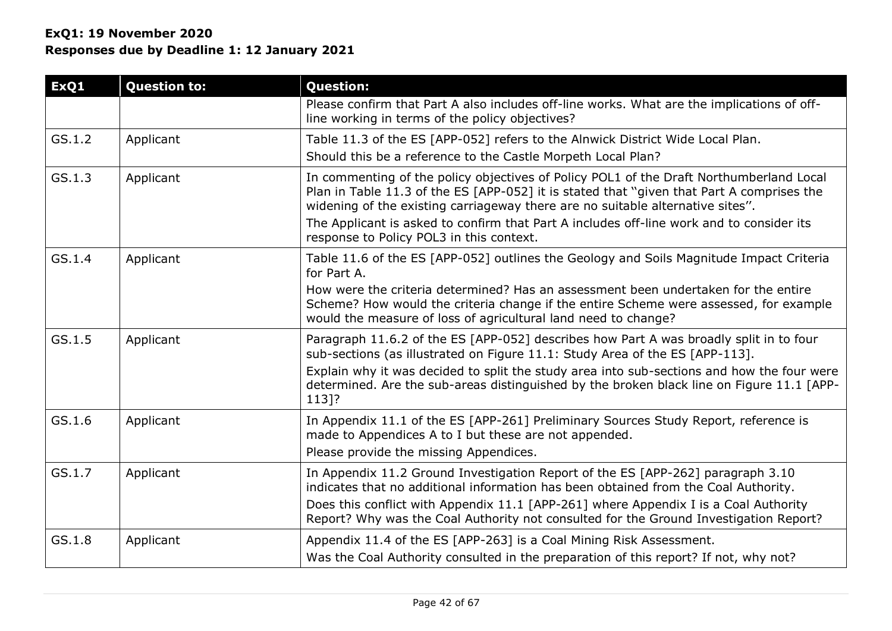**ExQ1: 19 November 2020**
**Responses due by Deadline 1: 12 January 2021**

| ExQ1 | Question to: | Question: |
|---|---|---|
| | | Please confirm that Part A also includes off-line works. What are the implications of off-line working in terms of the policy objectives? |
| GS.1.2 | Applicant | Table 11.3 of the ES [APP-052] refers to the Alnwick District Wide Local Plan.<br>Should this be a reference to the Castle Morpeth Local Plan? |
| GS.1.3 | Applicant | In commenting of the policy objectives of Policy POL1 of the Draft Northumberland Local Plan in Table 11.3 of the ES [APP-052] it is stated that "given that Part A comprises the widening of the existing carriageway there are no suitable alternative sites".<br>The Applicant is asked to confirm that Part A includes off-line work and to consider its response to Policy POL3 in this context. |
| GS.1.4 | Applicant | Table 11.6 of the ES [APP-052] outlines the Geology and Soils Magnitude Impact Criteria for Part A.<br>How were the criteria determined? Has an assessment been undertaken for the entire Scheme? How would the criteria change if the entire Scheme were assessed, for example would the measure of loss of agricultural land need to change? |
| GS.1.5 | Applicant | Paragraph 11.6.2 of the ES [APP-052] describes how Part A was broadly split in to four sub-sections (as illustrated on Figure 11.1: Study Area of the ES [APP-113].<br>Explain why it was decided to split the study area into sub-sections and how the four were determined. Are the sub-areas distinguished by the broken black line on Figure 11.1 [APP-113]? |
| GS.1.6 | Applicant | In Appendix 11.1 of the ES [APP-261] Preliminary Sources Study Report, reference is made to Appendices A to I but these are not appended.<br>Please provide the missing Appendices. |
| GS.1.7 | Applicant | In Appendix 11.2 Ground Investigation Report of the ES [APP-262] paragraph 3.10 indicates that no additional information has been obtained from the Coal Authority.<br>Does this conflict with Appendix 11.1 [APP-261] where Appendix I is a Coal Authority Report? Why was the Coal Authority not consulted for the Ground Investigation Report? |
| GS.1.8 | Applicant | Appendix 11.4 of the ES [APP-263] is a Coal Mining Risk Assessment.<br>Was the Coal Authority consulted in the preparation of this report? If not, why not? |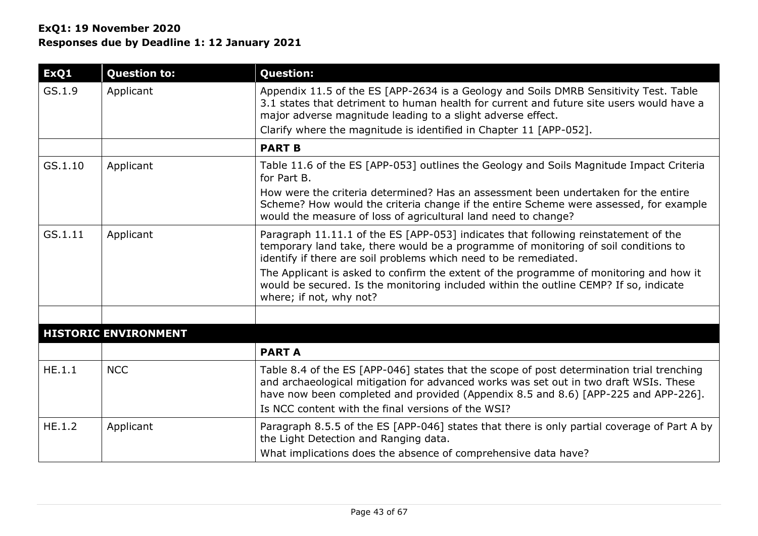**ExQ1: 19 November 2020**
**Responses due by Deadline 1: 12 January 2021**

| ExQ1 | Question to: | Question: |
|---|---|---|
| GS.1.9 | Applicant | Appendix 11.5 of the ES [APP-2634 is a Geology and Soils DMRB Sensitivity Test. Table 3.1 states that detriment to human health for current and future site users would have a major adverse magnitude leading to a slight adverse effect.<br>Clarify where the magnitude is identified in Chapter 11 [APP-052]. |
| | | **PART B** |
| GS.1.10 | Applicant | Table 11.6 of the ES [APP-053] outlines the Geology and Soils Magnitude Impact Criteria for Part B.<br>How were the criteria determined? Has an assessment been undertaken for the entire Scheme? How would the criteria change if the entire Scheme were assessed, for example would the measure of loss of agricultural land need to change? |
| GS.1.11 | Applicant | Paragraph 11.11.1 of the ES [APP-053] indicates that following reinstatement of the temporary land take, there would be a programme of monitoring of soil conditions to identify if there are soil problems which need to be remediated.<br>The Applicant is asked to confirm the extent of the programme of monitoring and how it would be secured. Is the monitoring included within the outline CEMP? If so, indicate where; if not, why not? |
| | | |
| **HISTORIC ENVIRONMENT** | | |
| | | **PART A** |
| HE.1.1 | NCC | Table 8.4 of the ES [APP-046] states that the scope of post determination trial trenching and archaeological mitigation for advanced works was set out in two draft WSIs. These have now been completed and provided (Appendix 8.5 and 8.6) [APP-225 and APP-226].<br>Is NCC content with the final versions of the WSI? |
| HE.1.2 | Applicant | Paragraph 8.5.5 of the ES [APP-046] states that there is only partial coverage of Part A by the Light Detection and Ranging data.<br>What implications does the absence of comprehensive data have? |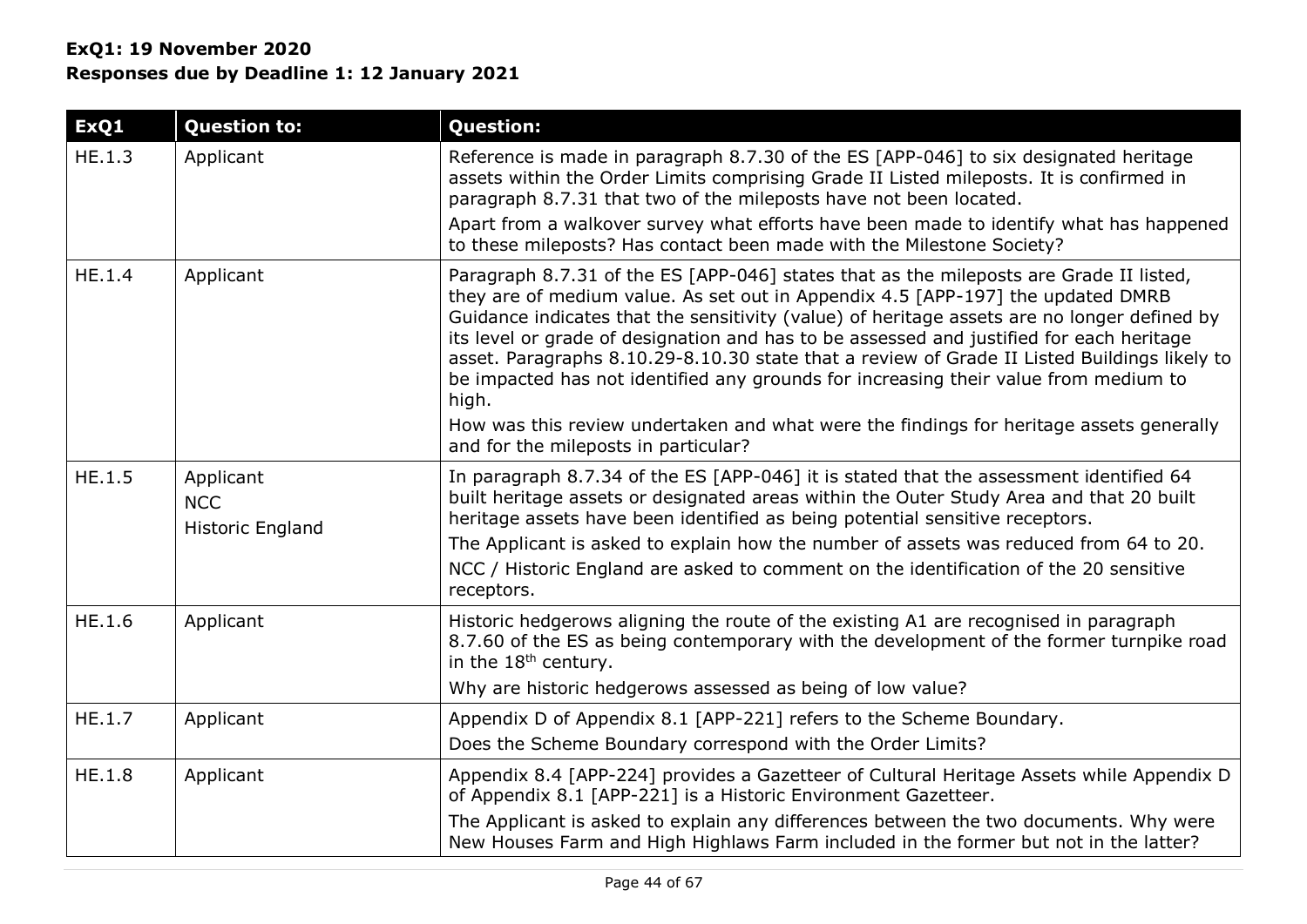**ExQ1: 19 November 2020**
**Responses due by Deadline 1: 12 January 2021**

| ExQ1 | Question to: | Question: |
|---|---|---|
| HE.1.3 | Applicant | Reference is made in paragraph 8.7.30 of the ES [APP-046] to six designated heritage assets within the Order Limits comprising Grade II Listed mileposts. It is confirmed in paragraph 8.7.31 that two of the mileposts have not been located.<br>Apart from a walkover survey what efforts have been made to identify what has happened to these mileposts? Has contact been made with the Milestone Society? |
| HE.1.4 | Applicant | Paragraph 8.7.31 of the ES [APP-046] states that as the mileposts are Grade II listed, they are of medium value. As set out in Appendix 4.5 [APP-197] the updated DMRB Guidance indicates that the sensitivity (value) of heritage assets are no longer defined by its level or grade of designation and has to be assessed and justified for each heritage asset. Paragraphs 8.10.29-8.10.30 state that a review of Grade II Listed Buildings likely to be impacted has not identified any grounds for increasing their value from medium to high.<br>How was this review undertaken and what were the findings for heritage assets generally and for the mileposts in particular? |
| HE.1.5 | Applicant<br>NCC<br>Historic England | In paragraph 8.7.34 of the ES [APP-046] it is stated that the assessment identified 64 built heritage assets or designated areas within the Outer Study Area and that 20 built heritage assets have been identified as being potential sensitive receptors.<br>The Applicant is asked to explain how the number of assets was reduced from 64 to 20.<br>NCC / Historic England are asked to comment on the identification of the 20 sensitive receptors. |
| HE.1.6 | Applicant | Historic hedgerows aligning the route of the existing A1 are recognised in paragraph 8.7.60 of the ES as being contemporary with the development of the former turnpike road in the 18th century.<br>Why are historic hedgerows assessed as being of low value? |
| HE.1.7 | Applicant | Appendix D of Appendix 8.1 [APP-221] refers to the Scheme Boundary.<br>Does the Scheme Boundary correspond with the Order Limits? |
| HE.1.8 | Applicant | Appendix 8.4 [APP-224] provides a Gazetteer of Cultural Heritage Assets while Appendix D of Appendix 8.1 [APP-221] is a Historic Environment Gazetteer.<br>The Applicant is asked to explain any differences between the two documents. Why were New Houses Farm and High Highlaws Farm included in the former but not in the latter? |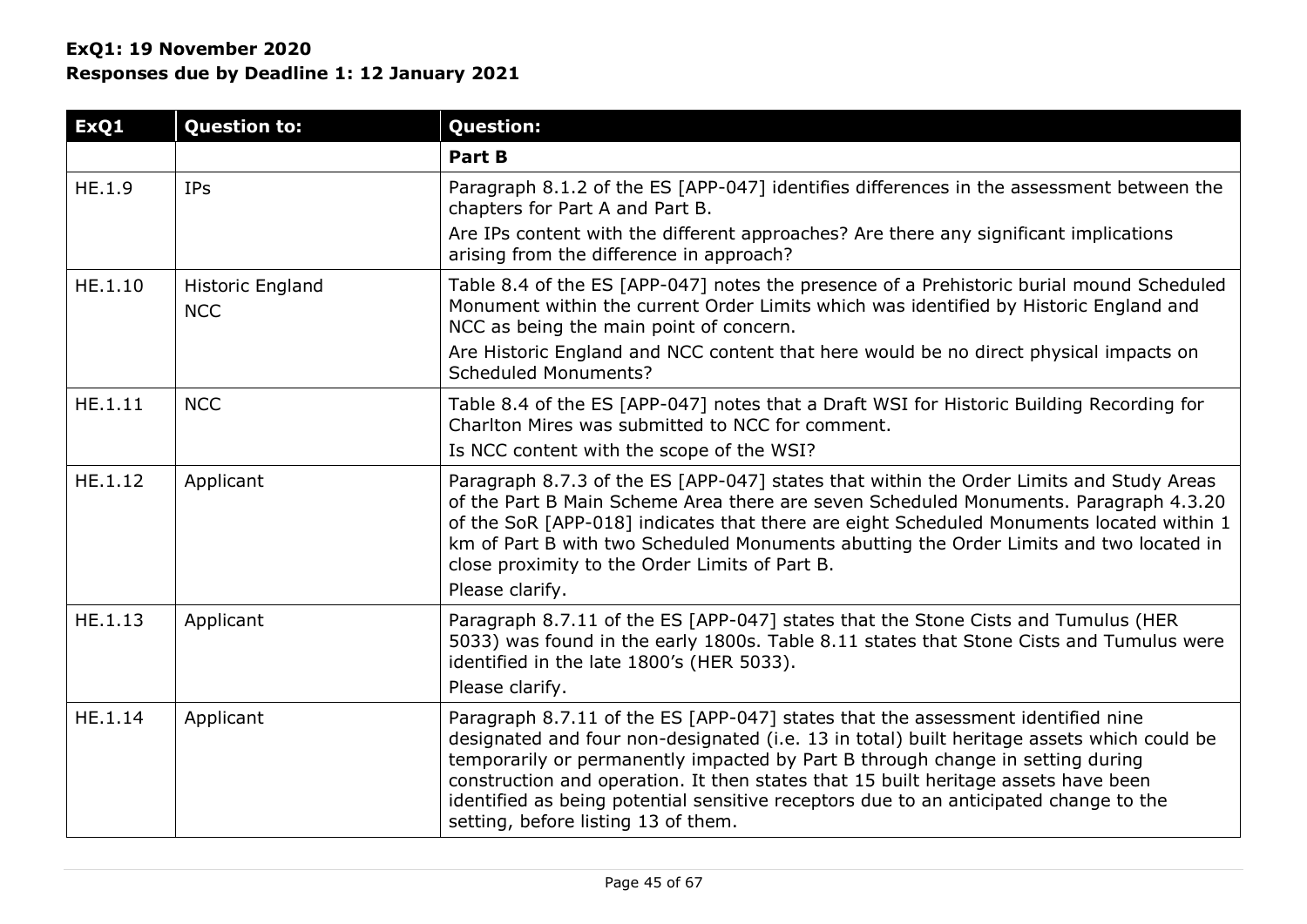**ExQ1: 19 November 2020**
**Responses due by Deadline 1: 12 January 2021**

| ExQ1 | Question to: | Question: |
|---|---|---|
| | | **Part B** |
| HE.1.9 | IPs | Paragraph 8.1.2 of the ES [APP-047] identifies differences in the assessment between the chapters for Part A and Part B.<br>Are IPs content with the different approaches? Are there any significant implications arising from the difference in approach? |
| HE.1.10 | Historic England<br>NCC | Table 8.4 of the ES [APP-047] notes the presence of a Prehistoric burial mound Scheduled Monument within the current Order Limits which was identified by Historic England and NCC as being the main point of concern.<br>Are Historic England and NCC content that here would be no direct physical impacts on Scheduled Monuments? |
| HE.1.11 | NCC | Table 8.4 of the ES [APP-047] notes that a Draft WSI for Historic Building Recording for Charlton Mires was submitted to NCC for comment.<br>Is NCC content with the scope of the WSI? |
| HE.1.12 | Applicant | Paragraph 8.7.3 of the ES [APP-047] states that within the Order Limits and Study Areas of the Part B Main Scheme Area there are seven Scheduled Monuments. Paragraph 4.3.20 of the SoR [APP-018] indicates that there are eight Scheduled Monuments located within 1 km of Part B with two Scheduled Monuments abutting the Order Limits and two located in close proximity to the Order Limits of Part B.<br>Please clarify. |
| HE.1.13 | Applicant | Paragraph 8.7.11 of the ES [APP-047] states that the Stone Cists and Tumulus (HER 5033) was found in the early 1800s. Table 8.11 states that Stone Cists and Tumulus were identified in the late 1800's (HER 5033).<br>Please clarify. |
| HE.1.14 | Applicant | Paragraph 8.7.11 of the ES [APP-047] states that the assessment identified nine designated and four non-designated (i.e. 13 in total) built heritage assets which could be temporarily or permanently impacted by Part B through change in setting during construction and operation. It then states that 15 built heritage assets have been identified as being potential sensitive receptors due to an anticipated change to the setting, before listing 13 of them. |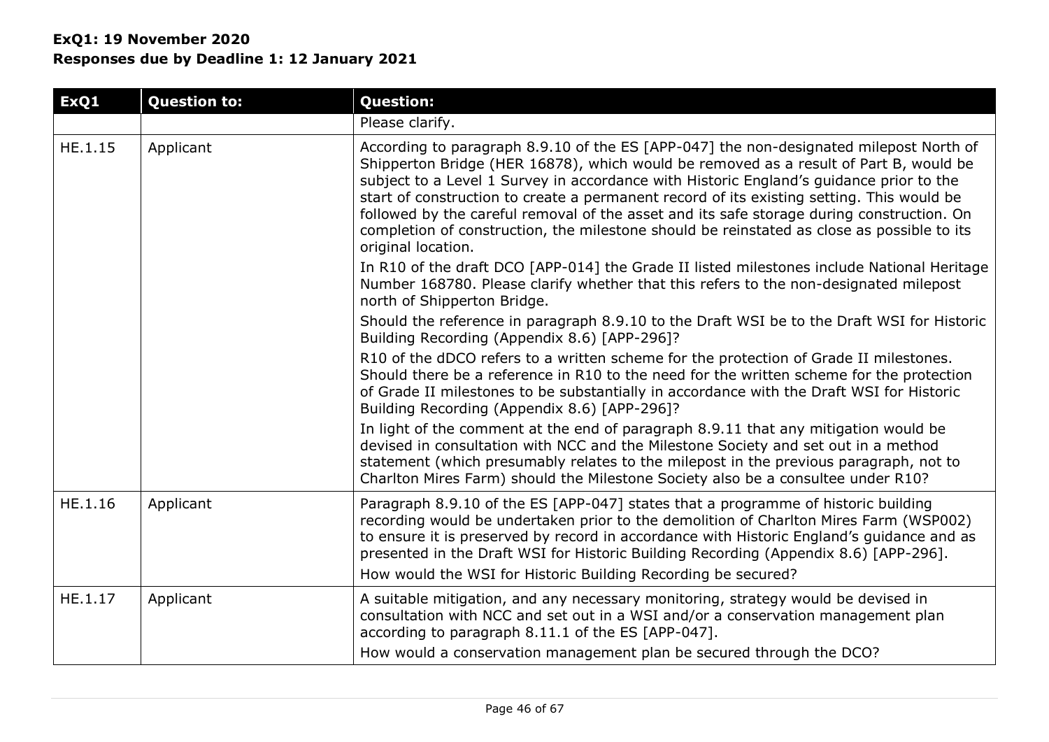**ExQ1: 19 November 2020**
**Responses due by Deadline 1: 12 January 2021**

| ExQ1 | Question to: | Question: |
|---|---|---|
| | | Please clarify. |
| HE.1.15 | Applicant | According to paragraph 8.9.10 of the ES [APP-047] the non-designated milepost North of Shipperton Bridge (HER 16878), which would be removed as a result of Part B, would be subject to a Level 1 Survey in accordance with Historic England's guidance prior to the start of construction to create a permanent record of its existing setting. This would be followed by the careful removal of the asset and its safe storage during construction. On completion of construction, the milestone should be reinstated as close as possible to its original location.<br>In R10 of the draft DCO [APP-014] the Grade II listed milestones include National Heritage Number 168780. Please clarify whether that this refers to the non-designated milepost north of Shipperton Bridge.<br>Should the reference in paragraph 8.9.10 to the Draft WSI be to the Draft WSI for Historic Building Recording (Appendix 8.6) [APP-296]?<br>R10 of the dDCO refers to a written scheme for the protection of Grade II milestones. Should there be a reference in R10 to the need for the written scheme for the protection of Grade II milestones to be substantially in accordance with the Draft WSI for Historic Building Recording (Appendix 8.6) [APP-296]?<br>In light of the comment at the end of paragraph 8.9.11 that any mitigation would be devised in consultation with NCC and the Milestone Society and set out in a method statement (which presumably relates to the milepost in the previous paragraph, not to Charlton Mires Farm) should the Milestone Society also be a consultee under R10? |
| HE.1.16 | Applicant | Paragraph 8.9.10 of the ES [APP-047] states that a programme of historic building recording would be undertaken prior to the demolition of Charlton Mires Farm (WSP002) to ensure it is preserved by record in accordance with Historic England's guidance and as presented in the Draft WSI for Historic Building Recording (Appendix 8.6) [APP-296].<br>How would the WSI for Historic Building Recording be secured? |
| HE.1.17 | Applicant | A suitable mitigation, and any necessary monitoring, strategy would be devised in consultation with NCC and set out in a WSI and/or a conservation management plan according to paragraph 8.11.1 of the ES [APP-047].<br>How would a conservation management plan be secured through the DCO? |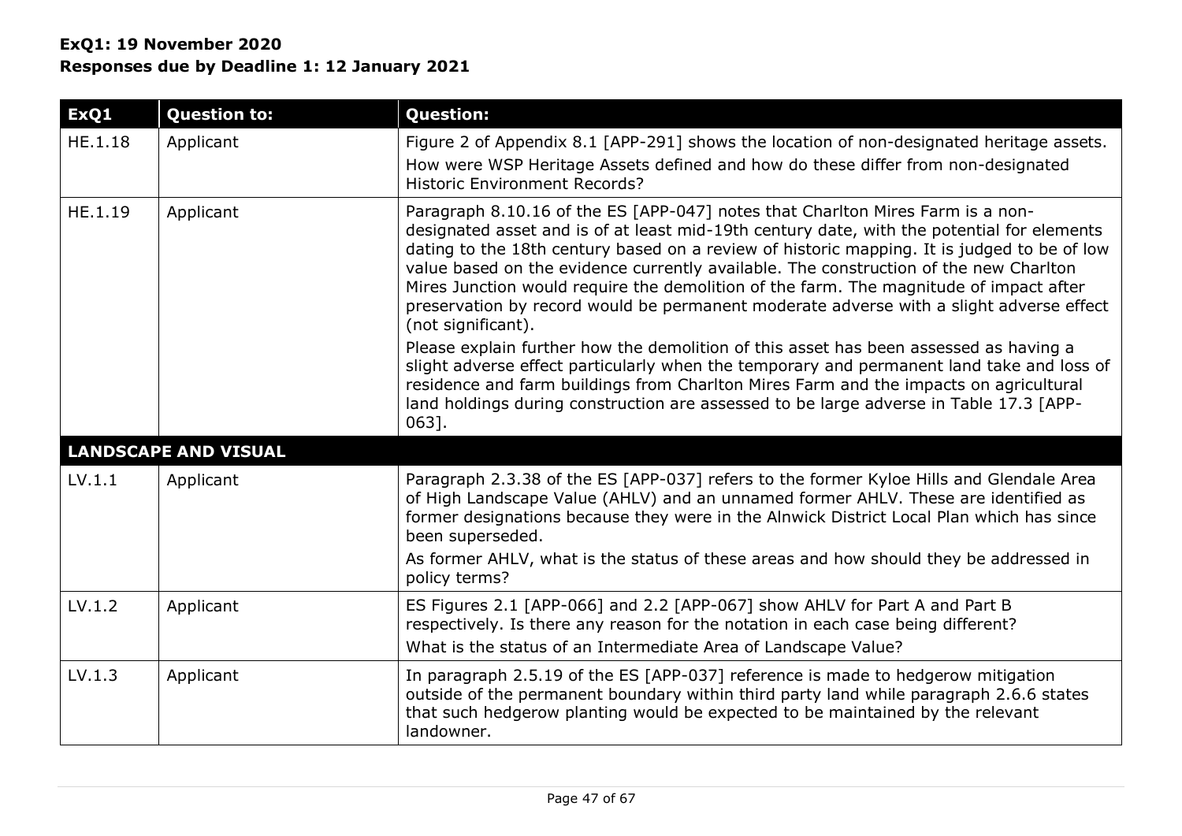**ExQ1: 19 November 2020**
**Responses due by Deadline 1: 12 January 2021**

| ExQ1 | Question to: | Question: |
|---|---|---|
| HE.1.18 | Applicant | Figure 2 of Appendix 8.1 [APP-291] shows the location of non-designated heritage assets.<br>How were WSP Heritage Assets defined and how do these differ from non-designated Historic Environment Records? |
| HE.1.19 | Applicant | Paragraph 8.10.16 of the ES [APP-047] notes that Charlton Mires Farm is a non-designated asset and is of at least mid-19th century date, with the potential for elements dating to the 18th century based on a review of historic mapping. It is judged to be of low value based on the evidence currently available. The construction of the new Charlton Mires Junction would require the demolition of the farm. The magnitude of impact after preservation by record would be permanent moderate adverse with a slight adverse effect (not significant).<br>Please explain further how the demolition of this asset has been assessed as having a slight adverse effect particularly when the temporary and permanent land take and loss of residence and farm buildings from Charlton Mires Farm and the impacts on agricultural land holdings during construction are assessed to be large adverse in Table 17.3 [APP-063]. |
| **LANDSCAPE AND VISUAL** | | |
| LV.1.1 | Applicant | Paragraph 2.3.38 of the ES [APP-037] refers to the former Kyloe Hills and Glendale Area of High Landscape Value (AHLV) and an unnamed former AHLV. These are identified as former designations because they were in the Alnwick District Local Plan which has since been superseded.<br>As former AHLV, what is the status of these areas and how should they be addressed in policy terms? |
| LV.1.2 | Applicant | ES Figures 2.1 [APP-066] and 2.2 [APP-067] show AHLV for Part A and Part B respectively. Is there any reason for the notation in each case being different?<br>What is the status of an Intermediate Area of Landscape Value? |
| LV.1.3 | Applicant | In paragraph 2.5.19 of the ES [APP-037] reference is made to hedgerow mitigation outside of the permanent boundary within third party land while paragraph 2.6.6 states that such hedgerow planting would be expected to be maintained by the relevant landowner. |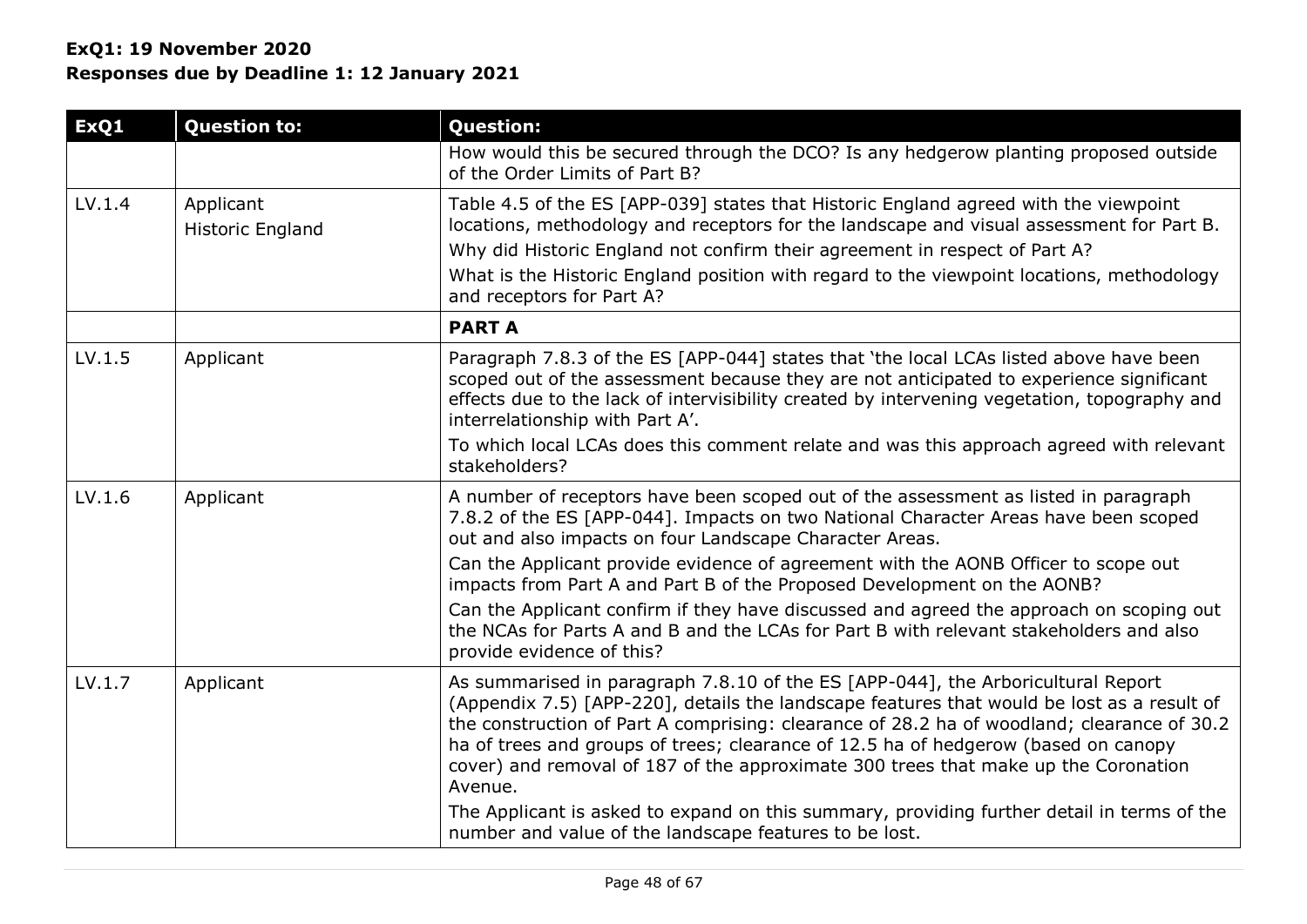**ExQ1: 19 November 2020**
**Responses due by Deadline 1: 12 January 2021**

| ExQ1 | Question to: | Question: |
|---|---|---|
| | | How would this be secured through the DCO? Is any hedgerow planting proposed outside of the Order Limits of Part B? |
| LV.1.4 | Applicant<br>Historic England | Table 4.5 of the ES [APP-039] states that Historic England agreed with the viewpoint locations, methodology and receptors for the landscape and visual assessment for Part B.<br>Why did Historic England not confirm their agreement in respect of Part A?<br>What is the Historic England position with regard to the viewpoint locations, methodology and receptors for Part A? |
| | | **PART A** |
| LV.1.5 | Applicant | Paragraph 7.8.3 of the ES [APP-044] states that 'the local LCAs listed above have been scoped out of the assessment because they are not anticipated to experience significant effects due to the lack of intervisibility created by intervening vegetation, topography and interrelationship with Part A'.<br>To which local LCAs does this comment relate and was this approach agreed with relevant stakeholders? |
| LV.1.6 | Applicant | A number of receptors have been scoped out of the assessment as listed in paragraph 7.8.2 of the ES [APP-044]. Impacts on two National Character Areas have been scoped out and also impacts on four Landscape Character Areas.<br>Can the Applicant provide evidence of agreement with the AONB Officer to scope out impacts from Part A and Part B of the Proposed Development on the AONB?<br>Can the Applicant confirm if they have discussed and agreed the approach on scoping out the NCAs for Parts A and B and the LCAs for Part B with relevant stakeholders and also provide evidence of this? |
| LV.1.7 | Applicant | As summarised in paragraph 7.8.10 of the ES [APP-044], the Arboricultural Report (Appendix 7.5) [APP-220], details the landscape features that would be lost as a result of the construction of Part A comprising: clearance of 28.2 ha of woodland; clearance of 30.2 ha of trees and groups of trees; clearance of 12.5 ha of hedgerow (based on canopy cover) and removal of 187 of the approximate 300 trees that make up the Coronation Avenue.<br>The Applicant is asked to expand on this summary, providing further detail in terms of the number and value of the landscape features to be lost. |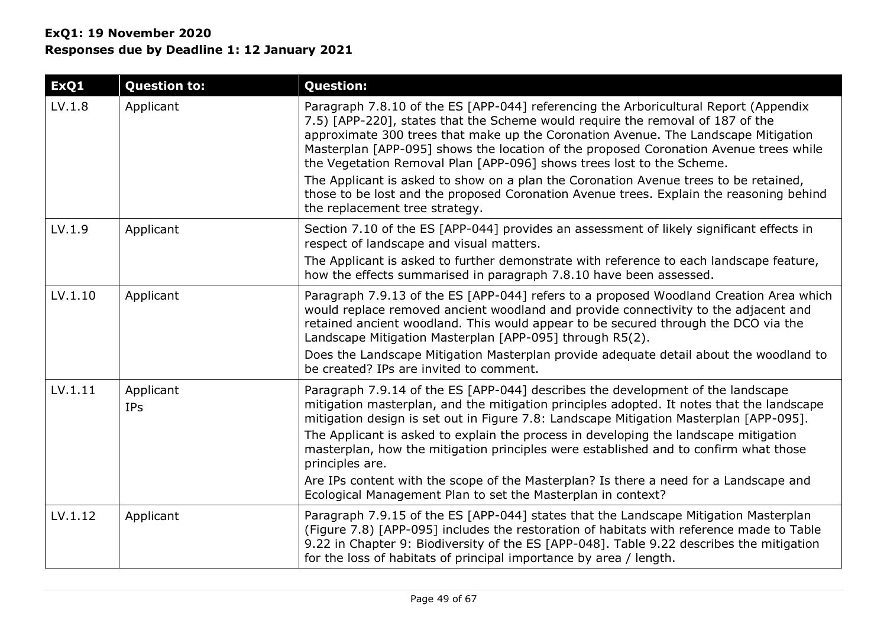**ExQ1: 19 November 2020**
**Responses due by Deadline 1: 12 January 2021**

| ExQ1 | Question to: | Question: |
|---|---|---|
| LV.1.8 | Applicant | Paragraph 7.8.10 of the ES [APP-044] referencing the Arboricultural Report (Appendix 7.5) [APP-220], states that the Scheme would require the removal of 187 of the approximate 300 trees that make up the Coronation Avenue. The Landscape Mitigation Masterplan [APP-095] shows the location of the proposed Coronation Avenue trees while the Vegetation Removal Plan [APP-096] shows trees lost to the Scheme.<br>The Applicant is asked to show on a plan the Coronation Avenue trees to be retained, those to be lost and the proposed Coronation Avenue trees. Explain the reasoning behind the replacement tree strategy. |
| LV.1.9 | Applicant | Section 7.10 of the ES [APP-044] provides an assessment of likely significant effects in respect of landscape and visual matters.<br>The Applicant is asked to further demonstrate with reference to each landscape feature, how the effects summarised in paragraph 7.8.10 have been assessed. |
| LV.1.10 | Applicant | Paragraph 7.9.13 of the ES [APP-044] refers to a proposed Woodland Creation Area which would replace removed ancient woodland and provide connectivity to the adjacent and retained ancient woodland. This would appear to be secured through the DCO via the Landscape Mitigation Masterplan [APP-095] through R5(2).<br>Does the Landscape Mitigation Masterplan provide adequate detail about the woodland to be created? IPs are invited to comment. |
| LV.1.11 | Applicant<br>IPs | Paragraph 7.9.14 of the ES [APP-044] describes the development of the landscape mitigation masterplan, and the mitigation principles adopted. It notes that the landscape mitigation design is set out in Figure 7.8: Landscape Mitigation Masterplan [APP-095].<br>The Applicant is asked to explain the process in developing the landscape mitigation masterplan, how the mitigation principles were established and to confirm what those principles are.<br>Are IPs content with the scope of the Masterplan? Is there a need for a Landscape and Ecological Management Plan to set the Masterplan in context? |
| LV.1.12 | Applicant | Paragraph 7.9.15 of the ES [APP-044] states that the Landscape Mitigation Masterplan (Figure 7.8) [APP-095] includes the restoration of habitats with reference made to Table 9.22 in Chapter 9: Biodiversity of the ES [APP-048]. Table 9.22 describes the mitigation for the loss of habitats of principal importance by area / length. |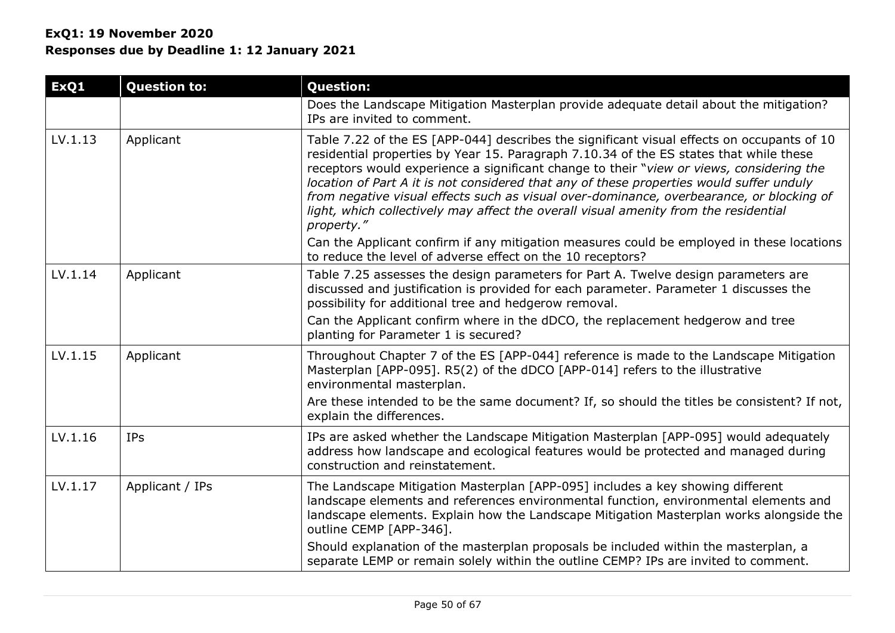**ExQ1: 19 November 2020**
**Responses due by Deadline 1: 12 January 2021**

| ExQ1 | Question to: | Question: |
|---|---|---|
| | | Does the Landscape Mitigation Masterplan provide adequate detail about the mitigation? IPs are invited to comment. |
| LV.1.13 | Applicant | Table 7.22 of the ES [APP-044] describes the significant visual effects on occupants of 10 residential properties by Year 15. Paragraph 7.10.34 of the ES states that while these receptors would experience a significant change to their "*view or views, considering the location of Part A it is not considered that any of these properties would suffer unduly from negative visual effects such as visual over-dominance, overbearance, or blocking of light, which collectively may affect the overall visual amenity from the residential property.*"<br><br>Can the Applicant confirm if any mitigation measures could be employed in these locations to reduce the level of adverse effect on the 10 receptors? |
| LV.1.14 | Applicant | Table 7.25 assesses the design parameters for Part A. Twelve design parameters are discussed and justification is provided for each parameter. Parameter 1 discusses the possibility for additional tree and hedgerow removal.<br><br>Can the Applicant confirm where in the dDCO, the replacement hedgerow and tree planting for Parameter 1 is secured? |
| LV.1.15 | Applicant | Throughout Chapter 7 of the ES [APP-044] reference is made to the Landscape Mitigation Masterplan [APP-095]. R5(2) of the dDCO [APP-014] refers to the illustrative environmental masterplan.<br><br>Are these intended to be the same document? If, so should the titles be consistent? If not, explain the differences. |
| LV.1.16 | IPs | IPs are asked whether the Landscape Mitigation Masterplan [APP-095] would adequately address how landscape and ecological features would be protected and managed during construction and reinstatement. |
| LV.1.17 | Applicant / IPs | The Landscape Mitigation Masterplan [APP-095] includes a key showing different landscape elements and references environmental function, environmental elements and landscape elements. Explain how the Landscape Mitigation Masterplan works alongside the outline CEMP [APP-346].<br><br>Should explanation of the masterplan proposals be included within the masterplan, a separate LEMP or remain solely within the outline CEMP? IPs are invited to comment. |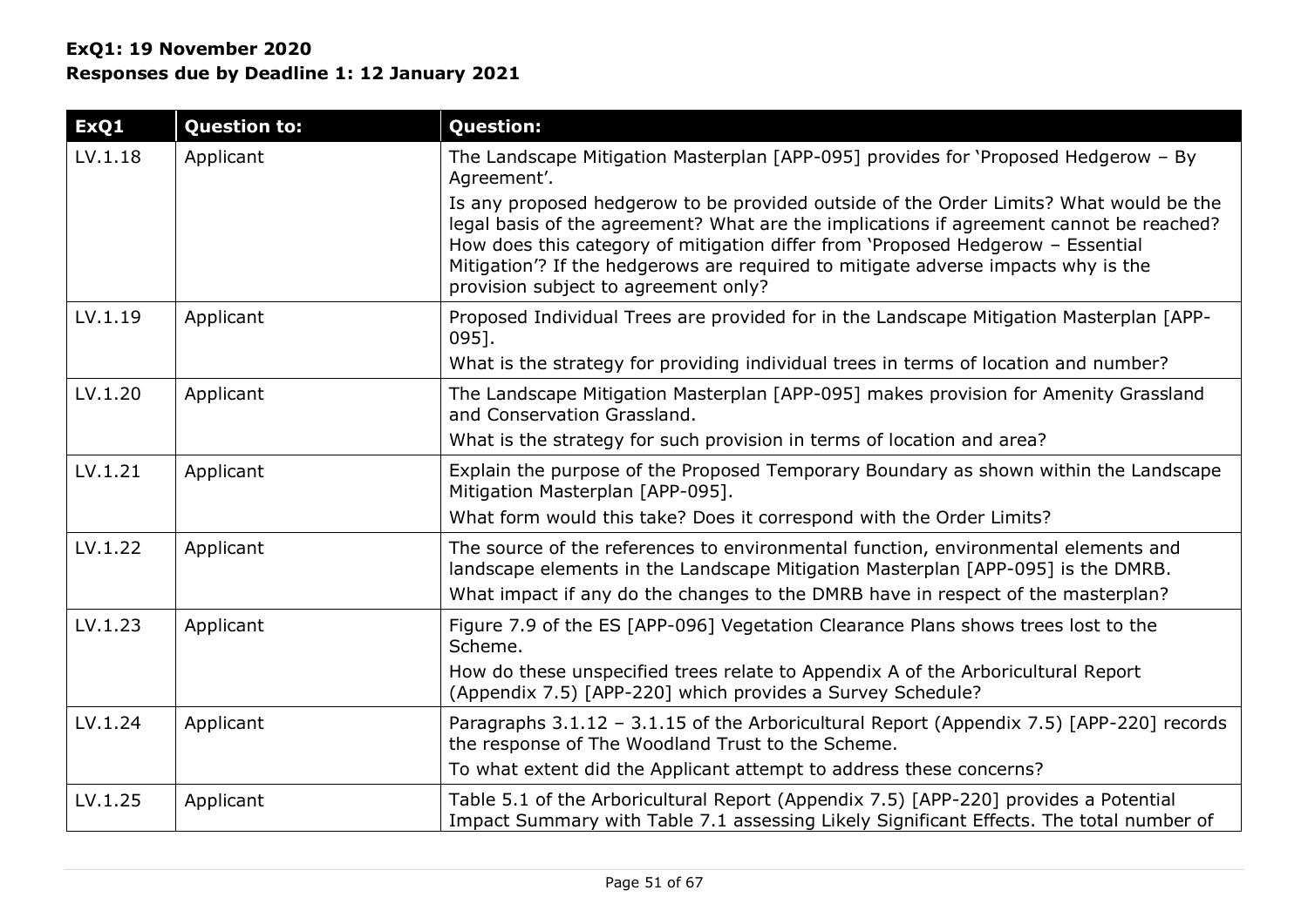**ExQ1: 19 November 2020**
**Responses due by Deadline 1: 12 January 2021**

| ExQ1 | Question to: | Question: |
|---|---|---|
| LV.1.18 | Applicant | The Landscape Mitigation Masterplan [APP-095] provides for 'Proposed Hedgerow – By Agreement'.<br>Is any proposed hedgerow to be provided outside of the Order Limits? What would be the legal basis of the agreement? What are the implications if agreement cannot be reached? How does this category of mitigation differ from 'Proposed Hedgerow – Essential Mitigation'? If the hedgerows are required to mitigate adverse impacts why is the provision subject to agreement only? |
| LV.1.19 | Applicant | Proposed Individual Trees are provided for in the Landscape Mitigation Masterplan [APP-095].<br>What is the strategy for providing individual trees in terms of location and number? |
| LV.1.20 | Applicant | The Landscape Mitigation Masterplan [APP-095] makes provision for Amenity Grassland and Conservation Grassland.<br>What is the strategy for such provision in terms of location and area? |
| LV.1.21 | Applicant | Explain the purpose of the Proposed Temporary Boundary as shown within the Landscape Mitigation Masterplan [APP-095].<br>What form would this take? Does it correspond with the Order Limits? |
| LV.1.22 | Applicant | The source of the references to environmental function, environmental elements and landscape elements in the Landscape Mitigation Masterplan [APP-095] is the DMRB.<br>What impact if any do the changes to the DMRB have in respect of the masterplan? |
| LV.1.23 | Applicant | Figure 7.9 of the ES [APP-096] Vegetation Clearance Plans shows trees lost to the Scheme.<br>How do these unspecified trees relate to Appendix A of the Arboricultural Report (Appendix 7.5) [APP-220] which provides a Survey Schedule? |
| LV.1.24 | Applicant | Paragraphs 3.1.12 – 3.1.15 of the Arboricultural Report (Appendix 7.5) [APP-220] records the response of The Woodland Trust to the Scheme.<br>To what extent did the Applicant attempt to address these concerns? |
| LV.1.25 | Applicant | Table 5.1 of the Arboricultural Report (Appendix 7.5) [APP-220] provides a Potential Impact Summary with Table 7.1 assessing Likely Significant Effects. The total number of |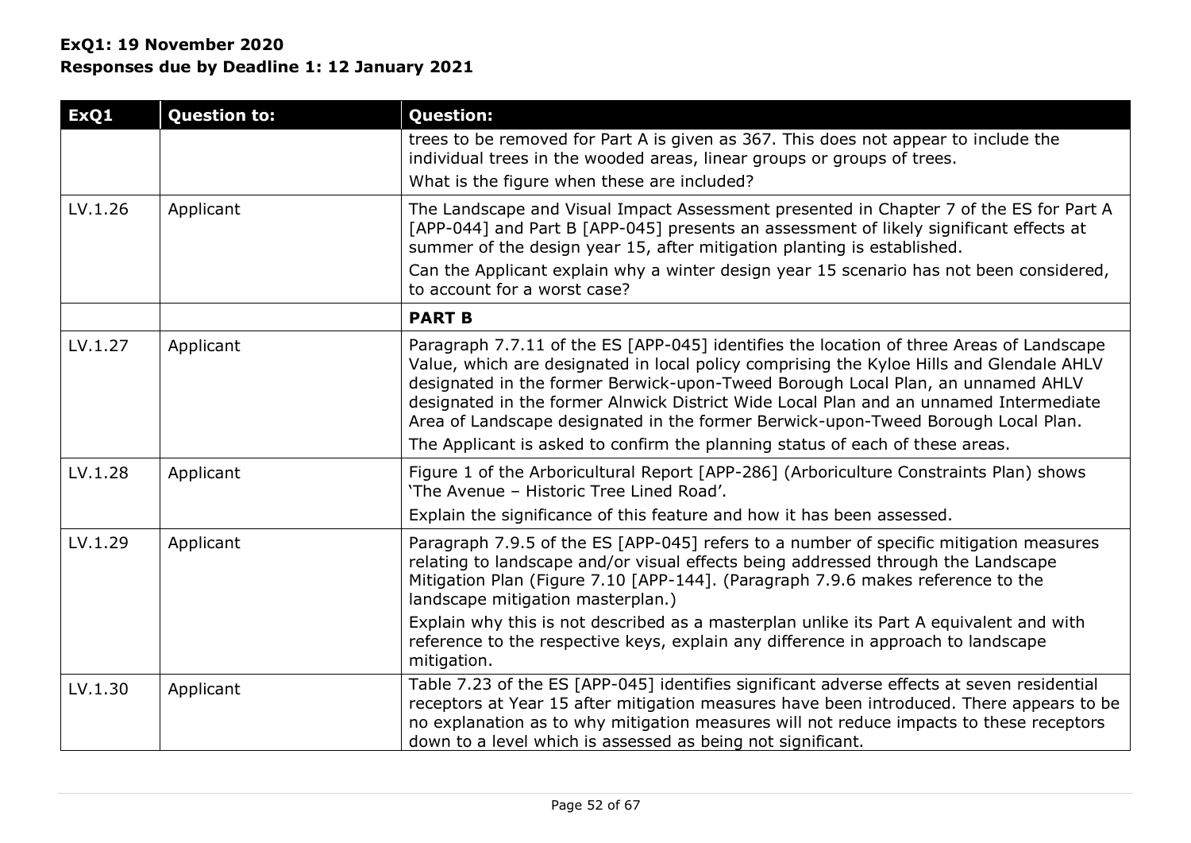**ExQ1: 19 November 2020**
**Responses due by Deadline 1: 12 January 2021**

| ExQ1 | Question to: | Question: |
| --- | --- | --- |
| | | trees to be removed for Part A is given as 367. This does not appear to include the individual trees in the wooded areas, linear groups or groups of trees.<br>What is the figure when these are included? |
| LV.1.26 | Applicant | The Landscape and Visual Impact Assessment presented in Chapter 7 of the ES for Part A [APP-044] and Part B [APP-045] presents an assessment of likely significant effects at summer of the design year 15, after mitigation planting is established.<br>Can the Applicant explain why a winter design year 15 scenario has not been considered, to account for a worst case? |
| | | **PART B** |
| LV.1.27 | Applicant | Paragraph 7.7.11 of the ES [APP-045] identifies the location of three Areas of Landscape Value, which are designated in local policy comprising the Kyloe Hills and Glendale AHLV designated in the former Berwick-upon-Tweed Borough Local Plan, an unnamed AHLV designated in the former Alnwick District Wide Local Plan and an unnamed Intermediate Area of Landscape designated in the former Berwick-upon-Tweed Borough Local Plan.<br>The Applicant is asked to confirm the planning status of each of these areas. |
| LV.1.28 | Applicant | Figure 1 of the Arboricultural Report [APP-286] (Arboriculture Constraints Plan) shows 'The Avenue – Historic Tree Lined Road'.<br>Explain the significance of this feature and how it has been assessed. |
| LV.1.29 | Applicant | Paragraph 7.9.5 of the ES [APP-045] refers to a number of specific mitigation measures relating to landscape and/or visual effects being addressed through the Landscape Mitigation Plan (Figure 7.10 [APP-144]. (Paragraph 7.9.6 makes reference to the landscape mitigation masterplan.)<br>Explain why this is not described as a masterplan unlike its Part A equivalent and with reference to the respective keys, explain any difference in approach to landscape mitigation. |
| LV.1.30 | Applicant | Table 7.23 of the ES [APP-045] identifies significant adverse effects at seven residential receptors at Year 15 after mitigation measures have been introduced. There appears to be no explanation as to why mitigation measures will not reduce impacts to these receptors down to a level which is assessed as being not significant. |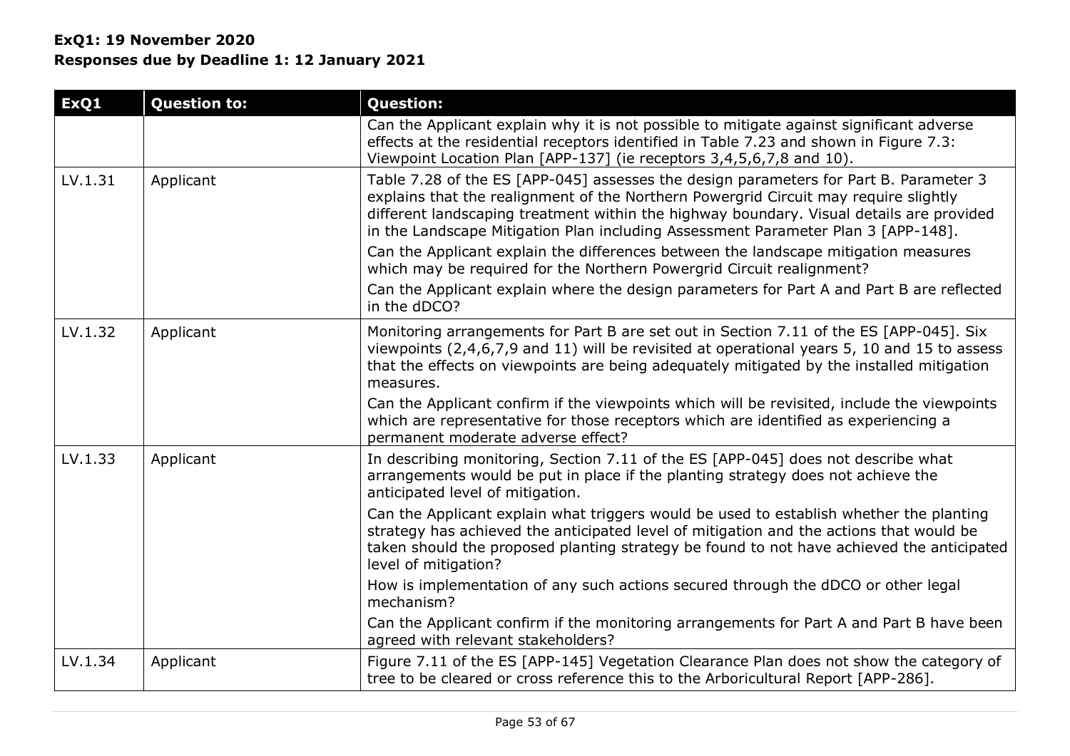**ExQ1: 19 November 2020**
**Responses due by Deadline 1: 12 January 2021**

| ExQ1 | Question to: | Question: |
|---|---|---|
| | | Can the Applicant explain why it is not possible to mitigate against significant adverse effects at the residential receptors identified in Table 7.23 and shown in Figure 7.3: Viewpoint Location Plan [APP-137] (ie receptors 3,4,5,6,7,8 and 10). |
| LV.1.31 | Applicant | Table 7.28 of the ES [APP-045] assesses the design parameters for Part B. Parameter 3 explains that the realignment of the Northern Powergrid Circuit may require slightly different landscaping treatment within the highway boundary. Visual details are provided in the Landscape Mitigation Plan including Assessment Parameter Plan 3 [APP-148].<br><br>Can the Applicant explain the differences between the landscape mitigation measures which may be required for the Northern Powergrid Circuit realignment?<br><br>Can the Applicant explain where the design parameters for Part A and Part B are reflected in the dDCO? |
| LV.1.32 | Applicant | Monitoring arrangements for Part B are set out in Section 7.11 of the ES [APP-045]. Six viewpoints (2,4,6,7,9 and 11) will be revisited at operational years 5, 10 and 15 to assess that the effects on viewpoints are being adequately mitigated by the installed mitigation measures.<br><br>Can the Applicant confirm if the viewpoints which will be revisited, include the viewpoints which are representative for those receptors which are identified as experiencing a permanent moderate adverse effect? |
| LV.1.33 | Applicant | In describing monitoring, Section 7.11 of the ES [APP-045] does not describe what arrangements would be put in place if the planting strategy does not achieve the anticipated level of mitigation.<br><br>Can the Applicant explain what triggers would be used to establish whether the planting strategy has achieved the anticipated level of mitigation and the actions that would be taken should the proposed planting strategy be found to not have achieved the anticipated level of mitigation?<br><br>How is implementation of any such actions secured through the dDCO or other legal mechanism?<br><br>Can the Applicant confirm if the monitoring arrangements for Part A and Part B have been agreed with relevant stakeholders? |
| LV.1.34 | Applicant | Figure 7.11 of the ES [APP-145] Vegetation Clearance Plan does not show the category of tree to be cleared or cross reference this to the Arboricultural Report [APP-286]. |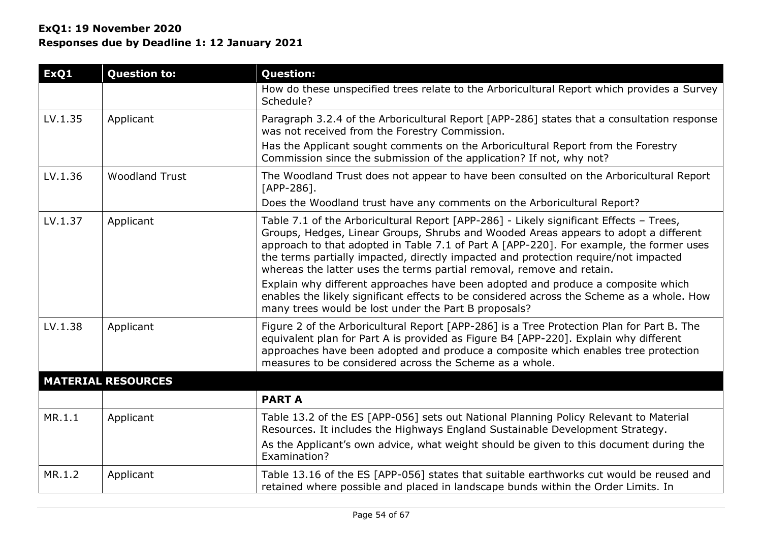**ExQ1: 19 November 2020**
**Responses due by Deadline 1: 12 January 2021**

| ExQ1 | Question to: | Question: |
|---|---|---|
| | | How do these unspecified trees relate to the Arboricultural Report which provides a Survey Schedule? |
| LV.1.35 | Applicant | Paragraph 3.2.4 of the Arboricultural Report [APP-286] states that a consultation response was not received from the Forestry Commission.<br>Has the Applicant sought comments on the Arboricultural Report from the Forestry Commission since the submission of the application? If not, why not? |
| LV.1.36 | Woodland Trust | The Woodland Trust does not appear to have been consulted on the Arboricultural Report [APP-286].<br>Does the Woodland trust have any comments on the Arboricultural Report? |
| LV.1.37 | Applicant | Table 7.1 of the Arboricultural Report [APP-286] - Likely significant Effects – Trees, Groups, Hedges, Linear Groups, Shrubs and Wooded Areas appears to adopt a different approach to that adopted in Table 7.1 of Part A [APP-220]. For example, the former uses the terms partially impacted, directly impacted and protection require/not impacted whereas the latter uses the terms partial removal, remove and retain.<br>Explain why different approaches have been adopted and produce a composite which enables the likely significant effects to be considered across the Scheme as a whole. How many trees would be lost under the Part B proposals? |
| LV.1.38 | Applicant | Figure 2 of the Arboricultural Report [APP-286] is a Tree Protection Plan for Part B. The equivalent plan for Part A is provided as Figure B4 [APP-220]. Explain why different approaches have been adopted and produce a composite which enables tree protection measures to be considered across the Scheme as a whole. |
| **MATERIAL RESOURCES** | | |
| | | **PART A** |
| MR.1.1 | Applicant | Table 13.2 of the ES [APP-056] sets out National Planning Policy Relevant to Material Resources. It includes the Highways England Sustainable Development Strategy.<br>As the Applicant's own advice, what weight should be given to this document during the Examination? |
| MR.1.2 | Applicant | Table 13.16 of the ES [APP-056] states that suitable earthworks cut would be reused and retained where possible and placed in landscape bunds within the Order Limits. In |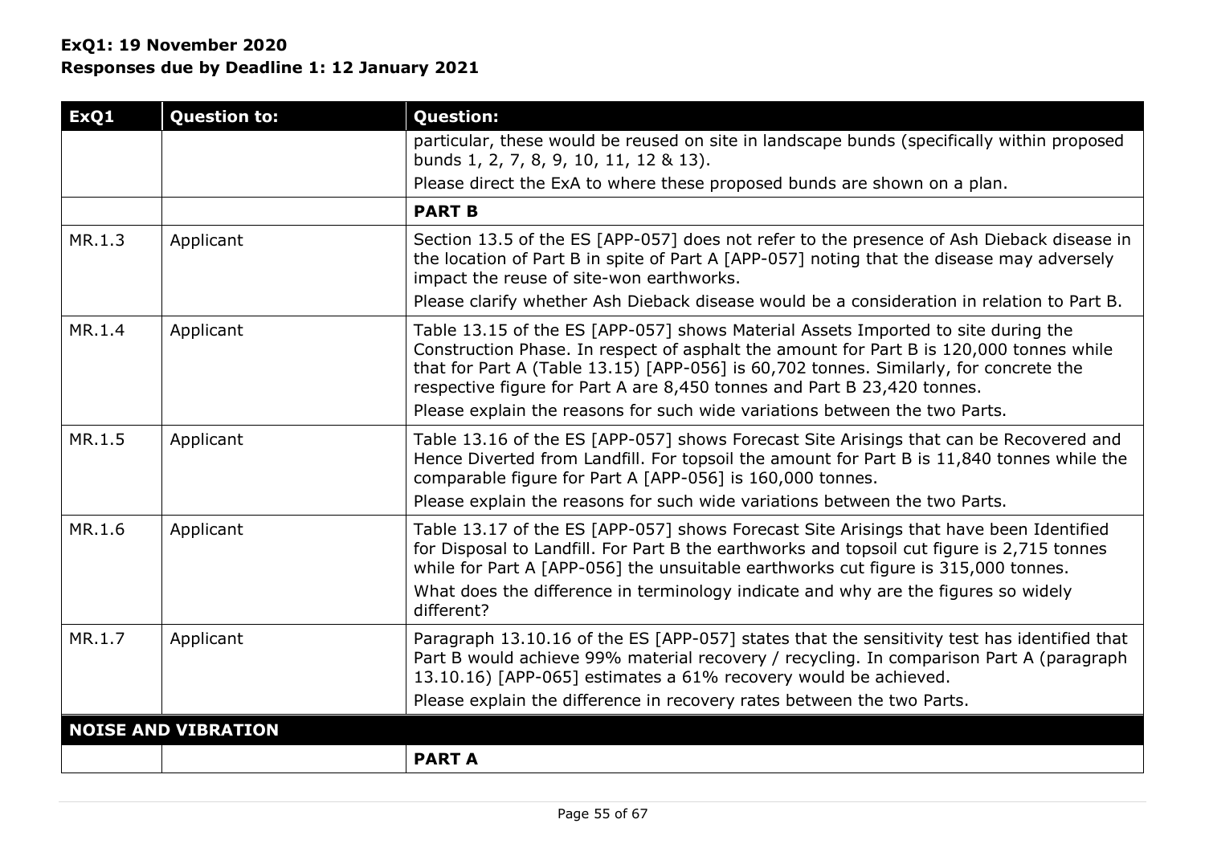**ExQ1: 19 November 2020**
**Responses due by Deadline 1: 12 January 2021**

| ExQ1 | Question to: | Question: |
|---|---|---|
| | | particular, these would be reused on site in landscape bunds (specifically within proposed bunds 1, 2, 7, 8, 9, 10, 11, 12 & 13).<br>Please direct the ExA to where these proposed bunds are shown on a plan. |
| | | **PART B** |
| MR.1.3 | Applicant | Section 13.5 of the ES [APP-057] does not refer to the presence of Ash Dieback disease in the location of Part B in spite of Part A [APP-057] noting that the disease may adversely impact the reuse of site-won earthworks.<br>Please clarify whether Ash Dieback disease would be a consideration in relation to Part B. |
| MR.1.4 | Applicant | Table 13.15 of the ES [APP-057] shows Material Assets Imported to site during the Construction Phase. In respect of asphalt the amount for Part B is 120,000 tonnes while that for Part A (Table 13.15) [APP-056] is 60,702 tonnes. Similarly, for concrete the respective figure for Part A are 8,450 tonnes and Part B 23,420 tonnes.<br>Please explain the reasons for such wide variations between the two Parts. |
| MR.1.5 | Applicant | Table 13.16 of the ES [APP-057] shows Forecast Site Arisings that can be Recovered and Hence Diverted from Landfill. For topsoil the amount for Part B is 11,840 tonnes while the comparable figure for Part A [APP-056] is 160,000 tonnes.<br>Please explain the reasons for such wide variations between the two Parts. |
| MR.1.6 | Applicant | Table 13.17 of the ES [APP-057] shows Forecast Site Arisings that have been Identified for Disposal to Landfill. For Part B the earthworks and topsoil cut figure is 2,715 tonnes while for Part A [APP-056] the unsuitable earthworks cut figure is 315,000 tonnes.<br>What does the difference in terminology indicate and why are the figures so widely different? |
| MR.1.7 | Applicant | Paragraph 13.10.16 of the ES [APP-057] states that the sensitivity test has identified that Part B would achieve 99% material recovery / recycling. In comparison Part A (paragraph 13.10.16) [APP-065] estimates a 61% recovery would be achieved.<br>Please explain the difference in recovery rates between the two Parts. |
| **NOISE AND VIBRATION** | | |
| | | **PART A** |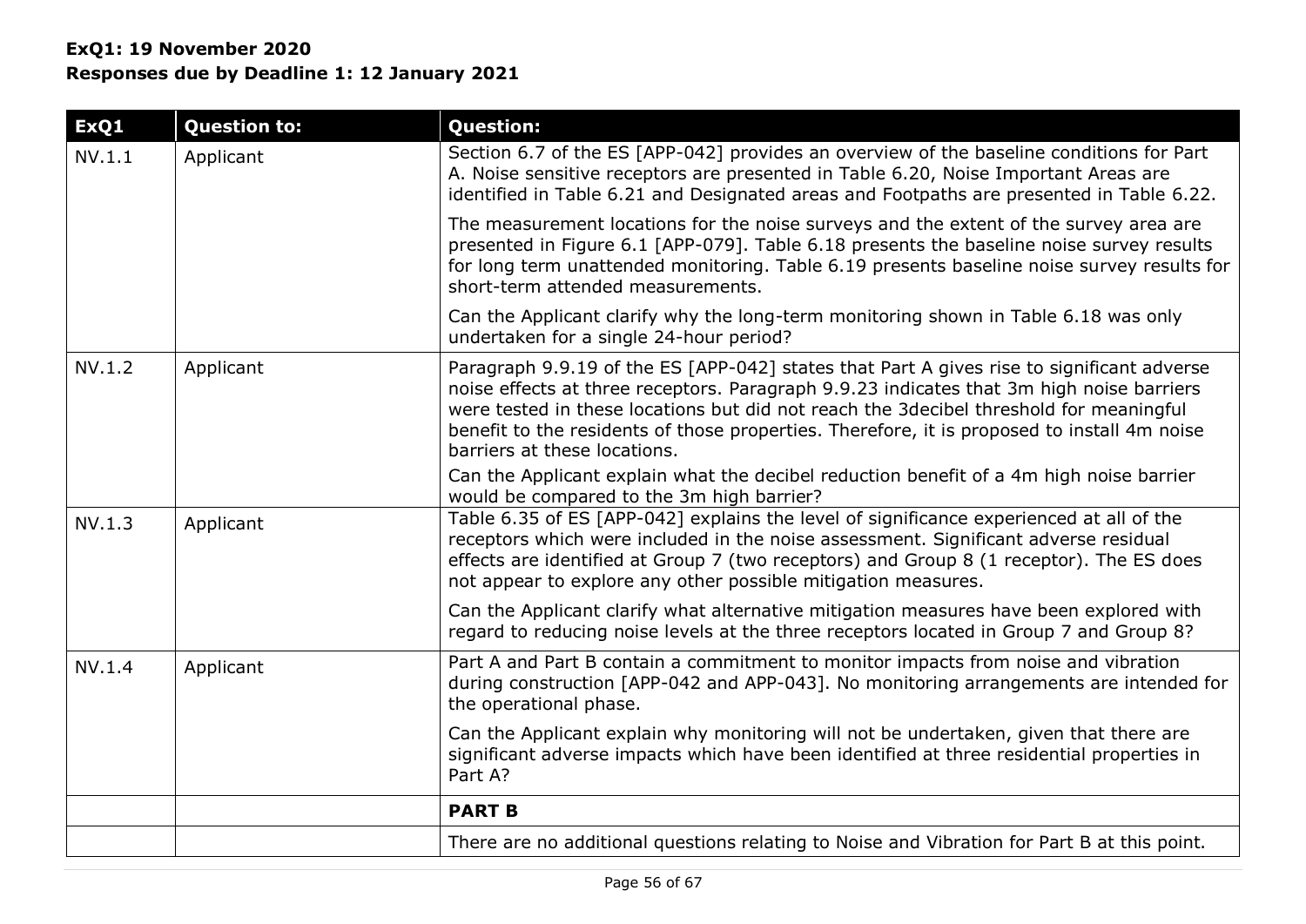**ExQ1: 19 November 2020**
**Responses due by Deadline 1: 12 January 2021**

| ExQ1 | Question to: | Question: |
|---|---|---|
| NV.1.1 | Applicant | Section 6.7 of the ES [APP-042] provides an overview of the baseline conditions for Part A. Noise sensitive receptors are presented in Table 6.20, Noise Important Areas are identified in Table 6.21 and Designated areas and Footpaths are presented in Table 6.22.<br><br>The measurement locations for the noise surveys and the extent of the survey area are presented in Figure 6.1 [APP-079]. Table 6.18 presents the baseline noise survey results for long term unattended monitoring. Table 6.19 presents baseline noise survey results for short-term attended measurements.<br><br>Can the Applicant clarify why the long-term monitoring shown in Table 6.18 was only undertaken for a single 24-hour period? |
| NV.1.2 | Applicant | Paragraph 9.9.19 of the ES [APP-042] states that Part A gives rise to significant adverse noise effects at three receptors. Paragraph 9.9.23 indicates that 3m high noise barriers were tested in these locations but did not reach the 3decibel threshold for meaningful benefit to the residents of those properties. Therefore, it is proposed to install 4m noise barriers at these locations.<br><br>Can the Applicant explain what the decibel reduction benefit of a 4m high noise barrier would be compared to the 3m high barrier? |
| NV.1.3 | Applicant | Table 6.35 of ES [APP-042] explains the level of significance experienced at all of the receptors which were included in the noise assessment. Significant adverse residual effects are identified at Group 7 (two receptors) and Group 8 (1 receptor). The ES does not appear to explore any other possible mitigation measures.<br><br>Can the Applicant clarify what alternative mitigation measures have been explored with regard to reducing noise levels at the three receptors located in Group 7 and Group 8? |
| NV.1.4 | Applicant | Part A and Part B contain a commitment to monitor impacts from noise and vibration during construction [APP-042 and APP-043]. No monitoring arrangements are intended for the operational phase.<br><br>Can the Applicant explain why monitoring will not be undertaken, given that there are significant adverse impacts which have been identified at three residential properties in Part A? |
| | | **PART B** |
| | | There are no additional questions relating to Noise and Vibration for Part B at this point. |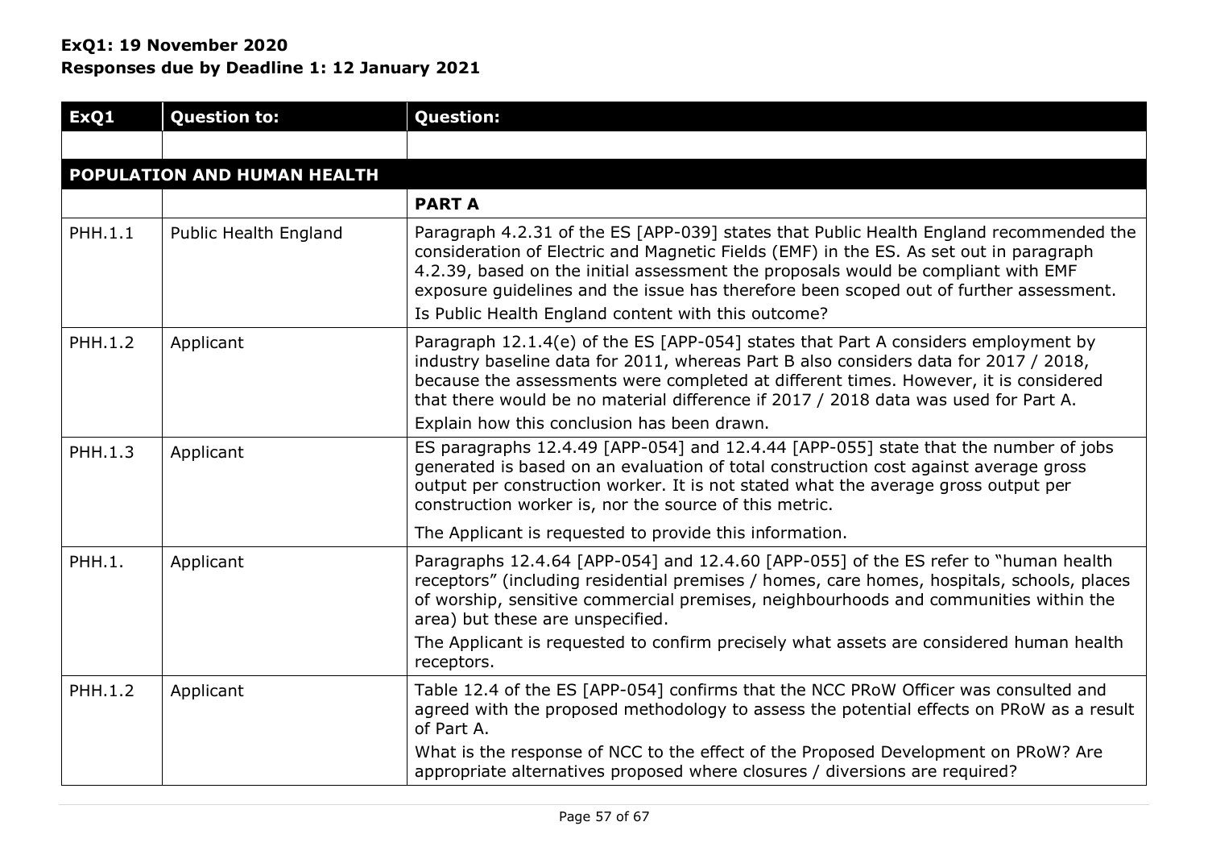**ExQ1: 19 November 2020**
**Responses due by Deadline 1: 12 January 2021**

| ExQ1 | Question to: | Question: |
|---|---|---|
| | | |
| **POPULATION AND HUMAN HEALTH** | | |
| | | **PART A** |
| PHH.1.1 | Public Health England | Paragraph 4.2.31 of the ES [APP-039] states that Public Health England recommended the consideration of Electric and Magnetic Fields (EMF) in the ES. As set out in paragraph 4.2.39, based on the initial assessment the proposals would be compliant with EMF exposure guidelines and the issue has therefore been scoped out of further assessment.<br>Is Public Health England content with this outcome? |
| PHH.1.2 | Applicant | Paragraph 12.1.4(e) of the ES [APP-054] states that Part A considers employment by industry baseline data for 2011, whereas Part B also considers data for 2017 / 2018, because the assessments were completed at different times. However, it is considered that there would be no material difference if 2017 / 2018 data was used for Part A.<br>Explain how this conclusion has been drawn. |
| PHH.1.3 | Applicant | ES paragraphs 12.4.49 [APP-054] and 12.4.44 [APP-055] state that the number of jobs generated is based on an evaluation of total construction cost against average gross output per construction worker. It is not stated what the average gross output per construction worker is, nor the source of this metric.<br>The Applicant is requested to provide this information. |
| PHH.1. | Applicant | Paragraphs 12.4.64 [APP-054] and 12.4.60 [APP-055] of the ES refer to "human health receptors" (including residential premises / homes, care homes, hospitals, schools, places of worship, sensitive commercial premises, neighbourhoods and communities within the area) but these are unspecified.<br>The Applicant is requested to confirm precisely what assets are considered human health receptors. |
| PHH.1.2 | Applicant | Table 12.4 of the ES [APP-054] confirms that the NCC PRoW Officer was consulted and agreed with the proposed methodology to assess the potential effects on PRoW as a result of Part A.<br>What is the response of NCC to the effect of the Proposed Development on PRoW? Are appropriate alternatives proposed where closures / diversions are required? |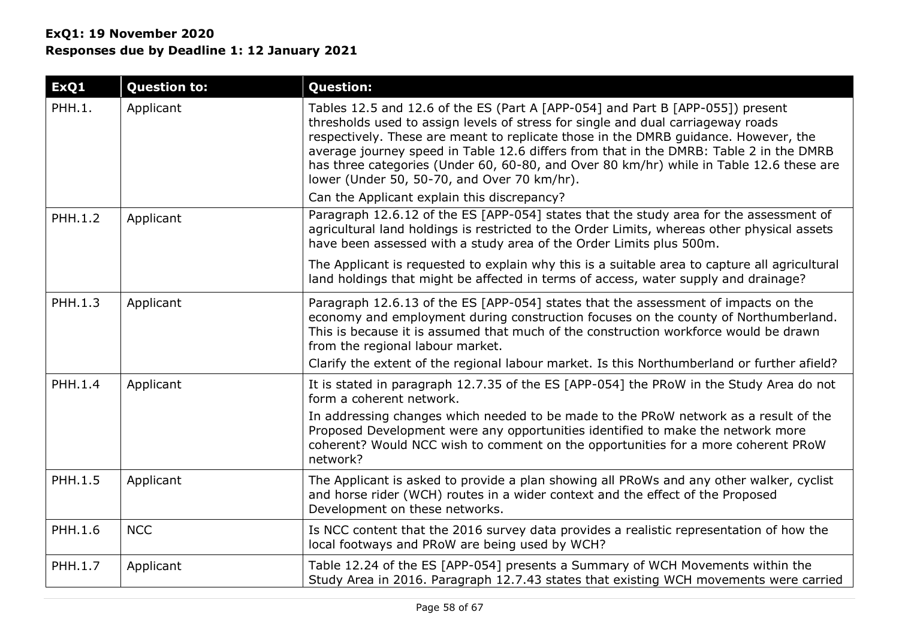**ExQ1: 19 November 2020**
**Responses due by Deadline 1: 12 January 2021**

| ExQ1 | Question to: | Question: |
|---|---|---|
| PHH.1. | Applicant | Tables 12.5 and 12.6 of the ES (Part A [APP-054] and Part B [APP-055]) present thresholds used to assign levels of stress for single and dual carriageway roads respectively. These are meant to replicate those in the DMRB guidance. However, the average journey speed in Table 12.6 differs from that in the DMRB: Table 2 in the DMRB has three categories (Under 60, 60-80, and Over 80 km/hr) while in Table 12.6 these are lower (Under 50, 50-70, and Over 70 km/hr).<br>Can the Applicant explain this discrepancy? |
| PHH.1.2 | Applicant | Paragraph 12.6.12 of the ES [APP-054] states that the study area for the assessment of agricultural land holdings is restricted to the Order Limits, whereas other physical assets have been assessed with a study area of the Order Limits plus 500m.<br>The Applicant is requested to explain why this is a suitable area to capture all agricultural land holdings that might be affected in terms of access, water supply and drainage? |
| PHH.1.3 | Applicant | Paragraph 12.6.13 of the ES [APP-054] states that the assessment of impacts on the economy and employment during construction focuses on the county of Northumberland. This is because it is assumed that much of the construction workforce would be drawn from the regional labour market.<br>Clarify the extent of the regional labour market. Is this Northumberland or further afield? |
| PHH.1.4 | Applicant | It is stated in paragraph 12.7.35 of the ES [APP-054] the PRoW in the Study Area do not form a coherent network.<br>In addressing changes which needed to be made to the PRoW network as a result of the Proposed Development were any opportunities identified to make the network more coherent? Would NCC wish to comment on the opportunities for a more coherent PRoW network? |
| PHH.1.5 | Applicant | The Applicant is asked to provide a plan showing all PRoWs and any other walker, cyclist and horse rider (WCH) routes in a wider context and the effect of the Proposed Development on these networks. |
| PHH.1.6 | NCC | Is NCC content that the 2016 survey data provides a realistic representation of how the local footways and PRoW are being used by WCH? |
| PHH.1.7 | Applicant | Table 12.24 of the ES [APP-054] presents a Summary of WCH Movements within the Study Area in 2016. Paragraph 12.7.43 states that existing WCH movements were carried |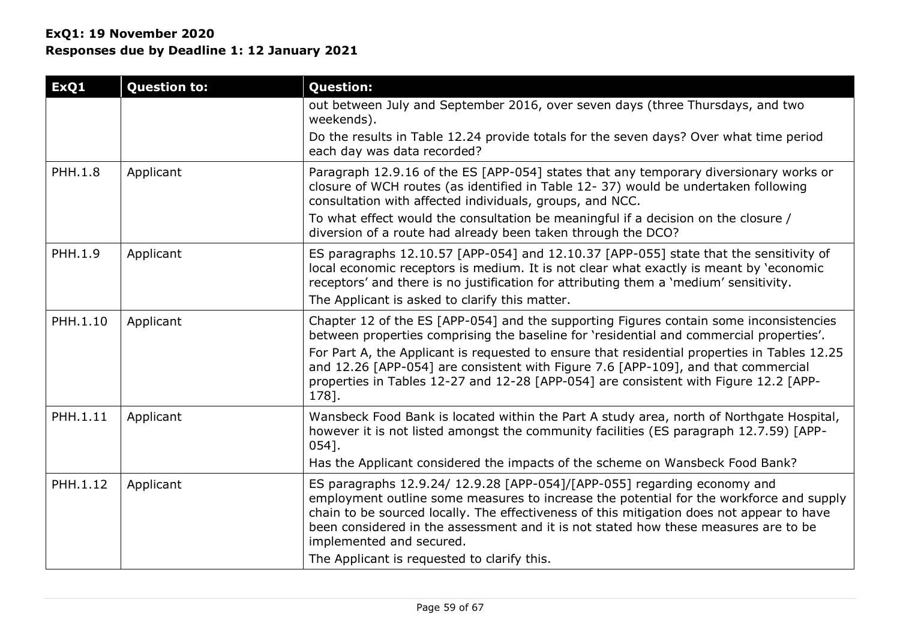**ExQ1: 19 November 2020**
**Responses due by Deadline 1: 12 January 2021**

| ExQ1 | Question to: | Question: |
|---|---|---|
| | | out between July and September 2016, over seven days (three Thursdays, and two weekends).<br>Do the results in Table 12.24 provide totals for the seven days? Over what time period each day was data recorded? |
| PHH.1.8 | Applicant | Paragraph 12.9.16 of the ES [APP-054] states that any temporary diversionary works or closure of WCH routes (as identified in Table 12- 37) would be undertaken following consultation with affected individuals, groups, and NCC.<br>To what effect would the consultation be meaningful if a decision on the closure / diversion of a route had already been taken through the DCO? |
| PHH.1.9 | Applicant | ES paragraphs 12.10.57 [APP-054] and 12.10.37 [APP-055] state that the sensitivity of local economic receptors is medium. It is not clear what exactly is meant by 'economic receptors' and there is no justification for attributing them a 'medium' sensitivity.<br>The Applicant is asked to clarify this matter. |
| PHH.1.10 | Applicant | Chapter 12 of the ES [APP-054] and the supporting Figures contain some inconsistencies between properties comprising the baseline for 'residential and commercial properties'.<br>For Part A, the Applicant is requested to ensure that residential properties in Tables 12.25 and 12.26 [APP-054] are consistent with Figure 7.6 [APP-109], and that commercial properties in Tables 12-27 and 12-28 [APP-054] are consistent with Figure 12.2 [APP-178]. |
| PHH.1.11 | Applicant | Wansbeck Food Bank is located within the Part A study area, north of Northgate Hospital, however it is not listed amongst the community facilities (ES paragraph 12.7.59) [APP-054].<br>Has the Applicant considered the impacts of the scheme on Wansbeck Food Bank? |
| PHH.1.12 | Applicant | ES paragraphs 12.9.24/ 12.9.28 [APP-054]/[APP-055] regarding economy and employment outline some measures to increase the potential for the workforce and supply chain to be sourced locally. The effectiveness of this mitigation does not appear to have been considered in the assessment and it is not stated how these measures are to be implemented and secured.<br>The Applicant is requested to clarify this. |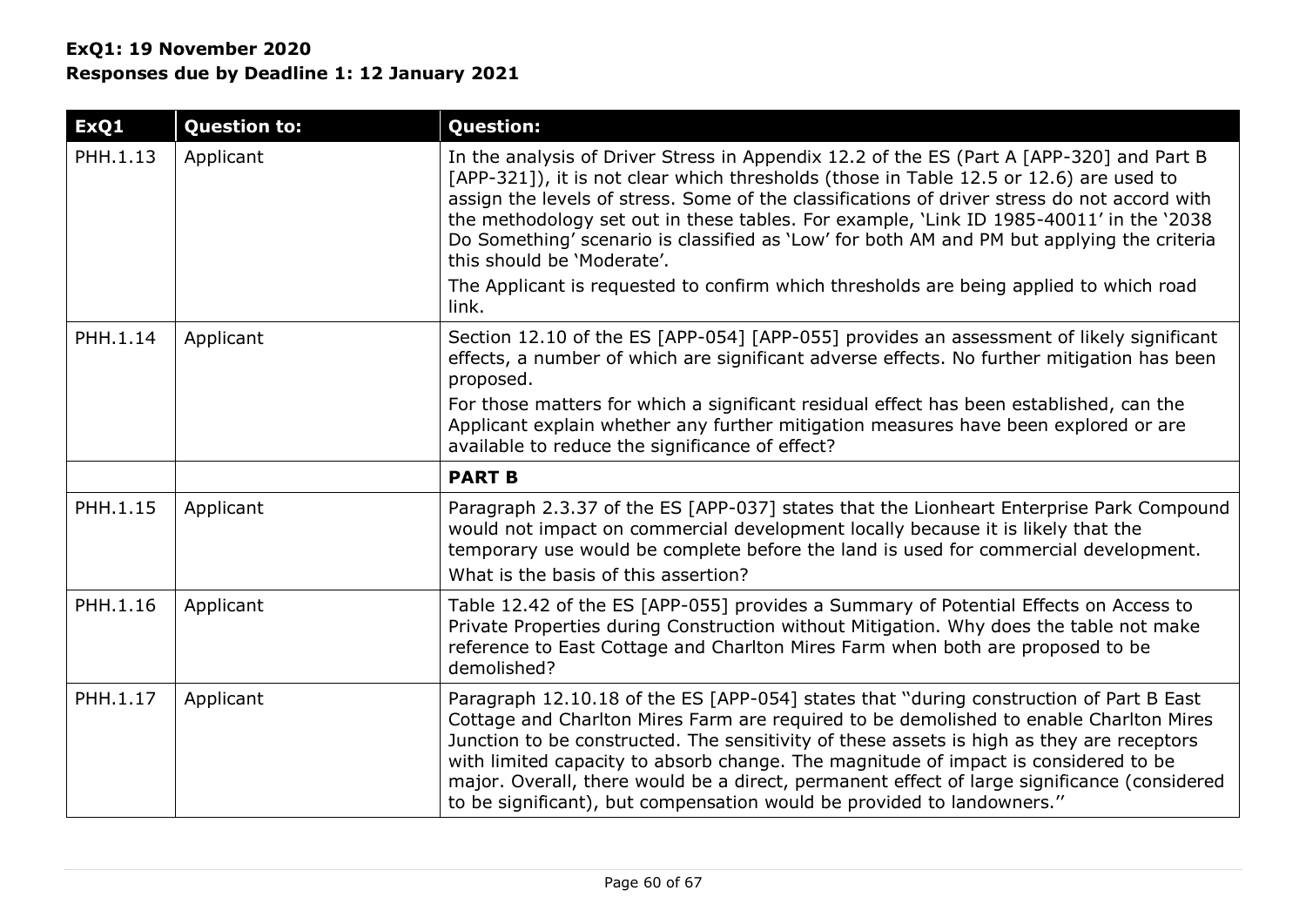**ExQ1: 19 November 2020**
**Responses due by Deadline 1: 12 January 2021**

| ExQ1 | Question to: | Question: |
|---|---|---|
| PHH.1.13 | Applicant | In the analysis of Driver Stress in Appendix 12.2 of the ES (Part A [APP-320] and Part B [APP-321]), it is not clear which thresholds (those in Table 12.5 or 12.6) are used to assign the levels of stress. Some of the classifications of driver stress do not accord with the methodology set out in these tables. For example, 'Link ID 1985-40011' in the '2038 Do Something' scenario is classified as 'Low' for both AM and PM but applying the criteria this should be 'Moderate'.<br>The Applicant is requested to confirm which thresholds are being applied to which road link. |
| PHH.1.14 | Applicant | Section 12.10 of the ES [APP-054] [APP-055] provides an assessment of likely significant effects, a number of which are significant adverse effects. No further mitigation has been proposed.<br>For those matters for which a significant residual effect has been established, can the Applicant explain whether any further mitigation measures have been explored or are available to reduce the significance of effect? |
| | | **PART B** |
| PHH.1.15 | Applicant | Paragraph 2.3.37 of the ES [APP-037] states that the Lionheart Enterprise Park Compound would not impact on commercial development locally because it is likely that the temporary use would be complete before the land is used for commercial development.<br>What is the basis of this assertion? |
| PHH.1.16 | Applicant | Table 12.42 of the ES [APP-055] provides a Summary of Potential Effects on Access to Private Properties during Construction without Mitigation. Why does the table not make reference to East Cottage and Charlton Mires Farm when both are proposed to be demolished? |
| PHH.1.17 | Applicant | Paragraph 12.10.18 of the ES [APP-054] states that "during construction of Part B East Cottage and Charlton Mires Farm are required to be demolished to enable Charlton Mires Junction to be constructed. The sensitivity of these assets is high as they are receptors with limited capacity to absorb change. The magnitude of impact is considered to be major. Overall, there would be a direct, permanent effect of large significance (considered to be significant), but compensation would be provided to landowners." |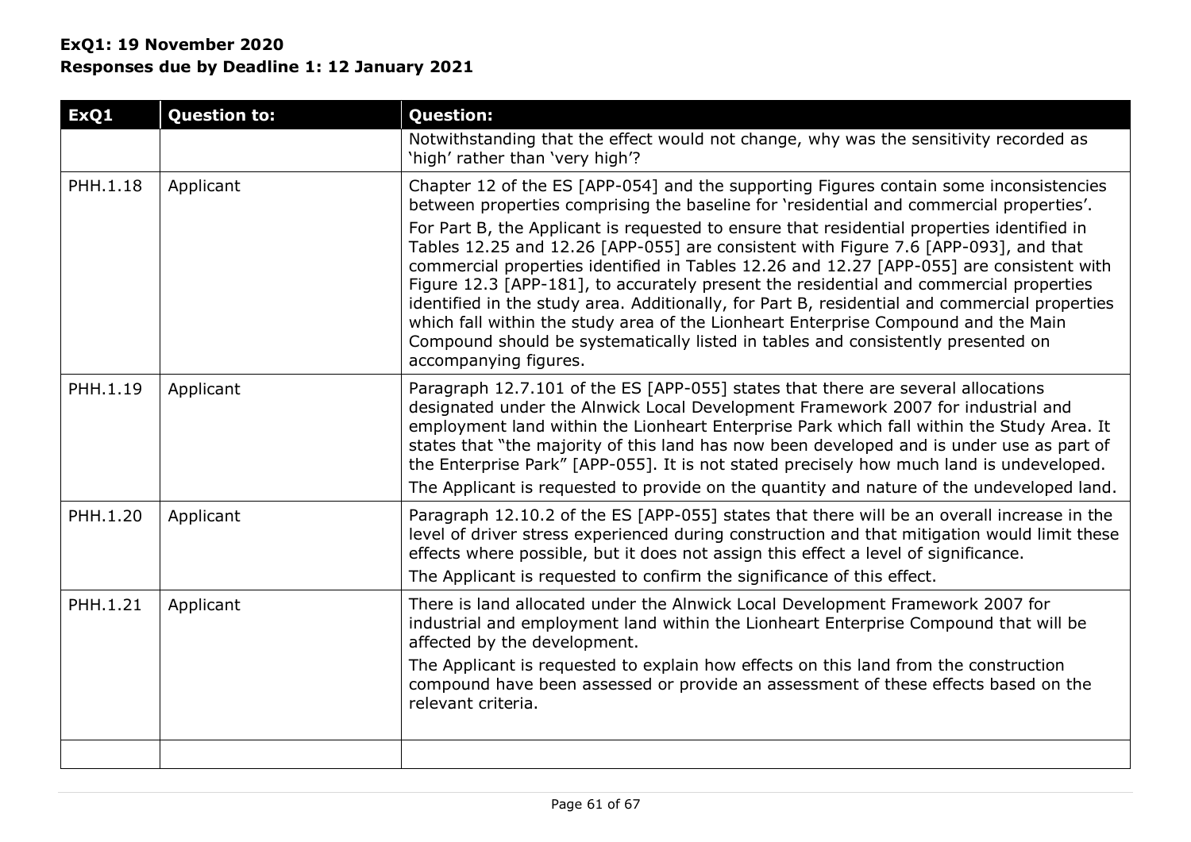**ExQ1: 19 November 2020**
**Responses due by Deadline 1: 12 January 2021**

| ExQ1 | Question to: | Question: |
|---|---|---|
| | | Notwithstanding that the effect would not change, why was the sensitivity recorded as 'high' rather than 'very high'? |
| PHH.1.18 | Applicant | Chapter 12 of the ES [APP-054] and the supporting Figures contain some inconsistencies between properties comprising the baseline for 'residential and commercial properties'.<br>For Part B, the Applicant is requested to ensure that residential properties identified in Tables 12.25 and 12.26 [APP-055] are consistent with Figure 7.6 [APP-093], and that commercial properties identified in Tables 12.26 and 12.27 [APP-055] are consistent with Figure 12.3 [APP-181], to accurately present the residential and commercial properties identified in the study area. Additionally, for Part B, residential and commercial properties which fall within the study area of the Lionheart Enterprise Compound and the Main Compound should be systematically listed in tables and consistently presented on accompanying figures. |
| PHH.1.19 | Applicant | Paragraph 12.7.101 of the ES [APP-055] states that there are several allocations designated under the Alnwick Local Development Framework 2007 for industrial and employment land within the Lionheart Enterprise Park which fall within the Study Area. It states that "the majority of this land has now been developed and is under use as part of the Enterprise Park" [APP-055]. It is not stated precisely how much land is undeveloped.<br>The Applicant is requested to provide on the quantity and nature of the undeveloped land. |
| PHH.1.20 | Applicant | Paragraph 12.10.2 of the ES [APP-055] states that there will be an overall increase in the level of driver stress experienced during construction and that mitigation would limit these effects where possible, but it does not assign this effect a level of significance.<br>The Applicant is requested to confirm the significance of this effect. |
| PHH.1.21 | Applicant | There is land allocated under the Alnwick Local Development Framework 2007 for industrial and employment land within the Lionheart Enterprise Compound that will be affected by the development.<br>The Applicant is requested to explain how effects on this land from the construction compound have been assessed or provide an assessment of these effects based on the relevant criteria. |
| | | |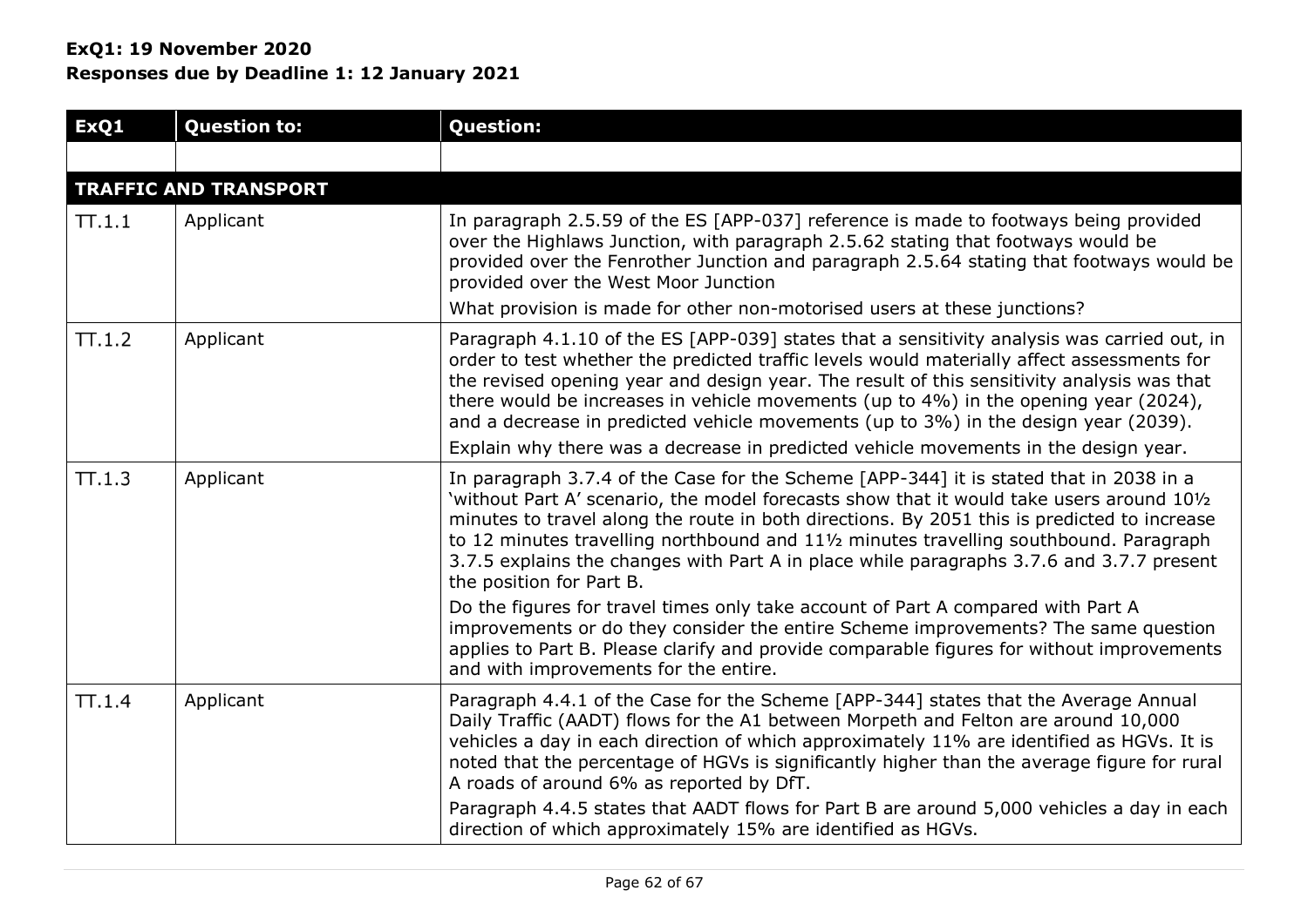**ExQ1: 19 November 2020**
**Responses due by Deadline 1: 12 January 2021**

| ExQ1 | Question to: | Question: |
|---|---|---|
| | | |
| **TRAFFIC AND TRANSPORT** | | |
| TT.1.1 | Applicant | In paragraph 2.5.59 of the ES [APP-037] reference is made to footways being provided over the Highlaws Junction, with paragraph 2.5.62 stating that footways would be provided over the Fenrother Junction and paragraph 2.5.64 stating that footways would be provided over the West Moor Junction<br><br>What provision is made for other non-motorised users at these junctions? |
| TT.1.2 | Applicant | Paragraph 4.1.10 of the ES [APP-039] states that a sensitivity analysis was carried out, in order to test whether the predicted traffic levels would materially affect assessments for the revised opening year and design year. The result of this sensitivity analysis was that there would be increases in vehicle movements (up to 4%) in the opening year (2024), and a decrease in predicted vehicle movements (up to 3%) in the design year (2039).<br><br>Explain why there was a decrease in predicted vehicle movements in the design year. |
| TT.1.3 | Applicant | In paragraph 3.7.4 of the Case for the Scheme [APP-344] it is stated that in 2038 in a 'without Part A' scenario, the model forecasts show that it would take users around 10½ minutes to travel along the route in both directions. By 2051 this is predicted to increase to 12 minutes travelling northbound and 11½ minutes travelling southbound. Paragraph 3.7.5 explains the changes with Part A in place while paragraphs 3.7.6 and 3.7.7 present the position for Part B.<br><br>Do the figures for travel times only take account of Part A compared with Part A improvements or do they consider the entire Scheme improvements? The same question applies to Part B. Please clarify and provide comparable figures for without improvements and with improvements for the entire. |
| TT.1.4 | Applicant | Paragraph 4.4.1 of the Case for the Scheme [APP-344] states that the Average Annual Daily Traffic (AADT) flows for the A1 between Morpeth and Felton are around 10,000 vehicles a day in each direction of which approximately 11% are identified as HGVs. It is noted that the percentage of HGVs is significantly higher than the average figure for rural A roads of around 6% as reported by DfT.<br><br>Paragraph 4.4.5 states that AADT flows for Part B are around 5,000 vehicles a day in each direction of which approximately 15% are identified as HGVs. |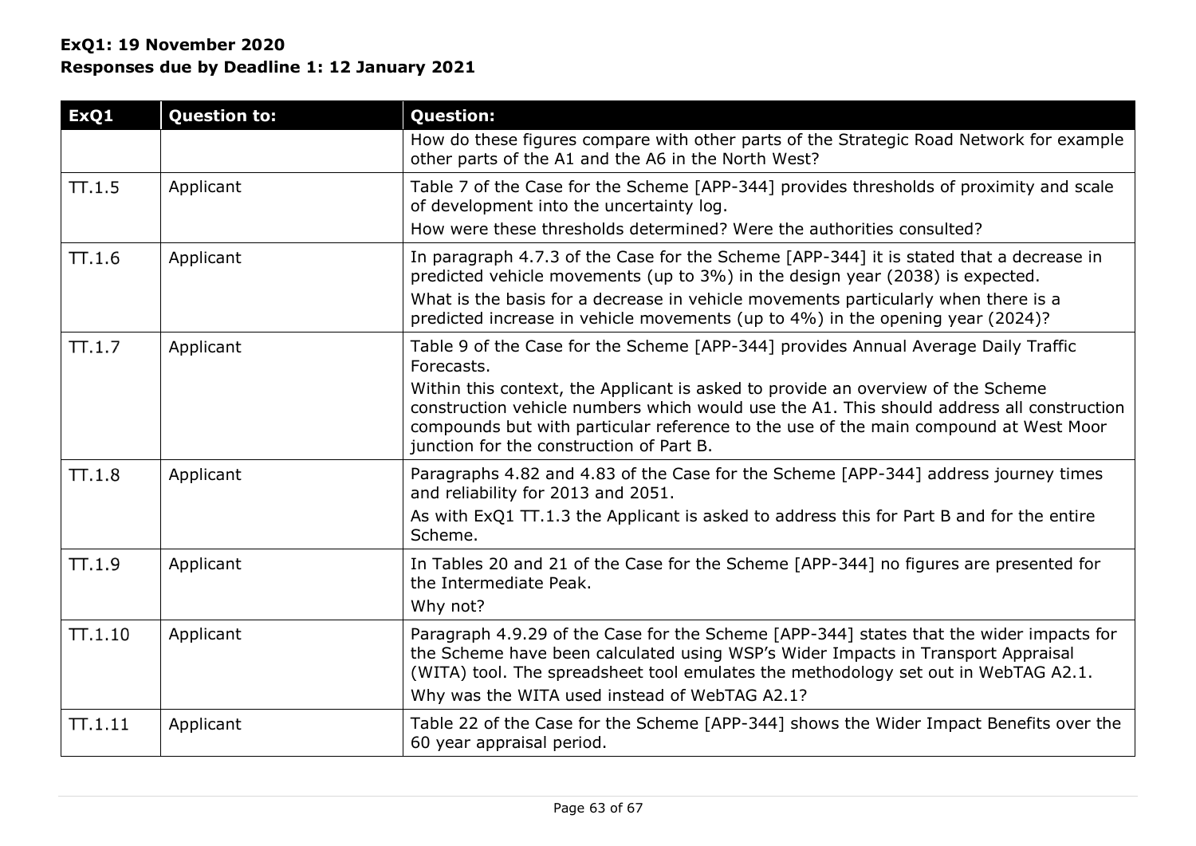**ExQ1: 19 November 2020**
**Responses due by Deadline 1: 12 January 2021**

| ExQ1 | Question to: | Question: |
|---|---|---|
| | | How do these figures compare with other parts of the Strategic Road Network for example other parts of the A1 and the A6 in the North West? |
| TT.1.5 | Applicant | Table 7 of the Case for the Scheme [APP-344] provides thresholds of proximity and scale of development into the uncertainty log.<br>How were these thresholds determined? Were the authorities consulted? |
| TT.1.6 | Applicant | In paragraph 4.7.3 of the Case for the Scheme [APP-344] it is stated that a decrease in predicted vehicle movements (up to 3%) in the design year (2038) is expected.<br>What is the basis for a decrease in vehicle movements particularly when there is a predicted increase in vehicle movements (up to 4%) in the opening year (2024)? |
| TT.1.7 | Applicant | Table 9 of the Case for the Scheme [APP-344] provides Annual Average Daily Traffic Forecasts.<br>Within this context, the Applicant is asked to provide an overview of the Scheme construction vehicle numbers which would use the A1. This should address all construction compounds but with particular reference to the use of the main compound at West Moor junction for the construction of Part B. |
| TT.1.8 | Applicant | Paragraphs 4.82 and 4.83 of the Case for the Scheme [APP-344] address journey times and reliability for 2013 and 2051.<br>As with ExQ1 TT.1.3 the Applicant is asked to address this for Part B and for the entire Scheme. |
| TT.1.9 | Applicant | In Tables 20 and 21 of the Case for the Scheme [APP-344] no figures are presented for the Intermediate Peak.<br>Why not? |
| TT.1.10 | Applicant | Paragraph 4.9.29 of the Case for the Scheme [APP-344] states that the wider impacts for the Scheme have been calculated using WSP's Wider Impacts in Transport Appraisal (WITA) tool. The spreadsheet tool emulates the methodology set out in WebTAG A2.1.<br>Why was the WITA used instead of WebTAG A2.1? |
| TT.1.11 | Applicant | Table 22 of the Case for the Scheme [APP-344] shows the Wider Impact Benefits over the 60 year appraisal period. |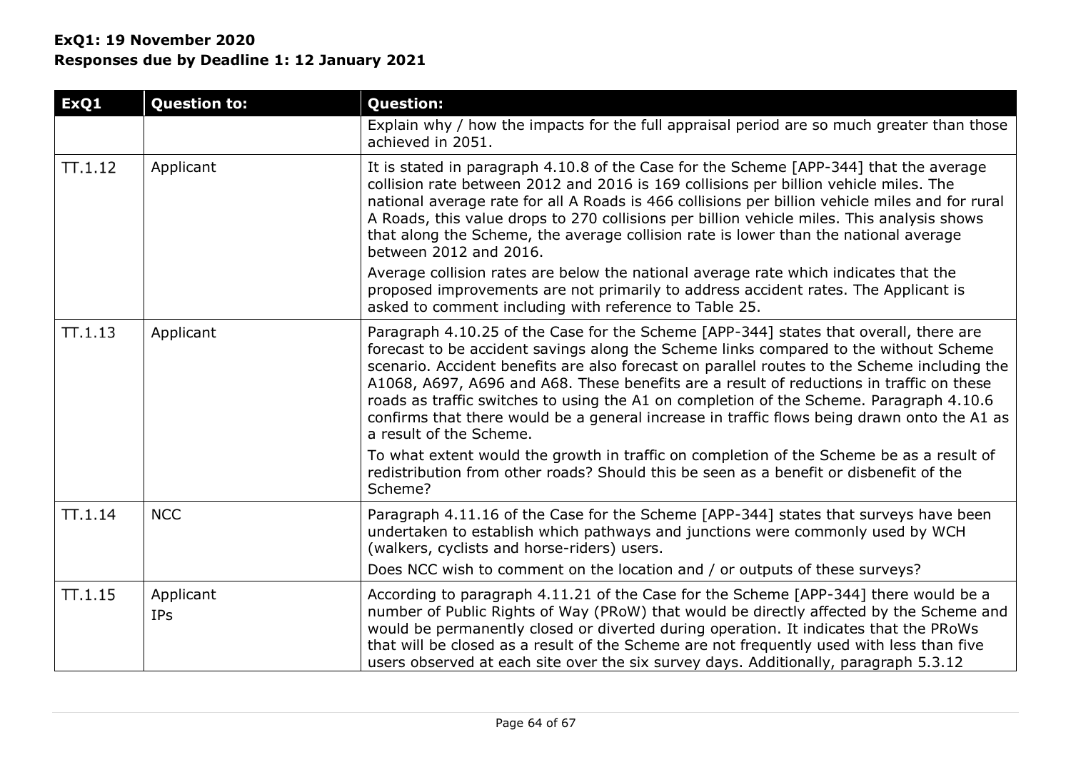**ExQ1: 19 November 2020**
**Responses due by Deadline 1: 12 January 2021**

| ExQ1 | Question to: | Question: |
|---|---|---|
| | | Explain why / how the impacts for the full appraisal period are so much greater than those achieved in 2051. |
| TT.1.12 | Applicant | It is stated in paragraph 4.10.8 of the Case for the Scheme [APP-344] that the average collision rate between 2012 and 2016 is 169 collisions per billion vehicle miles. The national average rate for all A Roads is 466 collisions per billion vehicle miles and for rural A Roads, this value drops to 270 collisions per billion vehicle miles. This analysis shows that along the Scheme, the average collision rate is lower than the national average between 2012 and 2016.<br><br>Average collision rates are below the national average rate which indicates that the proposed improvements are not primarily to address accident rates. The Applicant is asked to comment including with reference to Table 25. |
| TT.1.13 | Applicant | Paragraph 4.10.25 of the Case for the Scheme [APP-344] states that overall, there are forecast to be accident savings along the Scheme links compared to the without Scheme scenario. Accident benefits are also forecast on parallel routes to the Scheme including the A1068, A697, A696 and A68. These benefits are a result of reductions in traffic on these roads as traffic switches to using the A1 on completion of the Scheme. Paragraph 4.10.6 confirms that there would be a general increase in traffic flows being drawn onto the A1 as a result of the Scheme.<br><br>To what extent would the growth in traffic on completion of the Scheme be as a result of redistribution from other roads? Should this be seen as a benefit or disbenefit of the Scheme? |
| TT.1.14 | NCC | Paragraph 4.11.16 of the Case for the Scheme [APP-344] states that surveys have been undertaken to establish which pathways and junctions were commonly used by WCH (walkers, cyclists and horse-riders) users.<br><br>Does NCC wish to comment on the location and / or outputs of these surveys? |
| TT.1.15 | Applicant<br>IPs | According to paragraph 4.11.21 of the Case for the Scheme [APP-344] there would be a number of Public Rights of Way (PRoW) that would be directly affected by the Scheme and would be permanently closed or diverted during operation. It indicates that the PRoWs that will be closed as a result of the Scheme are not frequently used with less than five users observed at each site over the six survey days. Additionally, paragraph 5.3.12 |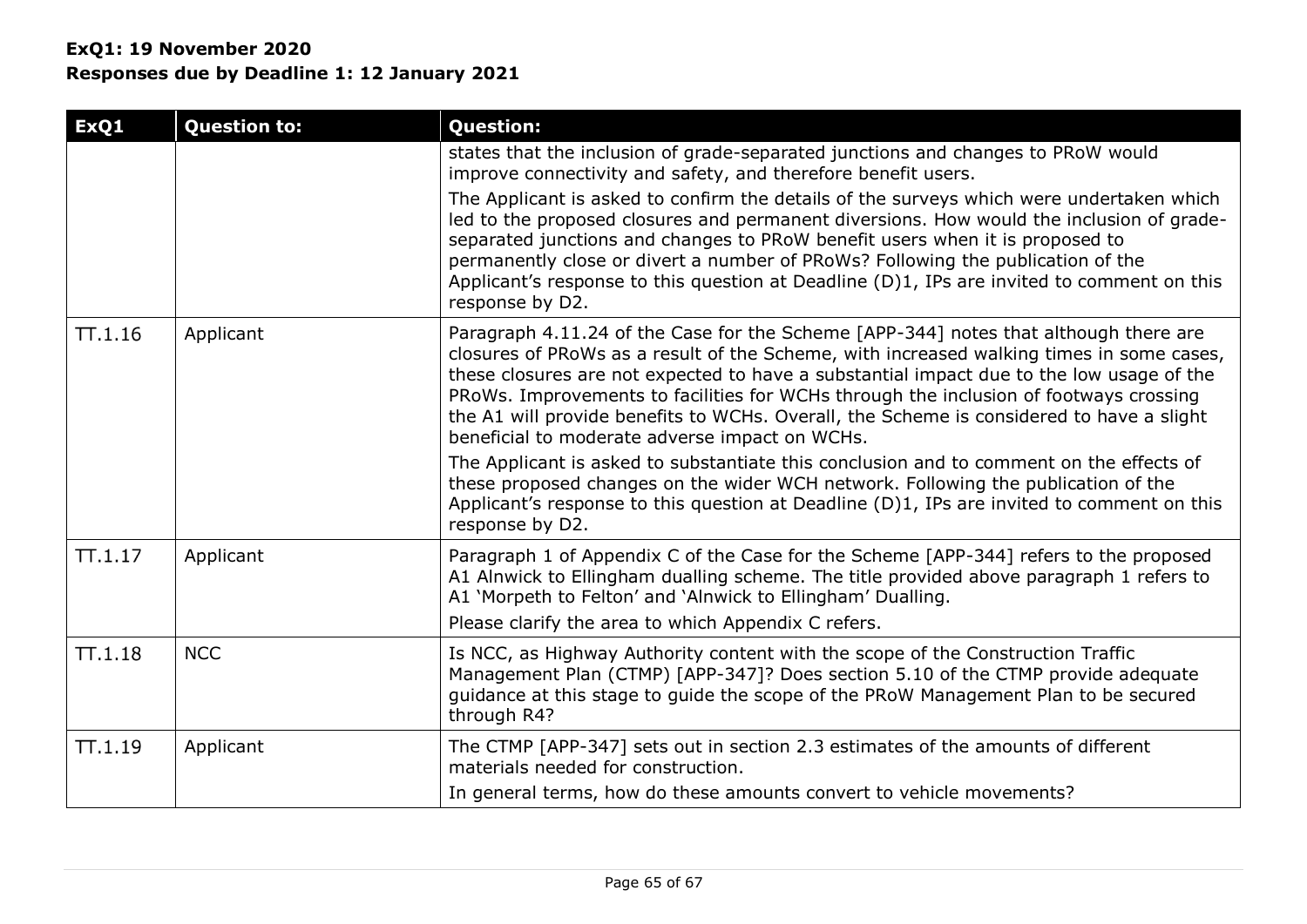**ExQ1: 19 November 2020**
**Responses due by Deadline 1: 12 January 2021**

| ExQ1 | Question to: | Question: |
|---|---|---|
| | | states that the inclusion of grade-separated junctions and changes to PRoW would improve connectivity and safety, and therefore benefit users.<br><br>The Applicant is asked to confirm the details of the surveys which were undertaken which led to the proposed closures and permanent diversions. How would the inclusion of grade-separated junctions and changes to PRoW benefit users when it is proposed to permanently close or divert a number of PRoWs? Following the publication of the Applicant's response to this question at Deadline (D)1, IPs are invited to comment on this response by D2. |
| TT.1.16 | Applicant | Paragraph 4.11.24 of the Case for the Scheme [APP-344] notes that although there are closures of PRoWs as a result of the Scheme, with increased walking times in some cases, these closures are not expected to have a substantial impact due to the low usage of the PRoWs. Improvements to facilities for WCHs through the inclusion of footways crossing the A1 will provide benefits to WCHs. Overall, the Scheme is considered to have a slight beneficial to moderate adverse impact on WCHs.<br><br>The Applicant is asked to substantiate this conclusion and to comment on the effects of these proposed changes on the wider WCH network. Following the publication of the Applicant's response to this question at Deadline (D)1, IPs are invited to comment on this response by D2. |
| TT.1.17 | Applicant | Paragraph 1 of Appendix C of the Case for the Scheme [APP-344] refers to the proposed A1 Alnwick to Ellingham dualling scheme. The title provided above paragraph 1 refers to A1 'Morpeth to Felton' and 'Alnwick to Ellingham' Dualling.<br><br>Please clarify the area to which Appendix C refers. |
| TT.1.18 | NCC | Is NCC, as Highway Authority content with the scope of the Construction Traffic Management Plan (CTMP) [APP-347]? Does section 5.10 of the CTMP provide adequate guidance at this stage to guide the scope of the PRoW Management Plan to be secured through R4? |
| TT.1.19 | Applicant | The CTMP [APP-347] sets out in section 2.3 estimates of the amounts of different materials needed for construction.<br><br>In general terms, how do these amounts convert to vehicle movements? |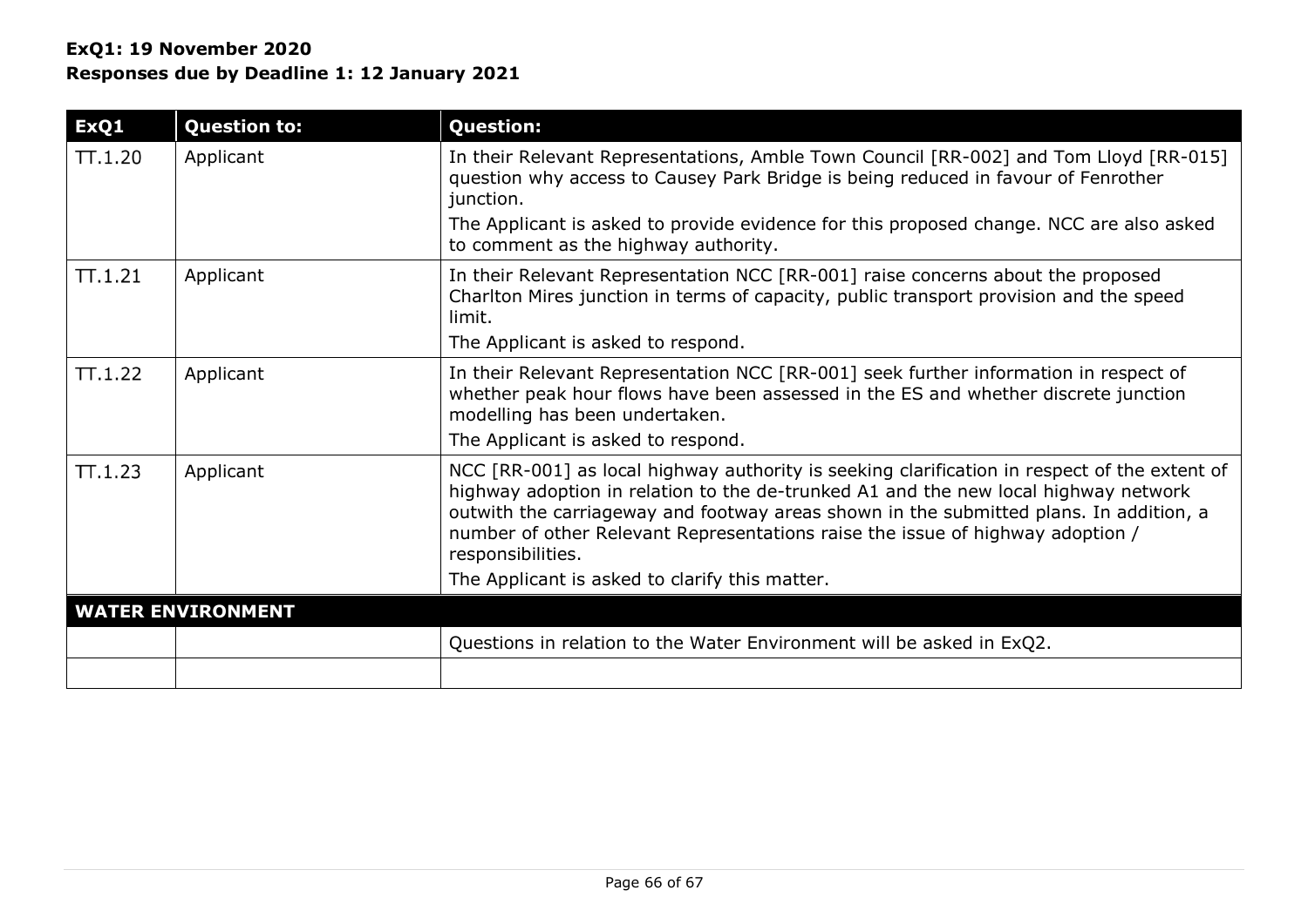**ExQ1: 19 November 2020**
**Responses due by Deadline 1: 12 January 2021**

| ExQ1 | Question to: | Question: |
|---|---|---|
| TT.1.20 | Applicant | In their Relevant Representations, Amble Town Council [RR-002] and Tom Lloyd [RR-015] question why access to Causey Park Bridge is being reduced in favour of Fenrother junction.<br>The Applicant is asked to provide evidence for this proposed change. NCC are also asked to comment as the highway authority. |
| TT.1.21 | Applicant | In their Relevant Representation NCC [RR-001] raise concerns about the proposed Charlton Mires junction in terms of capacity, public transport provision and the speed limit.<br>The Applicant is asked to respond. |
| TT.1.22 | Applicant | In their Relevant Representation NCC [RR-001] seek further information in respect of whether peak hour flows have been assessed in the ES and whether discrete junction modelling has been undertaken.<br>The Applicant is asked to respond. |
| TT.1.23 | Applicant | NCC [RR-001] as local highway authority is seeking clarification in respect of the extent of highway adoption in relation to the de-trunked A1 and the new local highway network outwith the carriageway and footway areas shown in the submitted plans. In addition, a number of other Relevant Representations raise the issue of highway adoption / responsibilities.<br>The Applicant is asked to clarify this matter. |
| **WATER ENVIRONMENT** | | |
| | | Questions in relation to the Water Environment will be asked in ExQ2. |
| | | |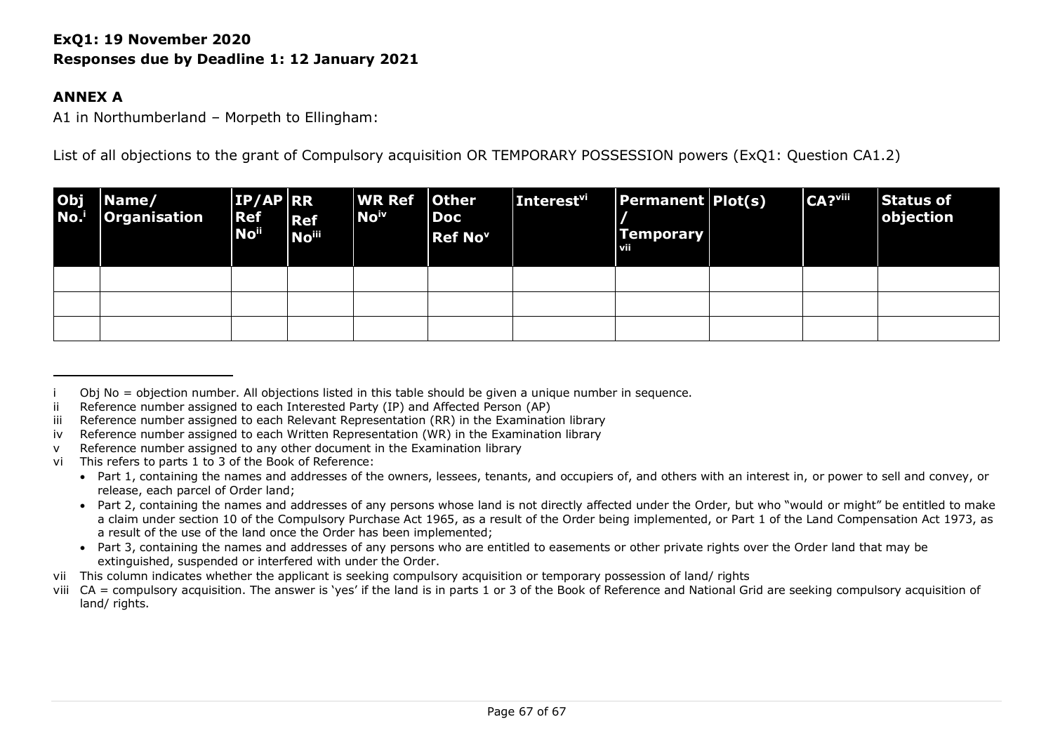**ExQ1: 19 November 2020**
**Responses due by Deadline 1: 12 January 2021**

## ANNEX A

A1 in Northumberland – Morpeth to Ellingham:

List of all objections to the grant of Compulsory acquisition OR TEMPORARY POSSESSION powers (ExQ1: Question CA1.2)

| Obj No.[i] | Name/ Organisation | IP/AP Ref No[ii] | RR Ref No[iii] | WR Ref No[iv] | Other Doc Ref No[v] | Interest[vi] | Permanent / Temporary[vii] | Plot(s) | CA?[viii] | Status of objection |
|---|---|---|---|---|---|---|---|---|---|---|
| | | | | | | | | | | |
| | | | | | | | | | | |
| | | | | | | | | | | |

---

i Obj No = objection number. All objections listed in this table should be given a unique number in sequence.

ii Reference number assigned to each Interested Party (IP) and Affected Person (AP)

iii Reference number assigned to each Relevant Representation (RR) in the Examination library

iv Reference number assigned to each Written Representation (WR) in the Examination library

v Reference number assigned to any other document in the Examination library

vi This refers to parts 1 to 3 of the Book of Reference:

- Part 1, containing the names and addresses of the owners, lessees, tenants, and occupiers of, and others with an interest in, or power to sell and convey, or release, each parcel of Order land;
- Part 2, containing the names and addresses of any persons whose land is not directly affected under the Order, but who "would or might" be entitled to make a claim under section 10 of the Compulsory Purchase Act 1965, as a result of the Order being implemented, or Part 1 of the Land Compensation Act 1973, as a result of the use of the land once the Order has been implemented;
- Part 3, containing the names and addresses of any persons who are entitled to easements or other private rights over the Order land that may be extinguished, suspended or interfered with under the Order.

vii This column indicates whether the applicant is seeking compulsory acquisition or temporary possession of land/ rights

viii CA = compulsory acquisition. The answer is 'yes' if the land is in parts 1 or 3 of the Book of Reference and National Grid are seeking compulsory acquisition of land/ rights.